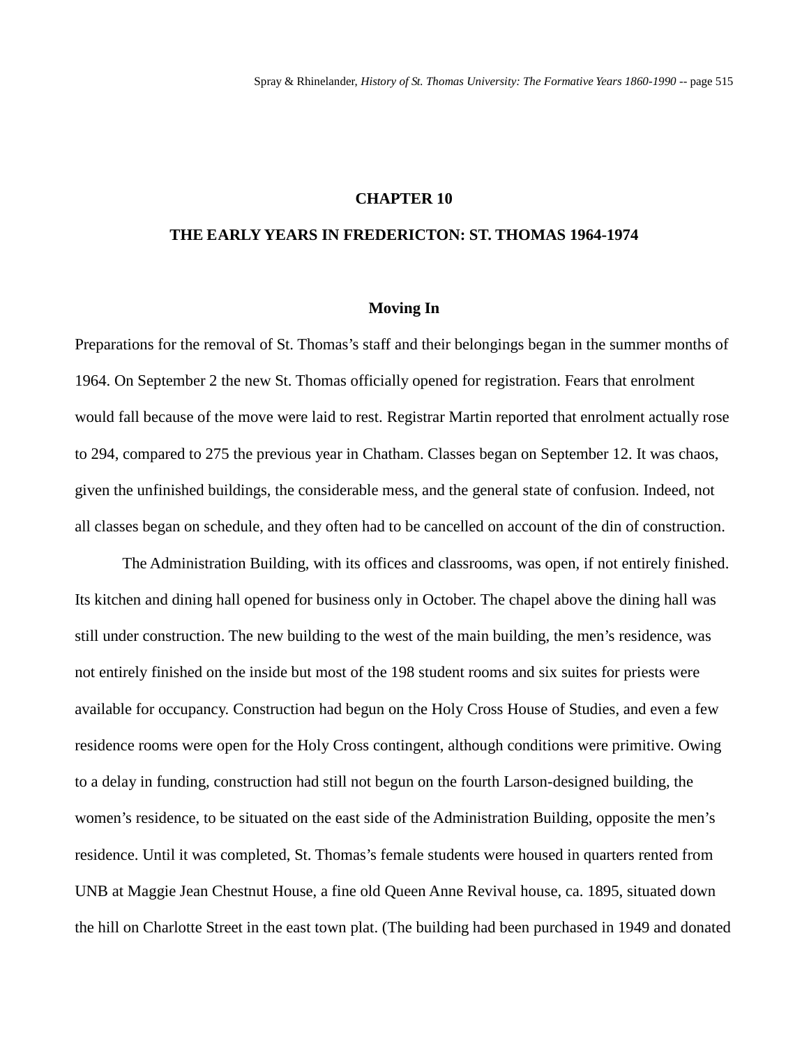# CHAPTER 10

# THE EARLY YEARS IN FREDERICTON: ST. THOMAS 1964-1974

## Moving In

Preparations for the removal of St. Thomas's staff and their belongings began in the summer months of 1964. On September 2 the new St. Thomas officially opened for registration. Fears that enrolment would fall because of the move were laid to rest. Registrar Martin reported that enrolment actually rose to 294, compared to 275 the previous year in Chatham. Classes began on September 12. It was chaos, given the unfinished buildings, the considerable mess, and the general state of confusion. Indeed, not all classes began on schedule, and they often had to be cancelled on account of the din of construction.

The Administration Building, with its offices and classrooms, was open, if not entirely finished. Its kitchen and dining hall opened for business only in October. The chapel above the dining hall was still under construction. The new building to the west of the main building, the men's residence, was not entirely finished on the inside but most of the 198 student rooms and six suites for priests were available for occupancy. Construction had begun on the Holy Cross House of Studies, and even a few residence rooms were open for the Holy Cross contingent, although conditions were primitive. Owing to a delay in funding, construction had still not begun on the fourth Larson-designed building, the women's residence, to be situated on the east side of the Administration Building, opposite the men's residence. Until it was completed, St. Thomas's female students were housed in quarters rented from UNB at Maggie Jean Chestnut House, a fine old Queen Anne Revival house, ca. 1895, situated down the hill on Charlotte Street in the east town plat. (The building had been purchased in 1949 and donated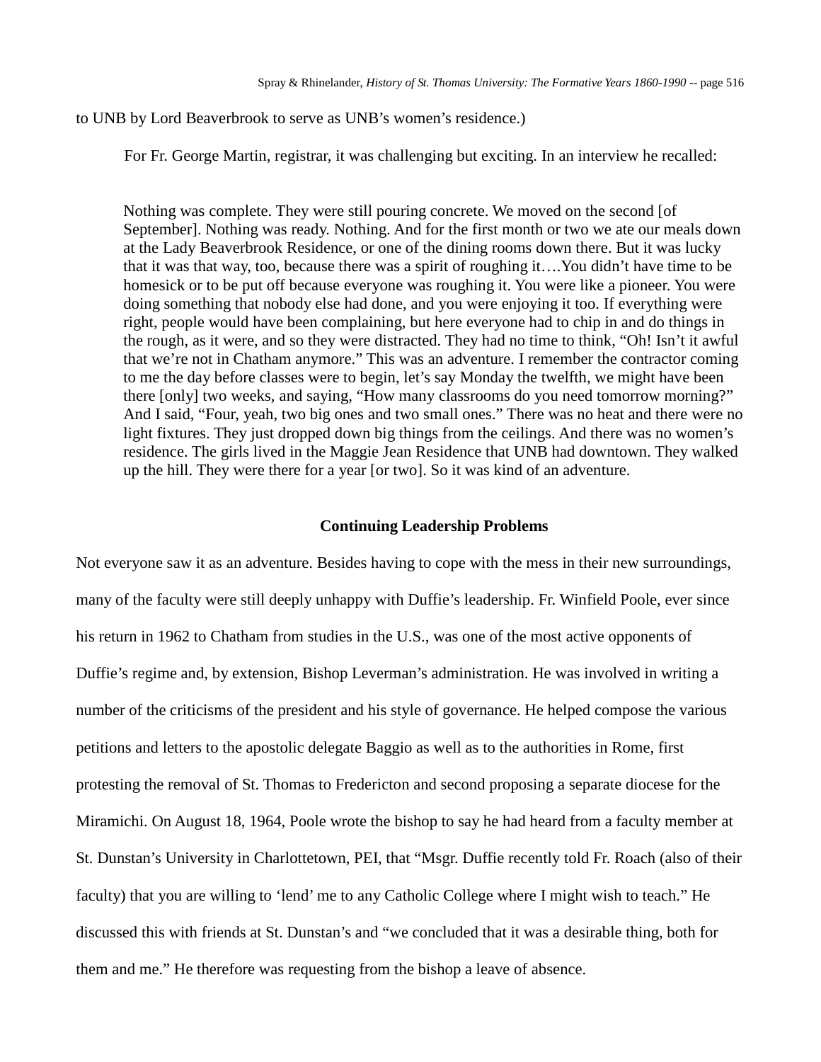to UNB by Lord Beaverbrook to serve as UNB's women's residence.)

For Fr. George Martin, registrar, it was challenging but exciting. In an interview he recalled:

> Nothing was complete. They were still pouring concrete. We moved on the second [of September]. Nothing was ready. Nothing. And for the first month or two we ate our meals down at the Lady Beaverbrook Residence, or one of the dining rooms down there. But it was lucky that it was that way, too, because there was a spirit of roughing it….You didn't have time to be homesick or to be put off because everyone was roughing it. You were like a pioneer. You were doing something that nobody else had done, and you were enjoying it too. If everything were right, people would have been complaining, but here everyone had to chip in and do things in the rough, as it were, and so they were distracted. They had no time to think, "Oh! Isn't it awful that we're not in Chatham anymore." This was an adventure. I remember the contractor coming to me the day before classes were to begin, let's say Monday the twelfth, we might have been there [only] two weeks, and saying, "How many classrooms do you need tomorrow morning?" And I said, "Four, yeah, two big ones and two small ones." There was no heat and there were no light fixtures. They just dropped down big things from the ceilings. And there was no women's residence. The girls lived in the Maggie Jean Residence that UNB had downtown. They walked up the hill. They were there for a year [or two]. So it was kind of an adventure.

### Continuing Leadership Problems

Not everyone saw it as an adventure. Besides having to cope with the mess in their new surroundings, many of the faculty were still deeply unhappy with Duffie's leadership. Fr. Winfield Poole, ever since his return in 1962 to Chatham from studies in the U.S., was one of the most active opponents of Duffie's regime and, by extension, Bishop Leverman's administration. He was involved in writing a number of the criticisms of the president and his style of governance. He helped compose the various petitions and letters to the apostolic delegate Baggio as well as to the authorities in Rome, first protesting the removal of St. Thomas to Fredericton and second proposing a separate diocese for the Miramichi. On August 18, 1964, Poole wrote the bishop to say he had heard from a faculty member at St. Dunstan's University in Charlottetown, PEI, that "Msgr. Duffie recently told Fr. Roach (also of their faculty) that you are willing to 'lend' me to any Catholic College where I might wish to teach." He discussed this with friends at St. Dunstan's and "we concluded that it was a desirable thing, both for them and me." He therefore was requesting from the bishop a leave of absence.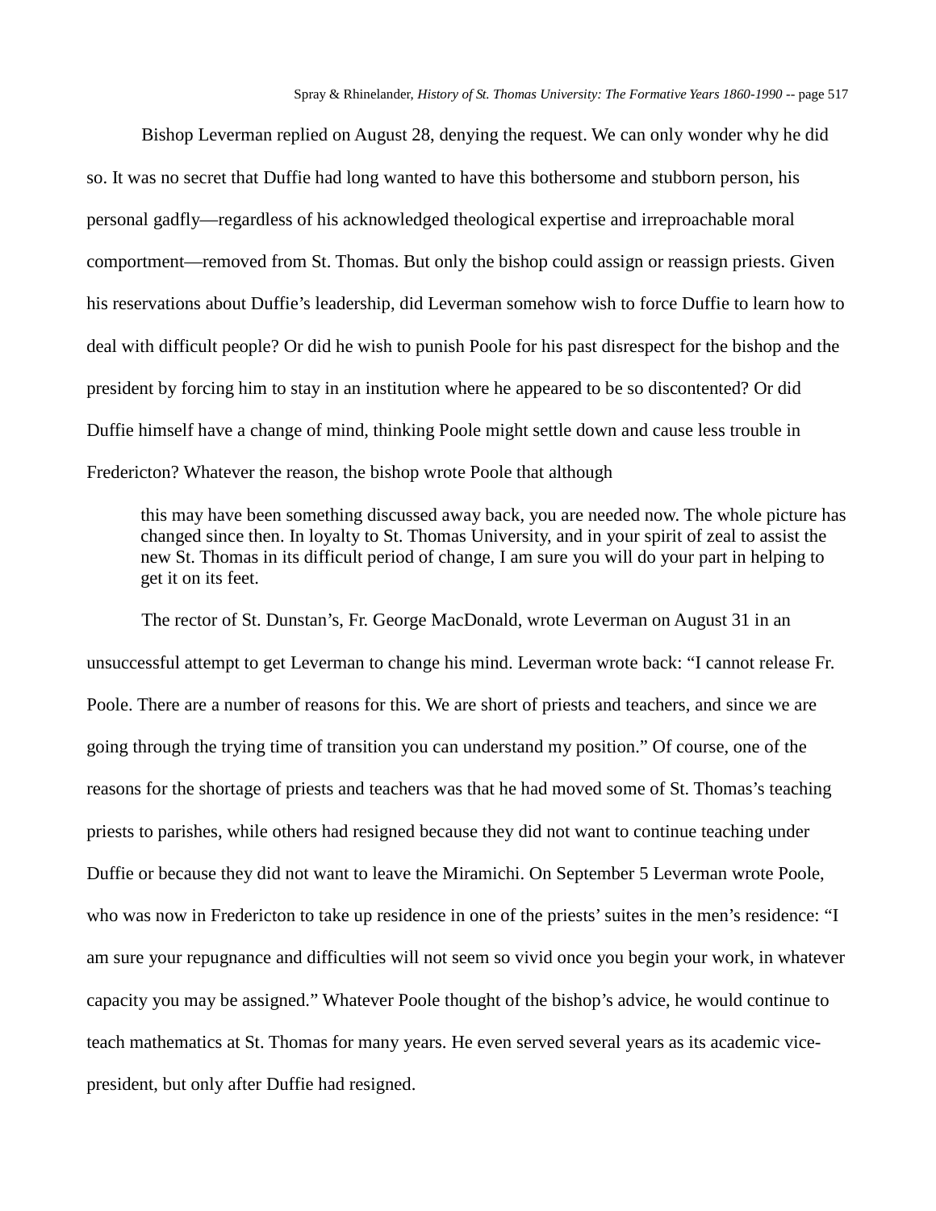Bishop Leverman replied on August 28, denying the request. We can only wonder why he did so. It was no secret that Duffie had long wanted to have this bothersome and stubborn person, his personal gadfly—regardless of his acknowledged theological expertise and irreproachable moral comportment—removed from St. Thomas. But only the bishop could assign or reassign priests. Given his reservations about Duffie's leadership, did Leverman somehow wish to force Duffie to learn how to deal with difficult people? Or did he wish to punish Poole for his past disrespect for the bishop and the president by forcing him to stay in an institution where he appeared to be so discontented? Or did Duffie himself have a change of mind, thinking Poole might settle down and cause less trouble in Fredericton? Whatever the reason, the bishop wrote Poole that although

> this may have been something discussed away back, you are needed now. The whole picture has changed since then. In loyalty to St. Thomas University, and in your spirit of zeal to assist the new St. Thomas in its difficult period of change, I am sure you will do your part in helping to get it on its feet.

The rector of St. Dunstan's, Fr. George MacDonald, wrote Leverman on August 31 in an unsuccessful attempt to get Leverman to change his mind. Leverman wrote back: "I cannot release Fr. Poole. There are a number of reasons for this. We are short of priests and teachers, and since we are going through the trying time of transition you can understand my position." Of course, one of the reasons for the shortage of priests and teachers was that he had moved some of St. Thomas's teaching priests to parishes, while others had resigned because they did not want to continue teaching under Duffie or because they did not want to leave the Miramichi. On September 5 Leverman wrote Poole, who was now in Fredericton to take up residence in one of the priests' suites in the men's residence: "I am sure your repugnance and difficulties will not seem so vivid once you begin your work, in whatever capacity you may be assigned." Whatever Poole thought of the bishop's advice, he would continue to teach mathematics at St. Thomas for many years. He even served several years as its academic vice-president, but only after Duffie had resigned.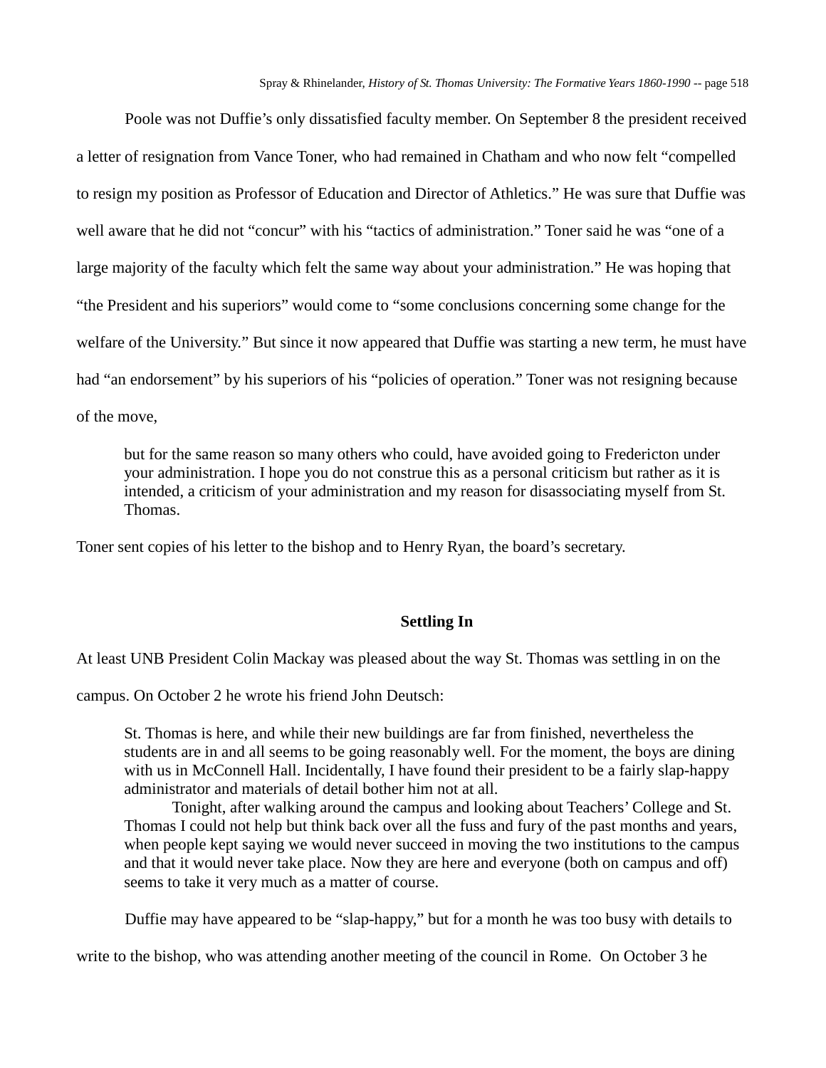Poole was not Duffie's only dissatisfied faculty member. On September 8 the president received a letter of resignation from Vance Toner, who had remained in Chatham and who now felt "compelled to resign my position as Professor of Education and Director of Athletics." He was sure that Duffie was well aware that he did not "concur" with his "tactics of administration." Toner said he was "one of a large majority of the faculty which felt the same way about your administration." He was hoping that "the President and his superiors" would come to "some conclusions concerning some change for the welfare of the University." But since it now appeared that Duffie was starting a new term, he must have had "an endorsement" by his superiors of his "policies of operation." Toner was not resigning because of the move,

> but for the same reason so many others who could, have avoided going to Fredericton under your administration. I hope you do not construe this as a personal criticism but rather as it is intended, a criticism of your administration and my reason for disassociating myself from St. Thomas.

Toner sent copies of his letter to the bishop and to Henry Ryan, the board's secretary.

### Settling In

At least UNB President Colin Mackay was pleased about the way St. Thomas was settling in on the campus. On October 2 he wrote his friend John Deutsch:

> St. Thomas is here, and while their new buildings are far from finished, nevertheless the students are in and all seems to be going reasonably well. For the moment, the boys are dining with us in McConnell Hall. Incidentally, I have found their president to be a fairly slap-happy administrator and materials of detail bother him not at all.
>
> Tonight, after walking around the campus and looking about Teachers' College and St. Thomas I could not help but think back over all the fuss and fury of the past months and years, when people kept saying we would never succeed in moving the two institutions to the campus and that it would never take place. Now they are here and everyone (both on campus and off) seems to take it very much as a matter of course.

Duffie may have appeared to be "slap-happy," but for a month he was too busy with details to write to the bishop, who was attending another meeting of the council in Rome. On October 3 he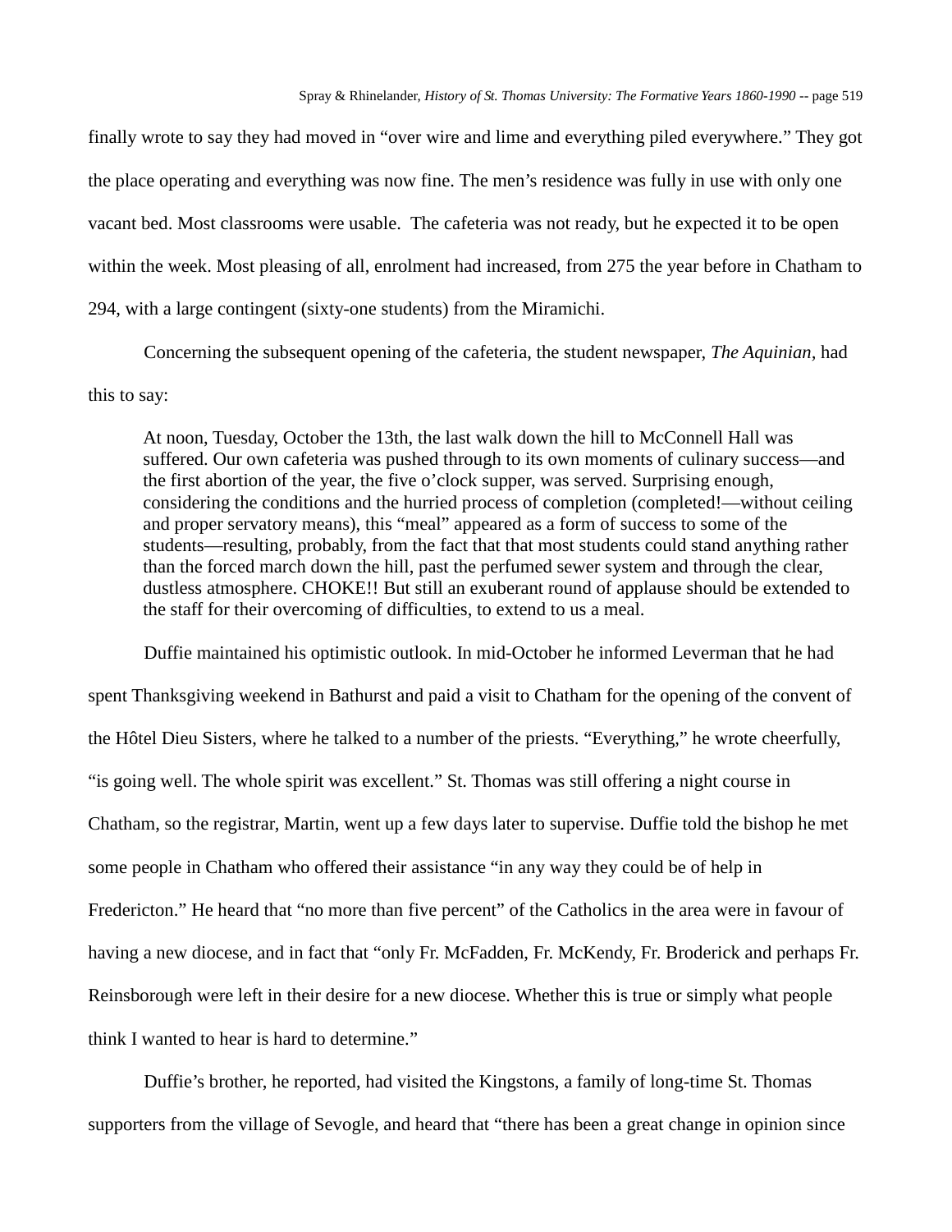finally wrote to say they had moved in "over wire and lime and everything piled everywhere." They got the place operating and everything was now fine. The men's residence was fully in use with only one vacant bed. Most classrooms were usable. The cafeteria was not ready, but he expected it to be open within the week. Most pleasing of all, enrolment had increased, from 275 the year before in Chatham to 294, with a large contingent (sixty-one students) from the Miramichi.

Concerning the subsequent opening of the cafeteria, the student newspaper, *The Aquinian*, had this to say:

> At noon, Tuesday, October the 13th, the last walk down the hill to McConnell Hall was suffered. Our own cafeteria was pushed through to its own moments of culinary success—and the first abortion of the year, the five o'clock supper, was served. Surprising enough, considering the conditions and the hurried process of completion (completed!—without ceiling and proper servatory means), this "meal" appeared as a form of success to some of the students—resulting, probably, from the fact that that most students could stand anything rather than the forced march down the hill, past the perfumed sewer system and through the clear, dustless atmosphere. CHOKE!! But still an exuberant round of applause should be extended to the staff for their overcoming of difficulties, to extend to us a meal.

Duffie maintained his optimistic outlook. In mid-October he informed Leverman that he had spent Thanksgiving weekend in Bathurst and paid a visit to Chatham for the opening of the convent of the Hôtel Dieu Sisters, where he talked to a number of the priests. "Everything," he wrote cheerfully, "is going well. The whole spirit was excellent." St. Thomas was still offering a night course in Chatham, so the registrar, Martin, went up a few days later to supervise. Duffie told the bishop he met some people in Chatham who offered their assistance "in any way they could be of help in Fredericton." He heard that "no more than five percent" of the Catholics in the area were in favour of having a new diocese, and in fact that "only Fr. McFadden, Fr. McKendy, Fr. Broderick and perhaps Fr. Reinsborough were left in their desire for a new diocese. Whether this is true or simply what people think I wanted to hear is hard to determine."

Duffie's brother, he reported, had visited the Kingstons, a family of long-time St. Thomas supporters from the village of Sevogle, and heard that "there has been a great change in opinion since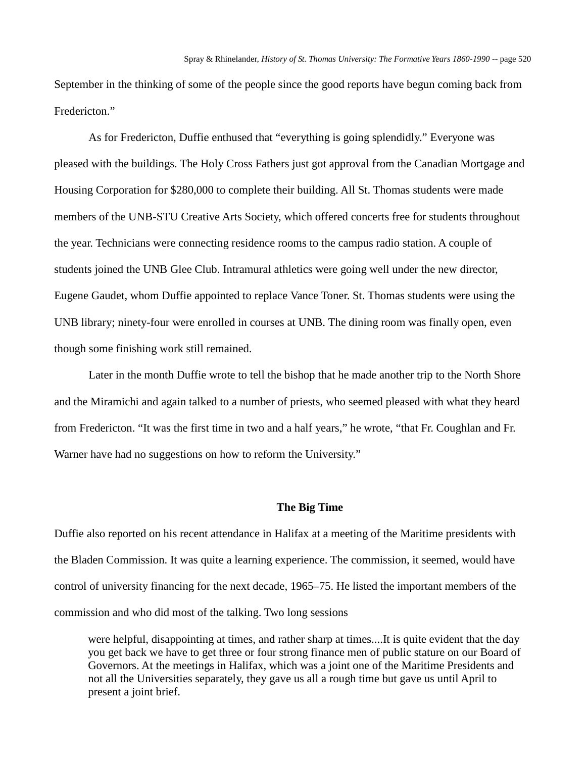September in the thinking of some of the people since the good reports have begun coming back from Fredericton."

As for Fredericton, Duffie enthused that "everything is going splendidly." Everyone was pleased with the buildings. The Holy Cross Fathers just got approval from the Canadian Mortgage and Housing Corporation for $280,000 to complete their building. All St. Thomas students were made members of the UNB-STU Creative Arts Society, which offered concerts free for students throughout the year. Technicians were connecting residence rooms to the campus radio station. A couple of students joined the UNB Glee Club. Intramural athletics were going well under the new director, Eugene Gaudet, whom Duffie appointed to replace Vance Toner. St. Thomas students were using the UNB library; ninety-four were enrolled in courses at UNB. The dining room was finally open, even though some finishing work still remained.

Later in the month Duffie wrote to tell the bishop that he made another trip to the North Shore and the Miramichi and again talked to a number of priests, who seemed pleased with what they heard from Fredericton. "It was the first time in two and a half years," he wrote, "that Fr. Coughlan and Fr. Warner have had no suggestions on how to reform the University."

## The Big Time

Duffie also reported on his recent attendance in Halifax at a meeting of the Maritime presidents with the Bladen Commission. It was quite a learning experience. The commission, it seemed, would have control of university financing for the next decade, 1965–75. He listed the important members of the commission and who did most of the talking. Two long sessions

> were helpful, disappointing at times, and rather sharp at times....It is quite evident that the day you get back we have to get three or four strong finance men of public stature on our Board of Governors. At the meetings in Halifax, which was a joint one of the Maritime Presidents and not all the Universities separately, they gave us all a rough time but gave us until April to present a joint brief.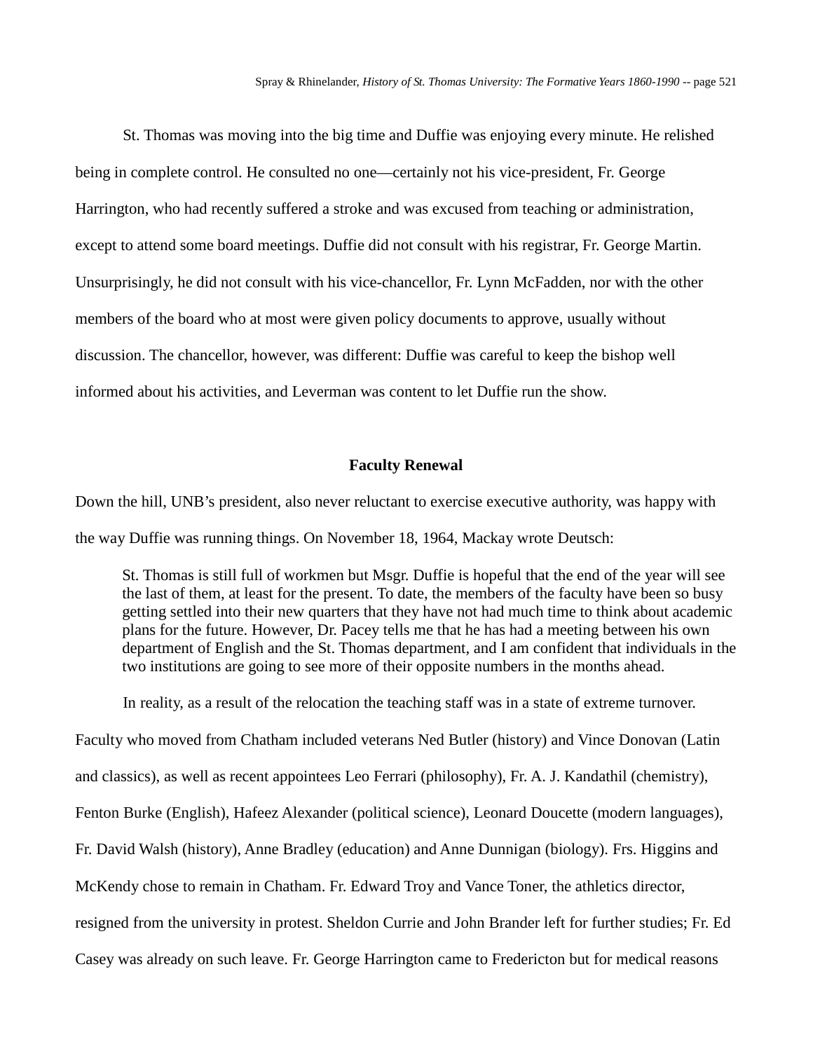St. Thomas was moving into the big time and Duffie was enjoying every minute. He relished being in complete control. He consulted no one—certainly not his vice-president, Fr. George Harrington, who had recently suffered a stroke and was excused from teaching or administration, except to attend some board meetings. Duffie did not consult with his registrar, Fr. George Martin. Unsurprisingly, he did not consult with his vice-chancellor, Fr. Lynn McFadden, nor with the other members of the board who at most were given policy documents to approve, usually without discussion. The chancellor, however, was different: Duffie was careful to keep the bishop well informed about his activities, and Leverman was content to let Duffie run the show.

## Faculty Renewal

Down the hill, UNB's president, also never reluctant to exercise executive authority, was happy with the way Duffie was running things. On November 18, 1964, Mackay wrote Deutsch:

> St. Thomas is still full of workmen but Msgr. Duffie is hopeful that the end of the year will see the last of them, at least for the present. To date, the members of the faculty have been so busy getting settled into their new quarters that they have not had much time to think about academic plans for the future. However, Dr. Pacey tells me that he has had a meeting between his own department of English and the St. Thomas department, and I am confident that individuals in the two institutions are going to see more of their opposite numbers in the months ahead.

In reality, as a result of the relocation the teaching staff was in a state of extreme turnover. Faculty who moved from Chatham included veterans Ned Butler (history) and Vince Donovan (Latin and classics), as well as recent appointees Leo Ferrari (philosophy), Fr. A. J. Kandathil (chemistry), Fenton Burke (English), Hafeez Alexander (political science), Leonard Doucette (modern languages), Fr. David Walsh (history), Anne Bradley (education) and Anne Dunnigan (biology). Frs. Higgins and McKendy chose to remain in Chatham. Fr. Edward Troy and Vance Toner, the athletics director, resigned from the university in protest. Sheldon Currie and John Brander left for further studies; Fr. Ed Casey was already on such leave. Fr. George Harrington came to Fredericton but for medical reasons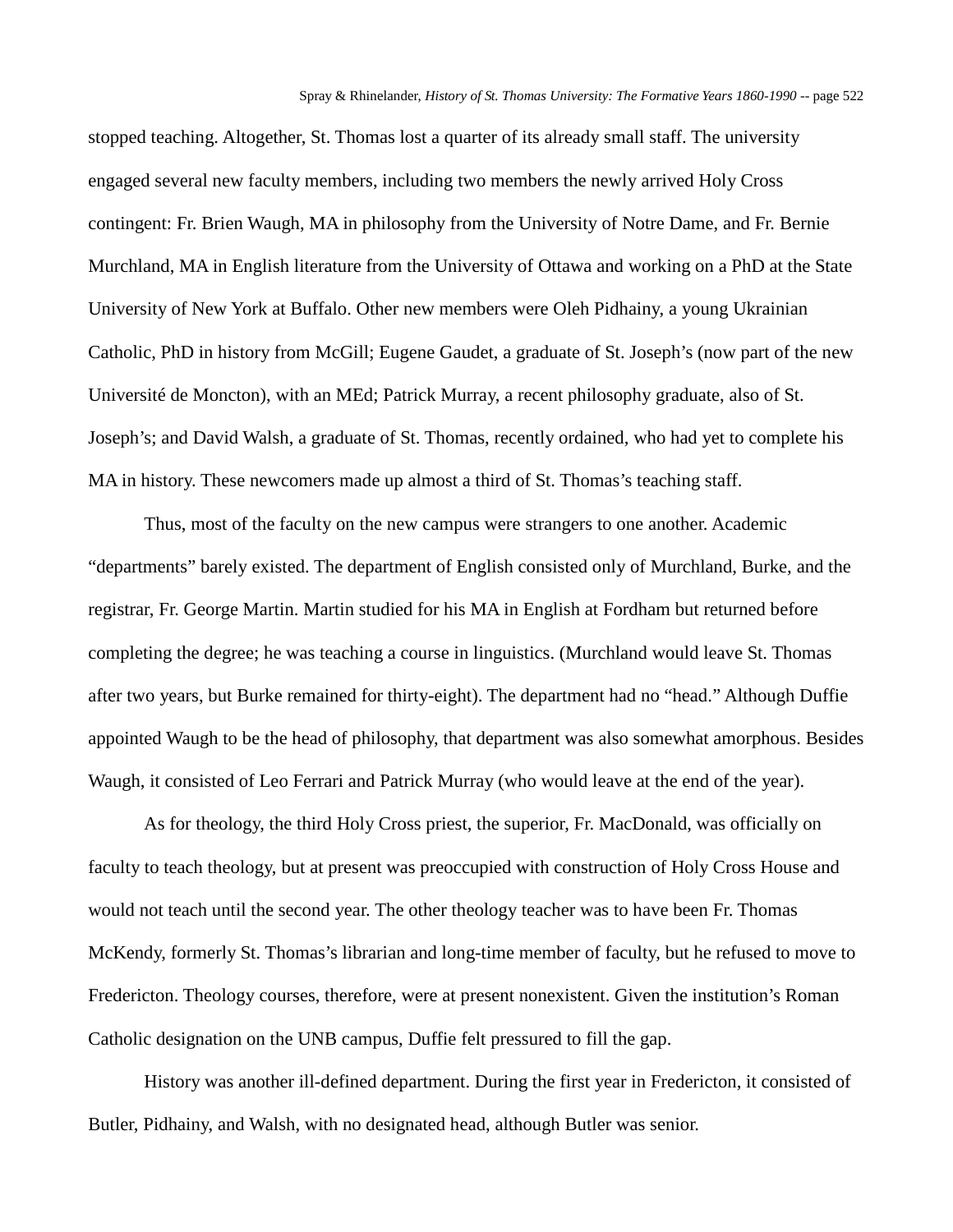stopped teaching. Altogether, St. Thomas lost a quarter of its already small staff. The university engaged several new faculty members, including two members the newly arrived Holy Cross contingent: Fr. Brien Waugh, MA in philosophy from the University of Notre Dame, and Fr. Bernie Murchland, MA in English literature from the University of Ottawa and working on a PhD at the State University of New York at Buffalo. Other new members were Oleh Pidhainy, a young Ukrainian Catholic, PhD in history from McGill; Eugene Gaudet, a graduate of St. Joseph's (now part of the new Université de Moncton), with an MEd; Patrick Murray, a recent philosophy graduate, also of St. Joseph's; and David Walsh, a graduate of St. Thomas, recently ordained, who had yet to complete his MA in history. These newcomers made up almost a third of St. Thomas's teaching staff.

Thus, most of the faculty on the new campus were strangers to one another. Academic "departments" barely existed. The department of English consisted only of Murchland, Burke, and the registrar, Fr. George Martin. Martin studied for his MA in English at Fordham but returned before completing the degree; he was teaching a course in linguistics. (Murchland would leave St. Thomas after two years, but Burke remained for thirty-eight). The department had no "head." Although Duffie appointed Waugh to be the head of philosophy, that department was also somewhat amorphous. Besides Waugh, it consisted of Leo Ferrari and Patrick Murray (who would leave at the end of the year).

As for theology, the third Holy Cross priest, the superior, Fr. MacDonald, was officially on faculty to teach theology, but at present was preoccupied with construction of Holy Cross House and would not teach until the second year. The other theology teacher was to have been Fr. Thomas McKendy, formerly St. Thomas's librarian and long-time member of faculty, but he refused to move to Fredericton. Theology courses, therefore, were at present nonexistent. Given the institution's Roman Catholic designation on the UNB campus, Duffie felt pressured to fill the gap.

History was another ill-defined department. During the first year in Fredericton, it consisted of Butler, Pidhainy, and Walsh, with no designated head, although Butler was senior.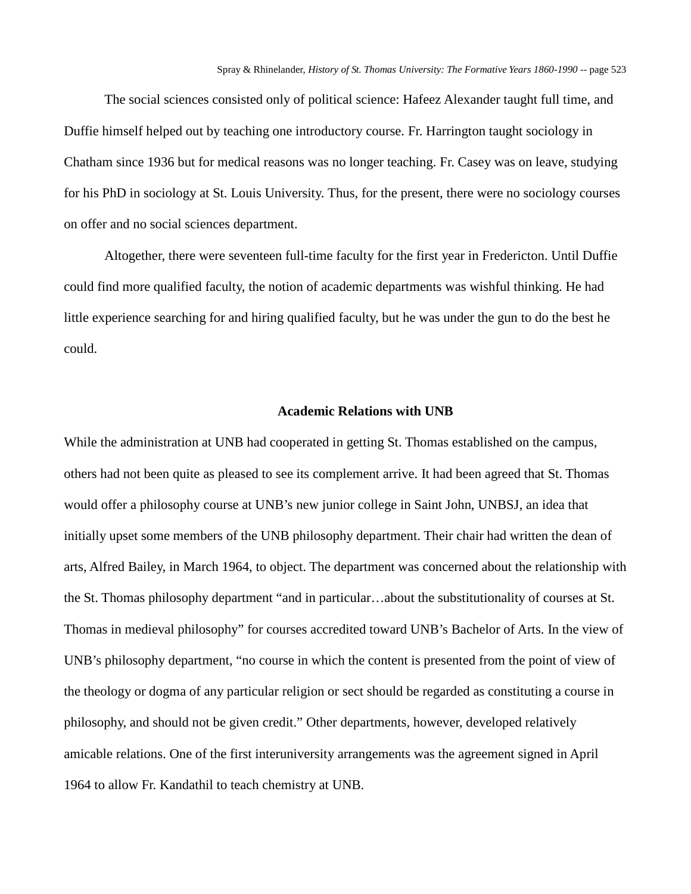The social sciences consisted only of political science: Hafeez Alexander taught full time, and Duffie himself helped out by teaching one introductory course. Fr. Harrington taught sociology in Chatham since 1936 but for medical reasons was no longer teaching. Fr. Casey was on leave, studying for his PhD in sociology at St. Louis University. Thus, for the present, there were no sociology courses on offer and no social sciences department.

Altogether, there were seventeen full-time faculty for the first year in Fredericton. Until Duffie could find more qualified faculty, the notion of academic departments was wishful thinking. He had little experience searching for and hiring qualified faculty, but he was under the gun to do the best he could.

## Academic Relations with UNB

While the administration at UNB had cooperated in getting St. Thomas established on the campus, others had not been quite as pleased to see its complement arrive. It had been agreed that St. Thomas would offer a philosophy course at UNB's new junior college in Saint John, UNBSJ, an idea that initially upset some members of the UNB philosophy department. Their chair had written the dean of arts, Alfred Bailey, in March 1964, to object. The department was concerned about the relationship with the St. Thomas philosophy department "and in particular…about the substitutionality of courses at St. Thomas in medieval philosophy" for courses accredited toward UNB's Bachelor of Arts. In the view of UNB's philosophy department, "no course in which the content is presented from the point of view of the theology or dogma of any particular religion or sect should be regarded as constituting a course in philosophy, and should not be given credit." Other departments, however, developed relatively amicable relations. One of the first interuniversity arrangements was the agreement signed in April 1964 to allow Fr. Kandathil to teach chemistry at UNB.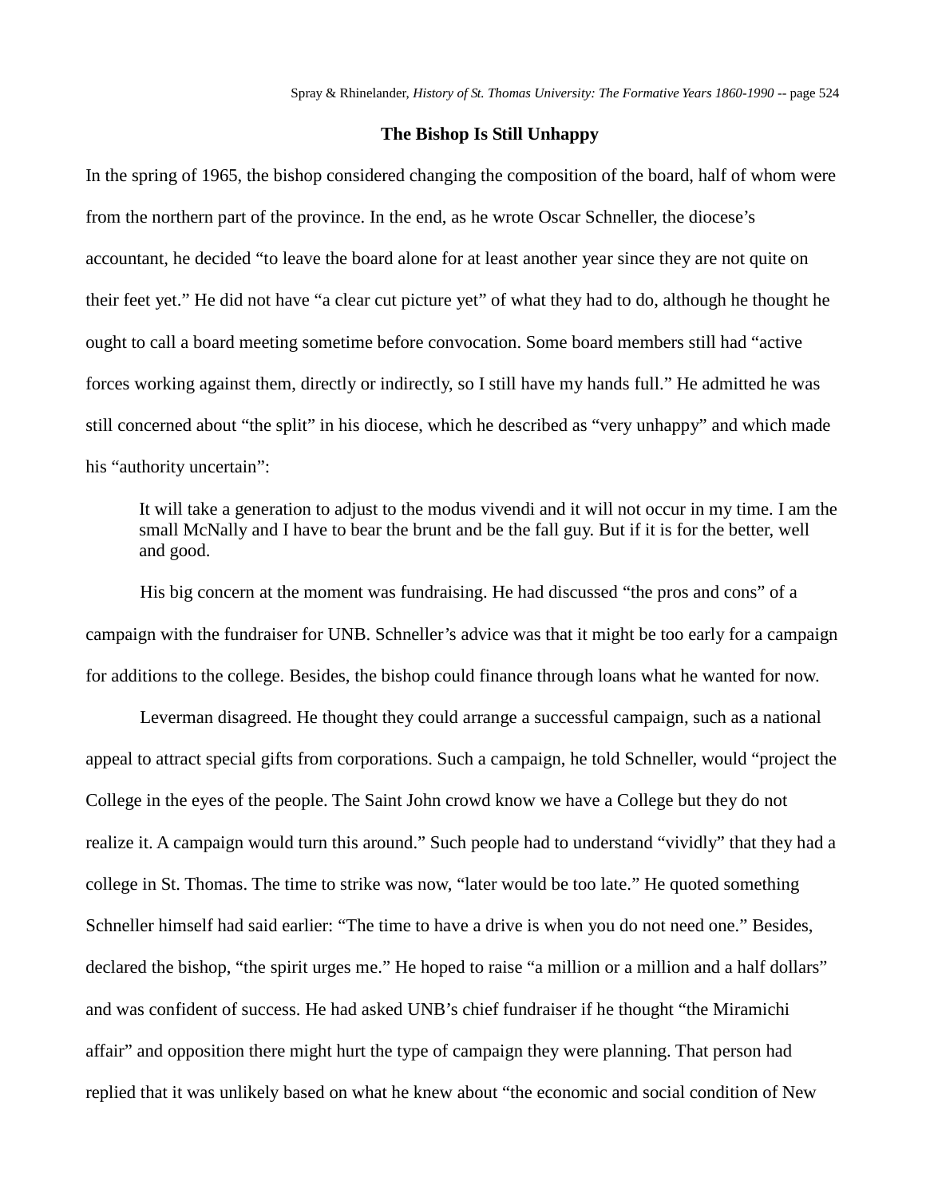### The Bishop Is Still Unhappy

In the spring of 1965, the bishop considered changing the composition of the board, half of whom were from the northern part of the province. In the end, as he wrote Oscar Schneller, the diocese's accountant, he decided "to leave the board alone for at least another year since they are not quite on their feet yet." He did not have "a clear cut picture yet" of what they had to do, although he thought he ought to call a board meeting sometime before convocation. Some board members still had "active forces working against them, directly or indirectly, so I still have my hands full." He admitted he was still concerned about "the split" in his diocese, which he described as "very unhappy" and which made his "authority uncertain":

> It will take a generation to adjust to the modus vivendi and it will not occur in my time. I am the small McNally and I have to bear the brunt and be the fall guy. But if it is for the better, well and good.

His big concern at the moment was fundraising. He had discussed "the pros and cons" of a campaign with the fundraiser for UNB. Schneller's advice was that it might be too early for a campaign for additions to the college. Besides, the bishop could finance through loans what he wanted for now.

Leverman disagreed. He thought they could arrange a successful campaign, such as a national appeal to attract special gifts from corporations. Such a campaign, he told Schneller, would "project the College in the eyes of the people. The Saint John crowd know we have a College but they do not realize it. A campaign would turn this around." Such people had to understand "vividly" that they had a college in St. Thomas. The time to strike was now, "later would be too late." He quoted something Schneller himself had said earlier: "The time to have a drive is when you do not need one." Besides, declared the bishop, "the spirit urges me." He hoped to raise "a million or a million and a half dollars" and was confident of success. He had asked UNB's chief fundraiser if he thought "the Miramichi affair" and opposition there might hurt the type of campaign they were planning. That person had replied that it was unlikely based on what he knew about "the economic and social condition of New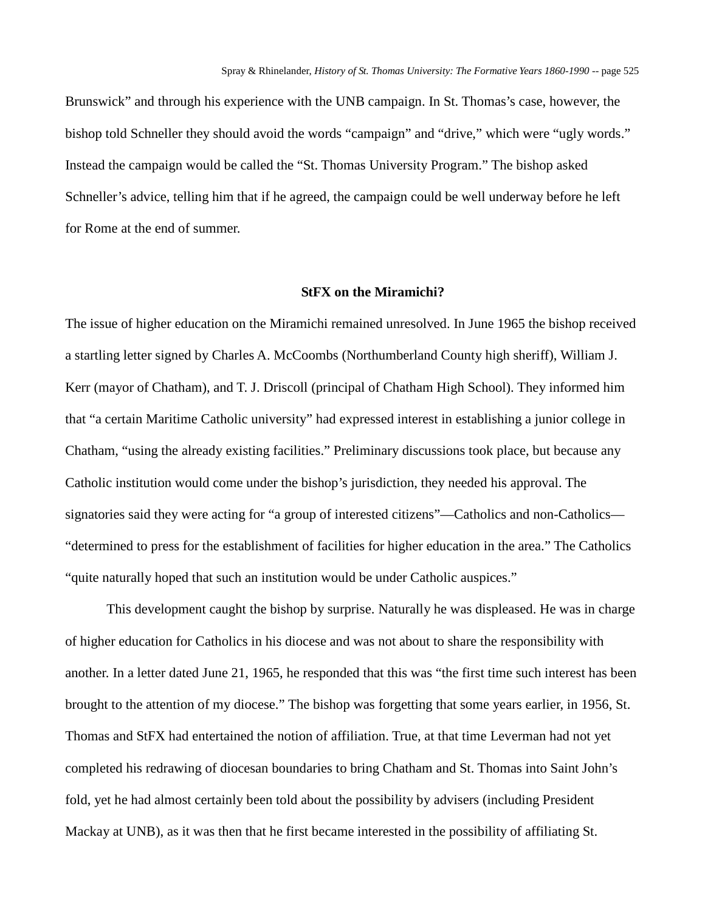Brunswick" and through his experience with the UNB campaign. In St. Thomas's case, however, the bishop told Schneller they should avoid the words "campaign" and "drive," which were "ugly words." Instead the campaign would be called the "St. Thomas University Program." The bishop asked Schneller's advice, telling him that if he agreed, the campaign could be well underway before he left for Rome at the end of summer.

### StFX on the Miramichi?

The issue of higher education on the Miramichi remained unresolved. In June 1965 the bishop received a startling letter signed by Charles A. McCoombs (Northumberland County high sheriff), William J. Kerr (mayor of Chatham), and T. J. Driscoll (principal of Chatham High School). They informed him that "a certain Maritime Catholic university" had expressed interest in establishing a junior college in Chatham, "using the already existing facilities." Preliminary discussions took place, but because any Catholic institution would come under the bishop's jurisdiction, they needed his approval. The signatories said they were acting for "a group of interested citizens"—Catholics and non-Catholics—"determined to press for the establishment of facilities for higher education in the area." The Catholics "quite naturally hoped that such an institution would be under Catholic auspices."

This development caught the bishop by surprise. Naturally he was displeased. He was in charge of higher education for Catholics in his diocese and was not about to share the responsibility with another. In a letter dated June 21, 1965, he responded that this was "the first time such interest has been brought to the attention of my diocese." The bishop was forgetting that some years earlier, in 1956, St. Thomas and StFX had entertained the notion of affiliation. True, at that time Leverman had not yet completed his redrawing of diocesan boundaries to bring Chatham and St. Thomas into Saint John's fold, yet he had almost certainly been told about the possibility by advisers (including President Mackay at UNB), as it was then that he first became interested in the possibility of affiliating St.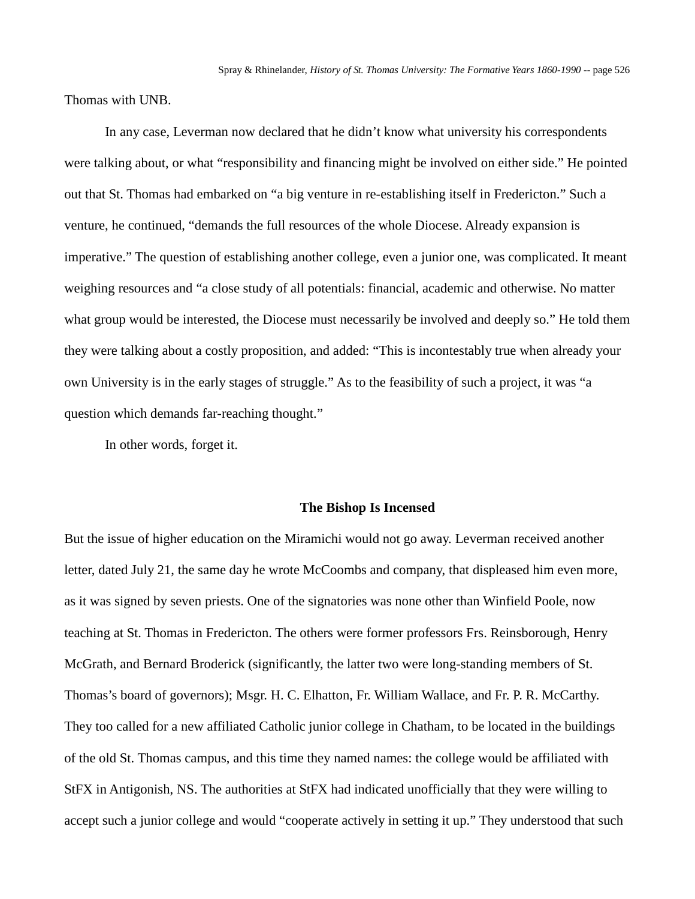Thomas with UNB.

In any case, Leverman now declared that he didn't know what university his correspondents were talking about, or what "responsibility and financing might be involved on either side." He pointed out that St. Thomas had embarked on "a big venture in re-establishing itself in Fredericton." Such a venture, he continued, "demands the full resources of the whole Diocese. Already expansion is imperative." The question of establishing another college, even a junior one, was complicated. It meant weighing resources and "a close study of all potentials: financial, academic and otherwise. No matter what group would be interested, the Diocese must necessarily be involved and deeply so." He told them they were talking about a costly proposition, and added: "This is incontestably true when already your own University is in the early stages of struggle." As to the feasibility of such a project, it was "a question which demands far-reaching thought."

In other words, forget it.

## The Bishop Is Incensed

But the issue of higher education on the Miramichi would not go away. Leverman received another letter, dated July 21, the same day he wrote McCoombs and company, that displeased him even more, as it was signed by seven priests. One of the signatories was none other than Winfield Poole, now teaching at St. Thomas in Fredericton. The others were former professors Frs. Reinsborough, Henry McGrath, and Bernard Broderick (significantly, the latter two were long-standing members of St. Thomas's board of governors); Msgr. H. C. Elhatton, Fr. William Wallace, and Fr. P. R. McCarthy. They too called for a new affiliated Catholic junior college in Chatham, to be located in the buildings of the old St. Thomas campus, and this time they named names: the college would be affiliated with StFX in Antigonish, NS. The authorities at StFX had indicated unofficially that they were willing to accept such a junior college and would "cooperate actively in setting it up." They understood that such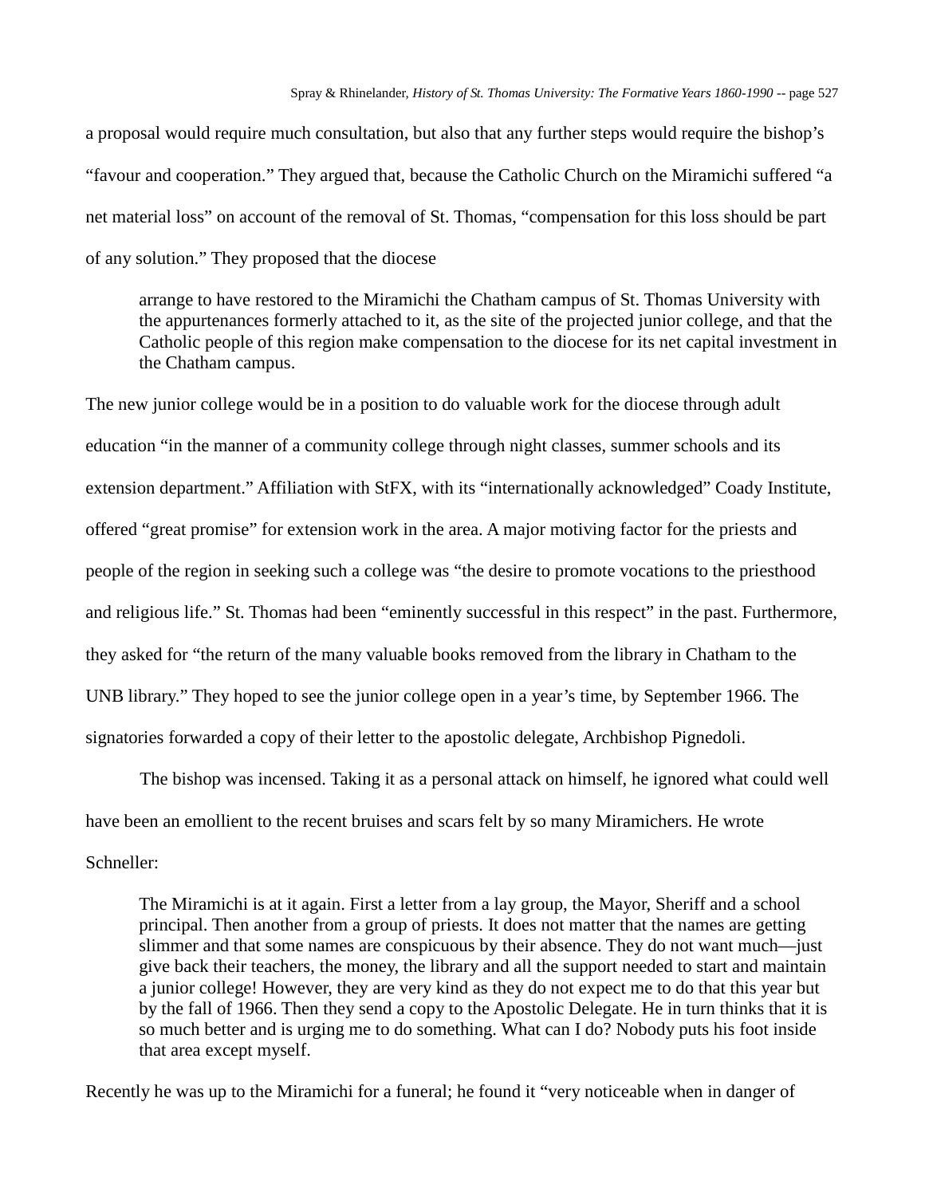a proposal would require much consultation, but also that any further steps would require the bishop's "favour and cooperation." They argued that, because the Catholic Church on the Miramichi suffered "a net material loss" on account of the removal of St. Thomas, "compensation for this loss should be part of any solution." They proposed that the diocese

> arrange to have restored to the Miramichi the Chatham campus of St. Thomas University with the appurtenances formerly attached to it, as the site of the projected junior college, and that the Catholic people of this region make compensation to the diocese for its net capital investment in the Chatham campus.

The new junior college would be in a position to do valuable work for the diocese through adult education "in the manner of a community college through night classes, summer schools and its extension department." Affiliation with StFX, with its "internationally acknowledged" Coady Institute, offered "great promise" for extension work in the area. A major motiving factor for the priests and people of the region in seeking such a college was "the desire to promote vocations to the priesthood and religious life." St. Thomas had been "eminently successful in this respect" in the past. Furthermore, they asked for "the return of the many valuable books removed from the library in Chatham to the UNB library." They hoped to see the junior college open in a year's time, by September 1966. The signatories forwarded a copy of their letter to the apostolic delegate, Archbishop Pignedoli.

The bishop was incensed. Taking it as a personal attack on himself, he ignored what could well have been an emollient to the recent bruises and scars felt by so many Miramichers. He wrote Schneller:

> The Miramichi is at it again. First a letter from a lay group, the Mayor, Sheriff and a school principal. Then another from a group of priests. It does not matter that the names are getting slimmer and that some names are conspicuous by their absence. They do not want much—just give back their teachers, the money, the library and all the support needed to start and maintain a junior college! However, they are very kind as they do not expect me to do that this year but by the fall of 1966. Then they send a copy to the Apostolic Delegate. He in turn thinks that it is so much better and is urging me to do something. What can I do? Nobody puts his foot inside that area except myself.

Recently he was up to the Miramichi for a funeral; he found it "very noticeable when in danger of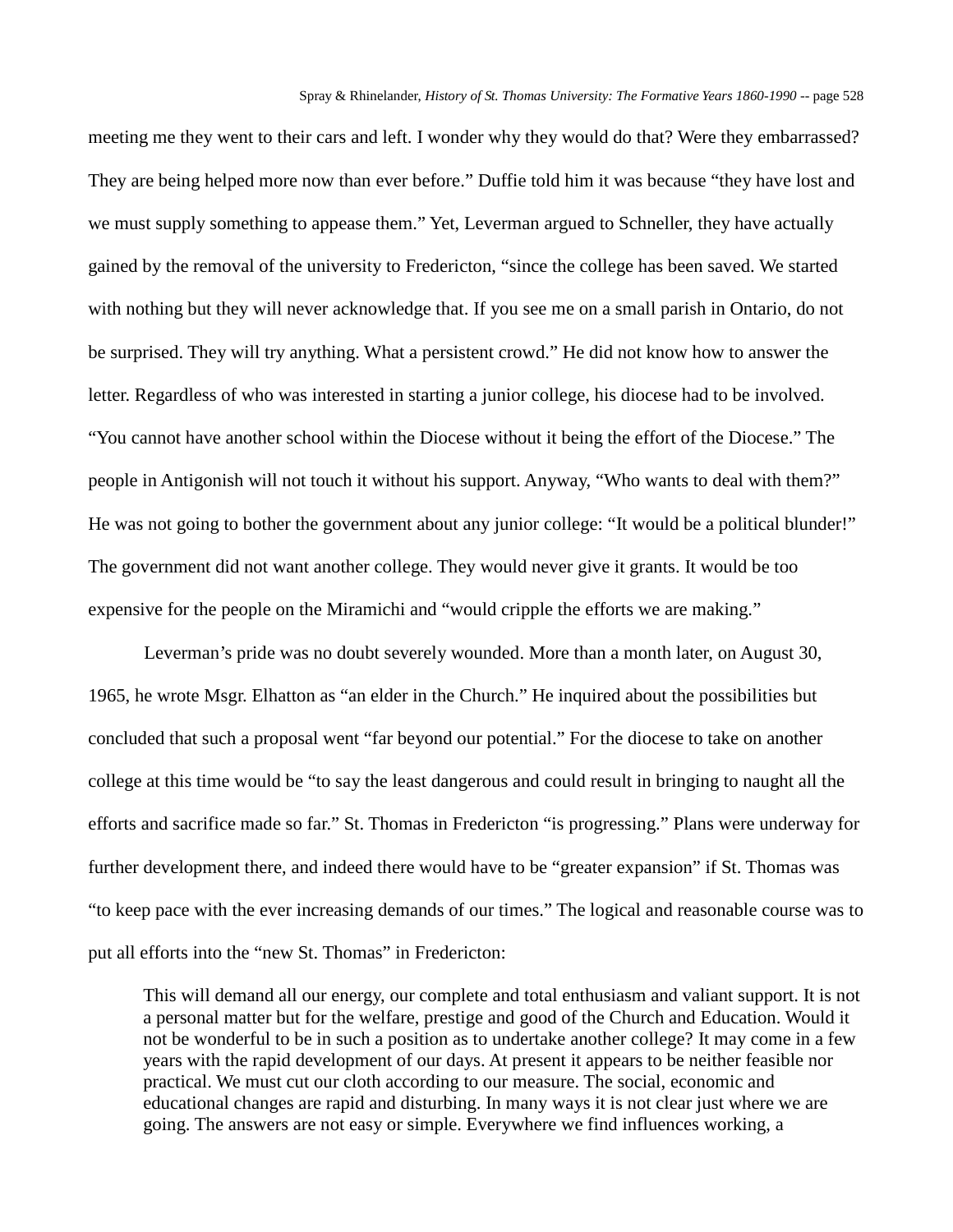meeting me they went to their cars and left. I wonder why they would do that? Were they embarrassed? They are being helped more now than ever before." Duffie told him it was because "they have lost and we must supply something to appease them." Yet, Leverman argued to Schneller, they have actually gained by the removal of the university to Fredericton, "since the college has been saved. We started with nothing but they will never acknowledge that. If you see me on a small parish in Ontario, do not be surprised. They will try anything. What a persistent crowd." He did not know how to answer the letter. Regardless of who was interested in starting a junior college, his diocese had to be involved. "You cannot have another school within the Diocese without it being the effort of the Diocese." The people in Antigonish will not touch it without his support. Anyway, "Who wants to deal with them?" He was not going to bother the government about any junior college: "It would be a political blunder!" The government did not want another college. They would never give it grants. It would be too expensive for the people on the Miramichi and "would cripple the efforts we are making."

Leverman's pride was no doubt severely wounded. More than a month later, on August 30, 1965, he wrote Msgr. Elhatton as "an elder in the Church." He inquired about the possibilities but concluded that such a proposal went "far beyond our potential." For the diocese to take on another college at this time would be "to say the least dangerous and could result in bringing to naught all the efforts and sacrifice made so far." St. Thomas in Fredericton "is progressing." Plans were underway for further development there, and indeed there would have to be "greater expansion" if St. Thomas was "to keep pace with the ever increasing demands of our times." The logical and reasonable course was to put all efforts into the "new St. Thomas" in Fredericton:

> This will demand all our energy, our complete and total enthusiasm and valiant support. It is not a personal matter but for the welfare, prestige and good of the Church and Education. Would it not be wonderful to be in such a position as to undertake another college? It may come in a few years with the rapid development of our days. At present it appears to be neither feasible nor practical. We must cut our cloth according to our measure. The social, economic and educational changes are rapid and disturbing. In many ways it is not clear just where we are going. The answers are not easy or simple. Everywhere we find influences working, a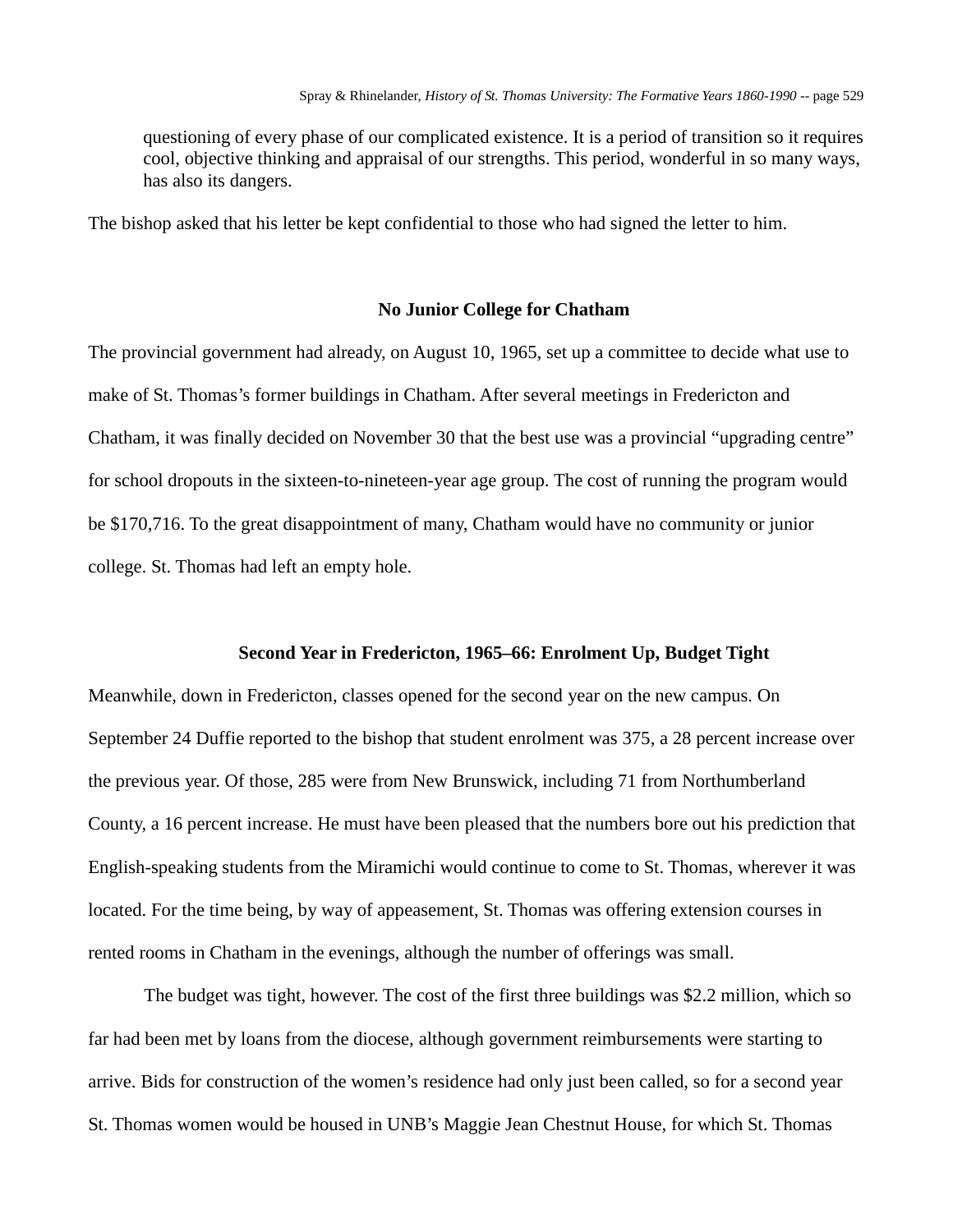> questioning of every phase of our complicated existence. It is a period of transition so it requires cool, objective thinking and appraisal of our strengths. This period, wonderful in so many ways, has also its dangers.

The bishop asked that his letter be kept confidential to those who had signed the letter to him.

### No Junior College for Chatham

The provincial government had already, on August 10, 1965, set up a committee to decide what use to make of St. Thomas's former buildings in Chatham. After several meetings in Fredericton and Chatham, it was finally decided on November 30 that the best use was a provincial "upgrading centre" for school dropouts in the sixteen-to-nineteen-year age group. The cost of running the program would be $170,716. To the great disappointment of many, Chatham would have no community or junior college. St. Thomas had left an empty hole.

### Second Year in Fredericton, 1965–66: Enrolment Up, Budget Tight

Meanwhile, down in Fredericton, classes opened for the second year on the new campus. On September 24 Duffie reported to the bishop that student enrolment was 375, a 28 percent increase over the previous year. Of those, 285 were from New Brunswick, including 71 from Northumberland County, a 16 percent increase. He must have been pleased that the numbers bore out his prediction that English-speaking students from the Miramichi would continue to come to St. Thomas, wherever it was located. For the time being, by way of appeasement, St. Thomas was offering extension courses in rented rooms in Chatham in the evenings, although the number of offerings was small.

The budget was tight, however. The cost of the first three buildings was $2.2 million, which so far had been met by loans from the diocese, although government reimbursements were starting to arrive. Bids for construction of the women's residence had only just been called, so for a second year St. Thomas women would be housed in UNB's Maggie Jean Chestnut House, for which St. Thomas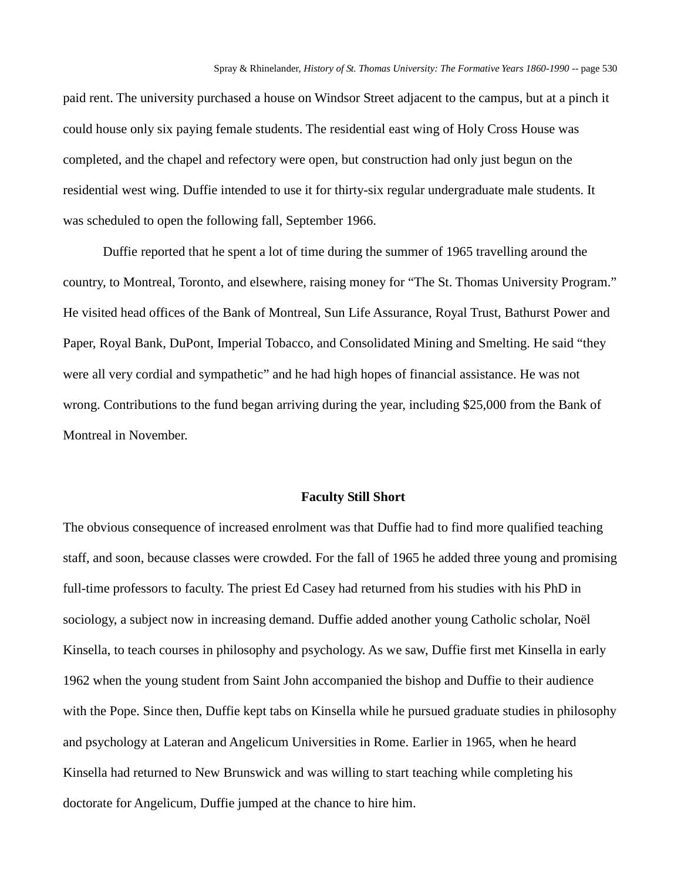paid rent. The university purchased a house on Windsor Street adjacent to the campus, but at a pinch it could house only six paying female students. The residential east wing of Holy Cross House was completed, and the chapel and refectory were open, but construction had only just begun on the residential west wing. Duffie intended to use it for thirty-six regular undergraduate male students. It was scheduled to open the following fall, September 1966.

Duffie reported that he spent a lot of time during the summer of 1965 travelling around the country, to Montreal, Toronto, and elsewhere, raising money for "The St. Thomas University Program." He visited head offices of the Bank of Montreal, Sun Life Assurance, Royal Trust, Bathurst Power and Paper, Royal Bank, DuPont, Imperial Tobacco, and Consolidated Mining and Smelting. He said "they were all very cordial and sympathetic" and he had high hopes of financial assistance. He was not wrong. Contributions to the fund began arriving during the year, including $25,000 from the Bank of Montreal in November.

### Faculty Still Short

The obvious consequence of increased enrolment was that Duffie had to find more qualified teaching staff, and soon, because classes were crowded. For the fall of 1965 he added three young and promising full-time professors to faculty. The priest Ed Casey had returned from his studies with his PhD in sociology, a subject now in increasing demand. Duffie added another young Catholic scholar, Noël Kinsella, to teach courses in philosophy and psychology. As we saw, Duffie first met Kinsella in early 1962 when the young student from Saint John accompanied the bishop and Duffie to their audience with the Pope. Since then, Duffie kept tabs on Kinsella while he pursued graduate studies in philosophy and psychology at Lateran and Angelicum Universities in Rome. Earlier in 1965, when he heard Kinsella had returned to New Brunswick and was willing to start teaching while completing his doctorate for Angelicum, Duffie jumped at the chance to hire him.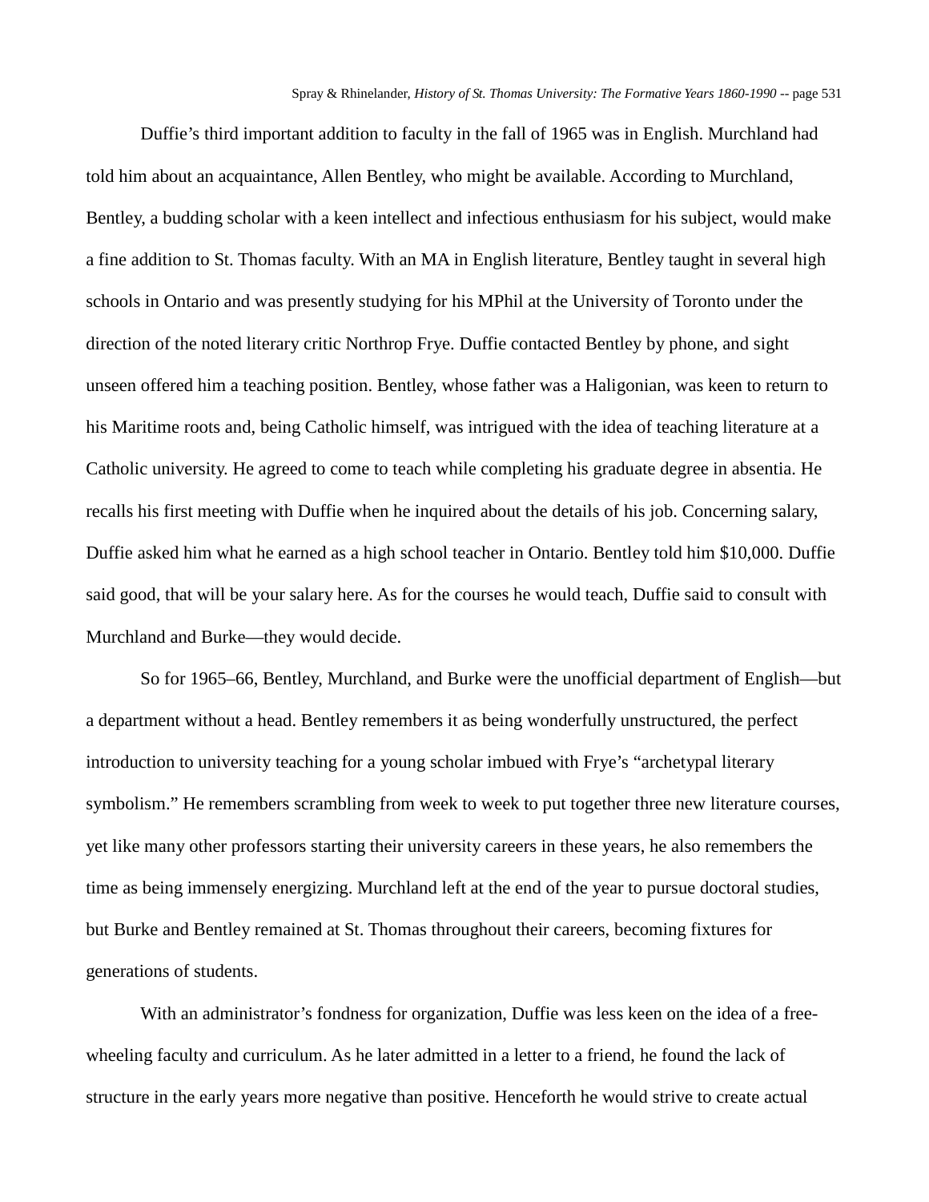Duffie's third important addition to faculty in the fall of 1965 was in English. Murchland had told him about an acquaintance, Allen Bentley, who might be available. According to Murchland, Bentley, a budding scholar with a keen intellect and infectious enthusiasm for his subject, would make a fine addition to St. Thomas faculty. With an MA in English literature, Bentley taught in several high schools in Ontario and was presently studying for his MPhil at the University of Toronto under the direction of the noted literary critic Northrop Frye. Duffie contacted Bentley by phone, and sight unseen offered him a teaching position. Bentley, whose father was a Haligonian, was keen to return to his Maritime roots and, being Catholic himself, was intrigued with the idea of teaching literature at a Catholic university. He agreed to come to teach while completing his graduate degree in absentia. He recalls his first meeting with Duffie when he inquired about the details of his job. Concerning salary, Duffie asked him what he earned as a high school teacher in Ontario. Bentley told him $10,000. Duffie said good, that will be your salary here. As for the courses he would teach, Duffie said to consult with Murchland and Burke—they would decide.

So for 1965–66, Bentley, Murchland, and Burke were the unofficial department of English—but a department without a head. Bentley remembers it as being wonderfully unstructured, the perfect introduction to university teaching for a young scholar imbued with Frye's "archetypal literary symbolism." He remembers scrambling from week to week to put together three new literature courses, yet like many other professors starting their university careers in these years, he also remembers the time as being immensely energizing. Murchland left at the end of the year to pursue doctoral studies, but Burke and Bentley remained at St. Thomas throughout their careers, becoming fixtures for generations of students.

With an administrator's fondness for organization, Duffie was less keen on the idea of a free-wheeling faculty and curriculum. As he later admitted in a letter to a friend, he found the lack of structure in the early years more negative than positive. Henceforth he would strive to create actual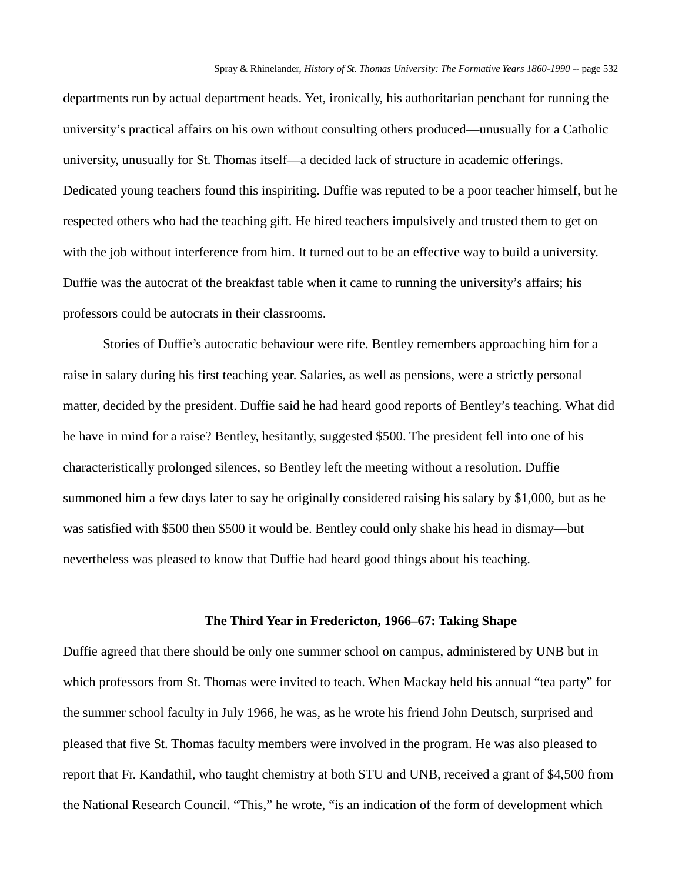departments run by actual department heads. Yet, ironically, his authoritarian penchant for running the university's practical affairs on his own without consulting others produced—unusually for a Catholic university, unusually for St. Thomas itself—a decided lack of structure in academic offerings. Dedicated young teachers found this inspiriting. Duffie was reputed to be a poor teacher himself, but he respected others who had the teaching gift. He hired teachers impulsively and trusted them to get on with the job without interference from him. It turned out to be an effective way to build a university. Duffie was the autocrat of the breakfast table when it came to running the university's affairs; his professors could be autocrats in their classrooms.

Stories of Duffie's autocratic behaviour were rife. Bentley remembers approaching him for a raise in salary during his first teaching year. Salaries, as well as pensions, were a strictly personal matter, decided by the president. Duffie said he had heard good reports of Bentley's teaching. What did he have in mind for a raise? Bentley, hesitantly, suggested $500. The president fell into one of his characteristically prolonged silences, so Bentley left the meeting without a resolution. Duffie summoned him a few days later to say he originally considered raising his salary by $1,000, but as he was satisfied with $500 then $500 it would be. Bentley could only shake his head in dismay—but nevertheless was pleased to know that Duffie had heard good things about his teaching.

## The Third Year in Fredericton, 1966–67: Taking Shape

Duffie agreed that there should be only one summer school on campus, administered by UNB but in which professors from St. Thomas were invited to teach. When Mackay held his annual "tea party" for the summer school faculty in July 1966, he was, as he wrote his friend John Deutsch, surprised and pleased that five St. Thomas faculty members were involved in the program. He was also pleased to report that Fr. Kandathil, who taught chemistry at both STU and UNB, received a grant of $4,500 from the National Research Council. "This," he wrote, "is an indication of the form of development which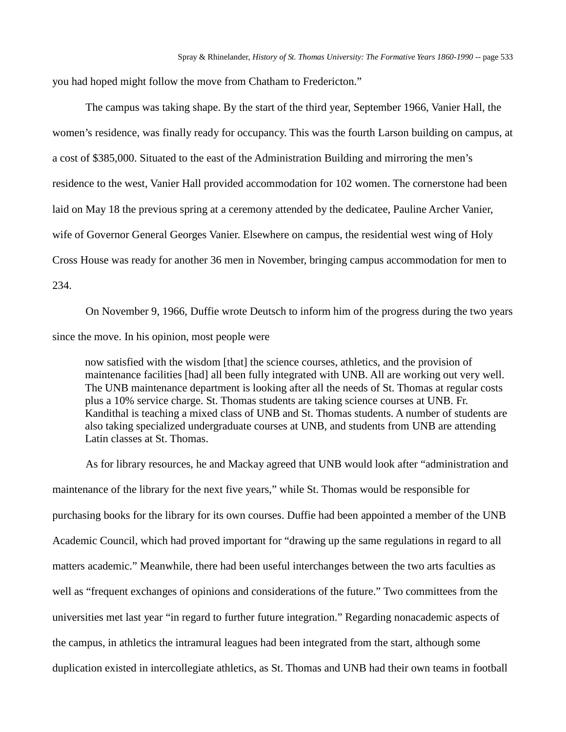you had hoped might follow the move from Chatham to Fredericton."

The campus was taking shape. By the start of the third year, September 1966, Vanier Hall, the women's residence, was finally ready for occupancy. This was the fourth Larson building on campus, at a cost of $385,000. Situated to the east of the Administration Building and mirroring the men's residence to the west, Vanier Hall provided accommodation for 102 women. The cornerstone had been laid on May 18 the previous spring at a ceremony attended by the dedicatee, Pauline Archer Vanier, wife of Governor General Georges Vanier. Elsewhere on campus, the residential west wing of Holy Cross House was ready for another 36 men in November, bringing campus accommodation for men to 234.

On November 9, 1966, Duffie wrote Deutsch to inform him of the progress during the two years since the move. In his opinion, most people were

> now satisfied with the wisdom [that] the science courses, athletics, and the provision of maintenance facilities [had] all been fully integrated with UNB. All are working out very well. The UNB maintenance department is looking after all the needs of St. Thomas at regular costs plus a 10% service charge. St. Thomas students are taking science courses at UNB. Fr. Kandithal is teaching a mixed class of UNB and St. Thomas students. A number of students are also taking specialized undergraduate courses at UNB, and students from UNB are attending Latin classes at St. Thomas.

As for library resources, he and Mackay agreed that UNB would look after "administration and maintenance of the library for the next five years," while St. Thomas would be responsible for purchasing books for the library for its own courses. Duffie had been appointed a member of the UNB Academic Council, which had proved important for "drawing up the same regulations in regard to all matters academic." Meanwhile, there had been useful interchanges between the two arts faculties as well as "frequent exchanges of opinions and considerations of the future." Two committees from the universities met last year "in regard to further future integration." Regarding nonacademic aspects of the campus, in athletics the intramural leagues had been integrated from the start, although some duplication existed in intercollegiate athletics, as St. Thomas and UNB had their own teams in football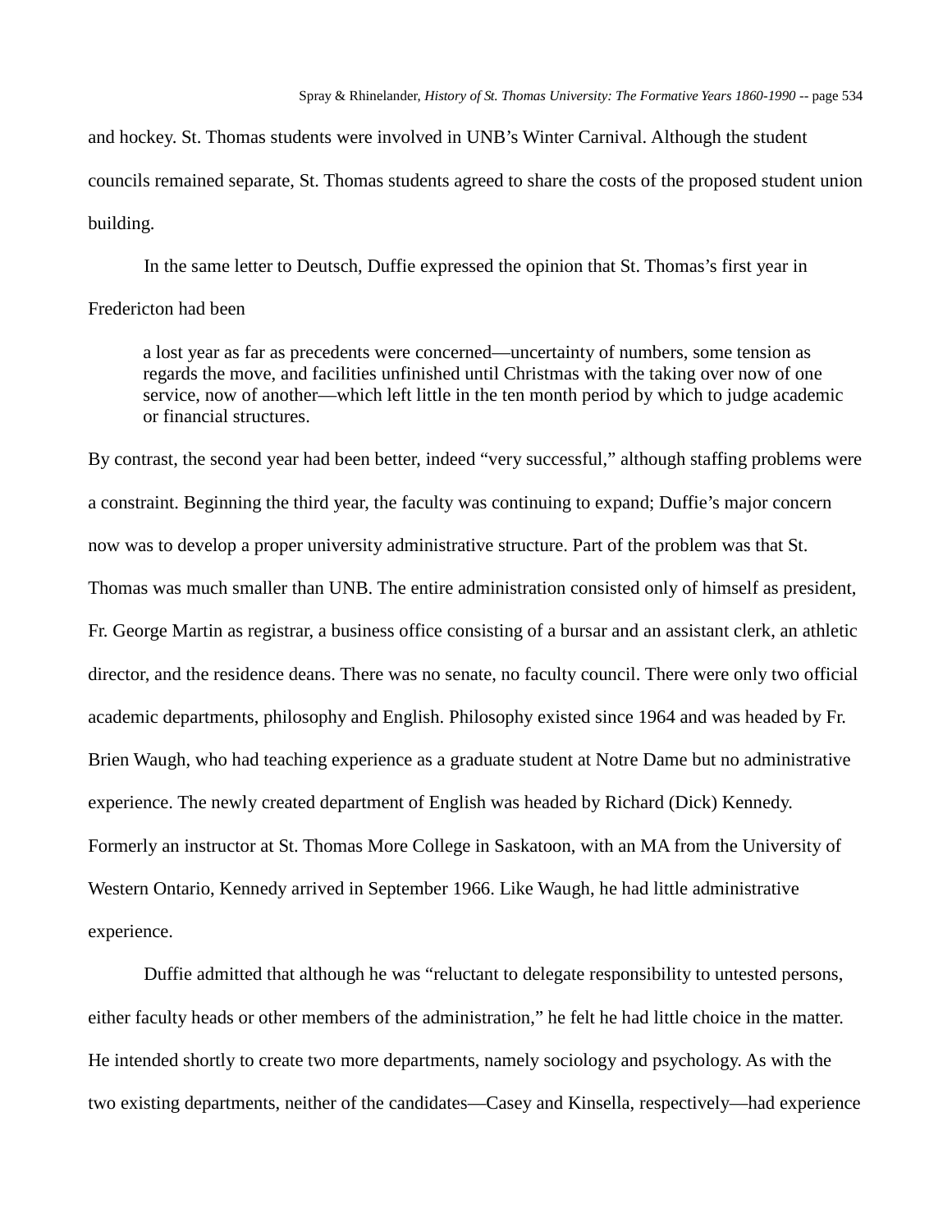and hockey. St. Thomas students were involved in UNB's Winter Carnival. Although the student councils remained separate, St. Thomas students agreed to share the costs of the proposed student union building.

In the same letter to Deutsch, Duffie expressed the opinion that St. Thomas's first year in Fredericton had been

> a lost year as far as precedents were concerned—uncertainty of numbers, some tension as regards the move, and facilities unfinished until Christmas with the taking over now of one service, now of another—which left little in the ten month period by which to judge academic or financial structures.

By contrast, the second year had been better, indeed "very successful," although staffing problems were a constraint. Beginning the third year, the faculty was continuing to expand; Duffie's major concern now was to develop a proper university administrative structure. Part of the problem was that St. Thomas was much smaller than UNB. The entire administration consisted only of himself as president, Fr. George Martin as registrar, a business office consisting of a bursar and an assistant clerk, an athletic director, and the residence deans. There was no senate, no faculty council. There were only two official academic departments, philosophy and English. Philosophy existed since 1964 and was headed by Fr. Brien Waugh, who had teaching experience as a graduate student at Notre Dame but no administrative experience. The newly created department of English was headed by Richard (Dick) Kennedy. Formerly an instructor at St. Thomas More College in Saskatoon, with an MA from the University of Western Ontario, Kennedy arrived in September 1966. Like Waugh, he had little administrative experience.

Duffie admitted that although he was "reluctant to delegate responsibility to untested persons, either faculty heads or other members of the administration," he felt he had little choice in the matter. He intended shortly to create two more departments, namely sociology and psychology. As with the two existing departments, neither of the candidates—Casey and Kinsella, respectively—had experience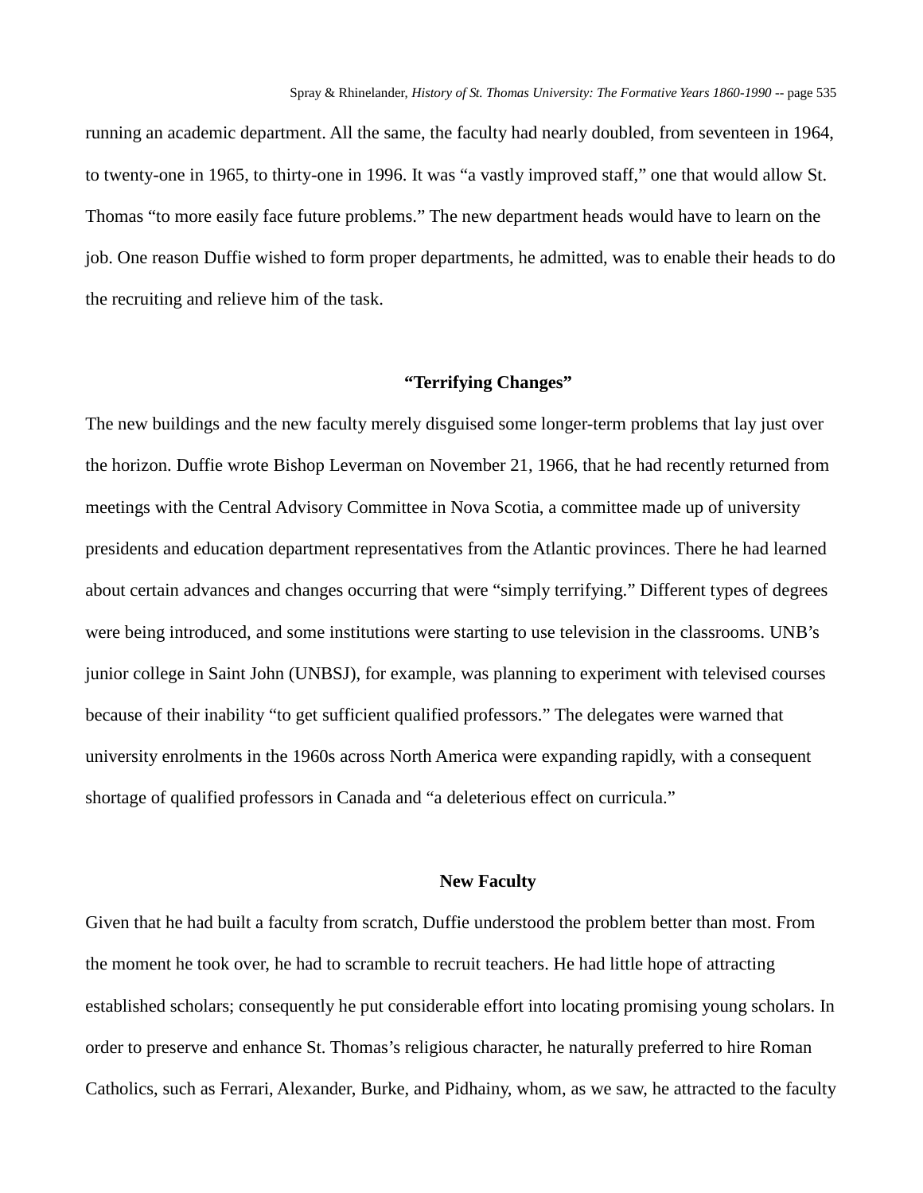running an academic department. All the same, the faculty had nearly doubled, from seventeen in 1964, to twenty-one in 1965, to thirty-one in 1996. It was “a vastly improved staff,” one that would allow St. Thomas “to more easily face future problems.” The new department heads would have to learn on the job. One reason Duffie wished to form proper departments, he admitted, was to enable their heads to do the recruiting and relieve him of the task.

## “Terrifying Changes”

The new buildings and the new faculty merely disguised some longer-term problems that lay just over the horizon. Duffie wrote Bishop Leverman on November 21, 1966, that he had recently returned from meetings with the Central Advisory Committee in Nova Scotia, a committee made up of university presidents and education department representatives from the Atlantic provinces. There he had learned about certain advances and changes occurring that were “simply terrifying.” Different types of degrees were being introduced, and some institutions were starting to use television in the classrooms. UNB’s junior college in Saint John (UNBSJ), for example, was planning to experiment with televised courses because of their inability “to get sufficient qualified professors.” The delegates were warned that university enrolments in the 1960s across North America were expanding rapidly, with a consequent shortage of qualified professors in Canada and “a deleterious effect on curricula.”

## New Faculty

Given that he had built a faculty from scratch, Duffie understood the problem better than most. From the moment he took over, he had to scramble to recruit teachers. He had little hope of attracting established scholars; consequently he put considerable effort into locating promising young scholars. In order to preserve and enhance St. Thomas’s religious character, he naturally preferred to hire Roman Catholics, such as Ferrari, Alexander, Burke, and Pidhainy, whom, as we saw, he attracted to the faculty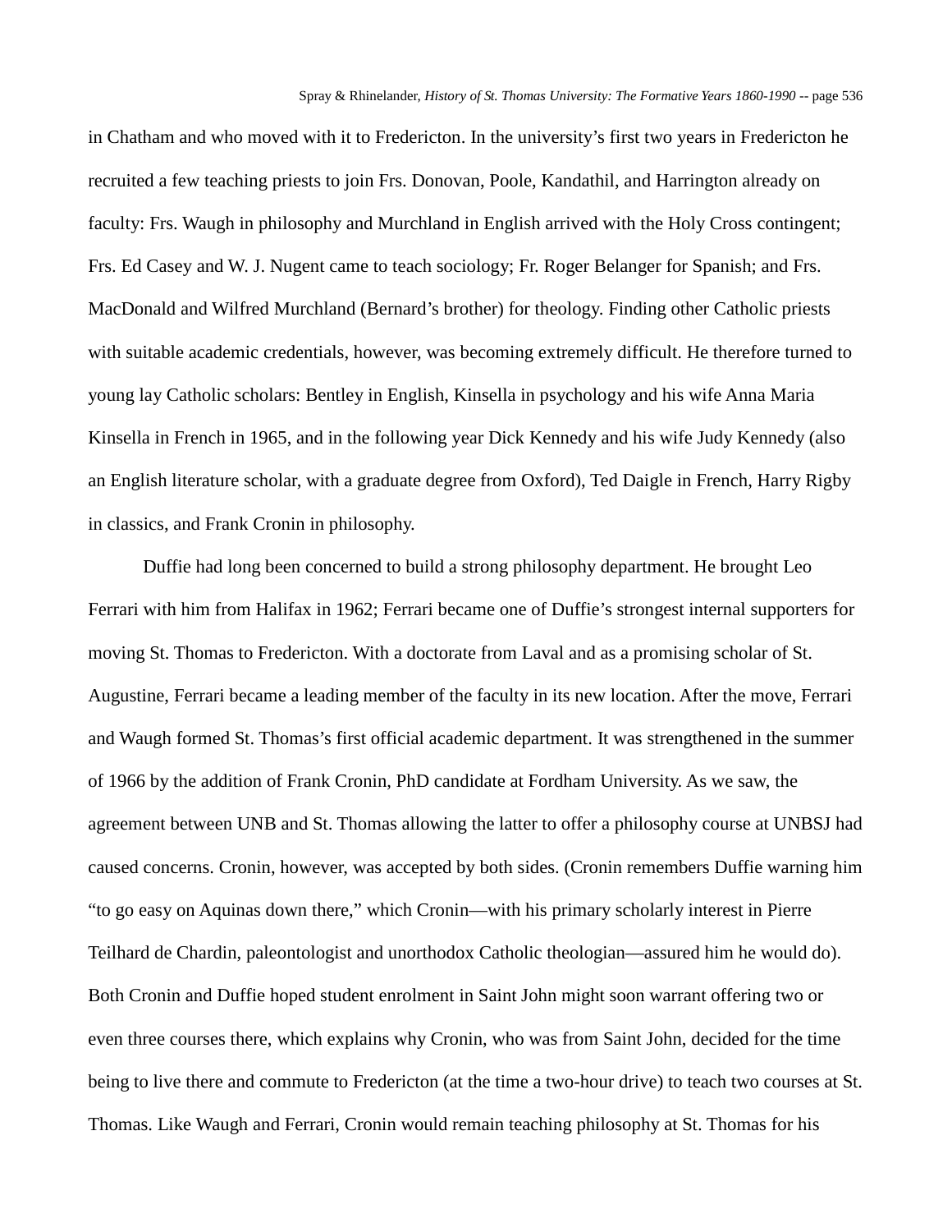in Chatham and who moved with it to Fredericton. In the university's first two years in Fredericton he recruited a few teaching priests to join Frs. Donovan, Poole, Kandathil, and Harrington already on faculty: Frs. Waugh in philosophy and Murchland in English arrived with the Holy Cross contingent; Frs. Ed Casey and W. J. Nugent came to teach sociology; Fr. Roger Belanger for Spanish; and Frs. MacDonald and Wilfred Murchland (Bernard's brother) for theology. Finding other Catholic priests with suitable academic credentials, however, was becoming extremely difficult. He therefore turned to young lay Catholic scholars: Bentley in English, Kinsella in psychology and his wife Anna Maria Kinsella in French in 1965, and in the following year Dick Kennedy and his wife Judy Kennedy (also an English literature scholar, with a graduate degree from Oxford), Ted Daigle in French, Harry Rigby in classics, and Frank Cronin in philosophy.

Duffie had long been concerned to build a strong philosophy department. He brought Leo Ferrari with him from Halifax in 1962; Ferrari became one of Duffie's strongest internal supporters for moving St. Thomas to Fredericton. With a doctorate from Laval and as a promising scholar of St. Augustine, Ferrari became a leading member of the faculty in its new location. After the move, Ferrari and Waugh formed St. Thomas's first official academic department. It was strengthened in the summer of 1966 by the addition of Frank Cronin, PhD candidate at Fordham University. As we saw, the agreement between UNB and St. Thomas allowing the latter to offer a philosophy course at UNBSJ had caused concerns. Cronin, however, was accepted by both sides. (Cronin remembers Duffie warning him "to go easy on Aquinas down there," which Cronin—with his primary scholarly interest in Pierre Teilhard de Chardin, paleontologist and unorthodox Catholic theologian—assured him he would do). Both Cronin and Duffie hoped student enrolment in Saint John might soon warrant offering two or even three courses there, which explains why Cronin, who was from Saint John, decided for the time being to live there and commute to Fredericton (at the time a two-hour drive) to teach two courses at St. Thomas. Like Waugh and Ferrari, Cronin would remain teaching philosophy at St. Thomas for his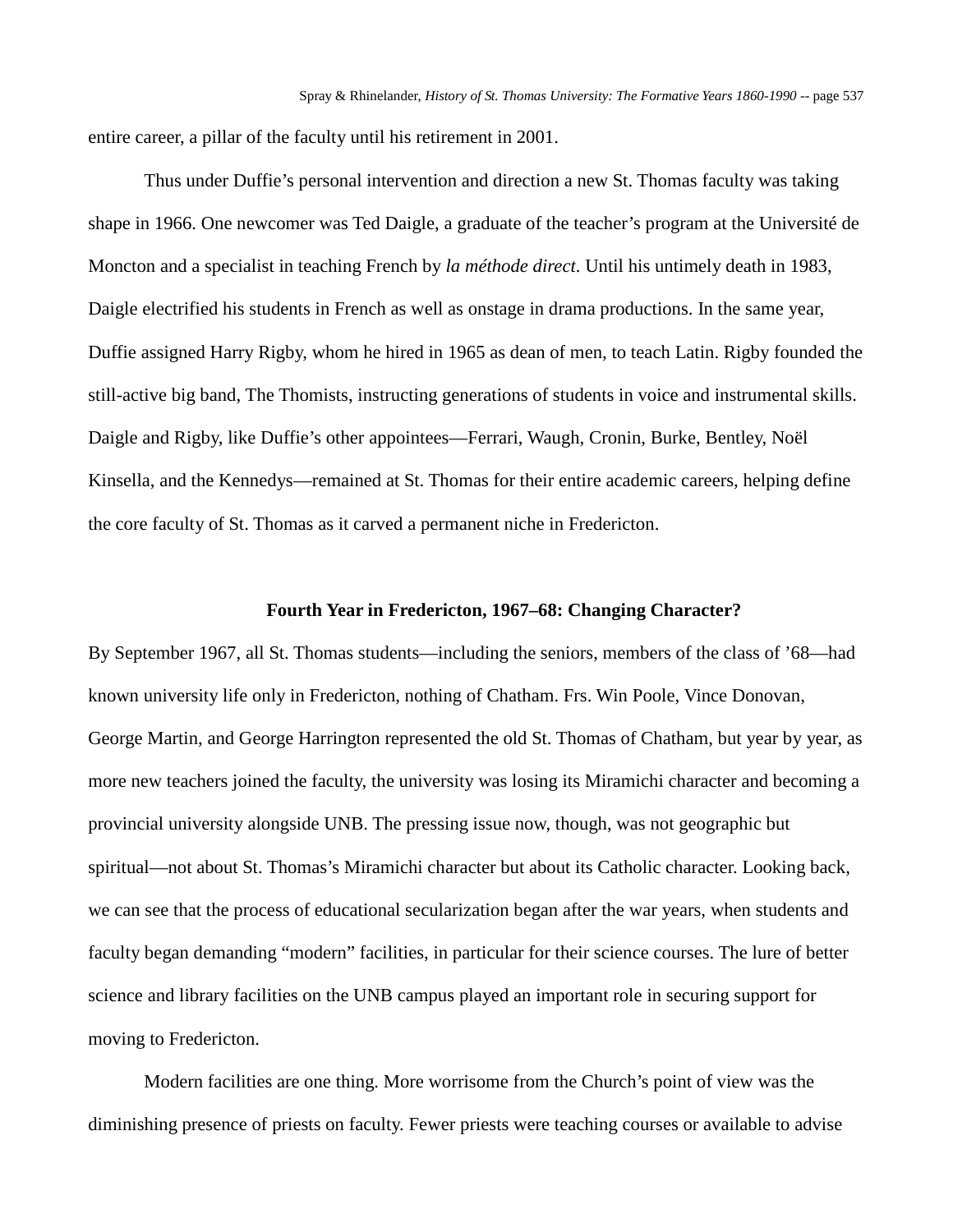entire career, a pillar of the faculty until his retirement in 2001.

Thus under Duffie's personal intervention and direction a new St. Thomas faculty was taking shape in 1966. One newcomer was Ted Daigle, a graduate of the teacher's program at the Université de Moncton and a specialist in teaching French by *la méthode direct*. Until his untimely death in 1983, Daigle electrified his students in French as well as onstage in drama productions. In the same year, Duffie assigned Harry Rigby, whom he hired in 1965 as dean of men, to teach Latin. Rigby founded the still-active big band, The Thomists, instructing generations of students in voice and instrumental skills. Daigle and Rigby, like Duffie's other appointees—Ferrari, Waugh, Cronin, Burke, Bentley, Noël Kinsella, and the Kennedys—remained at St. Thomas for their entire academic careers, helping define the core faculty of St. Thomas as it carved a permanent niche in Fredericton.

## Fourth Year in Fredericton, 1967–68: Changing Character?

By September 1967, all St. Thomas students—including the seniors, members of the class of '68—had known university life only in Fredericton, nothing of Chatham. Frs. Win Poole, Vince Donovan, George Martin, and George Harrington represented the old St. Thomas of Chatham, but year by year, as more new teachers joined the faculty, the university was losing its Miramichi character and becoming a provincial university alongside UNB. The pressing issue now, though, was not geographic but spiritual—not about St. Thomas's Miramichi character but about its Catholic character. Looking back, we can see that the process of educational secularization began after the war years, when students and faculty began demanding "modern" facilities, in particular for their science courses. The lure of better science and library facilities on the UNB campus played an important role in securing support for moving to Fredericton.

Modern facilities are one thing. More worrisome from the Church's point of view was the diminishing presence of priests on faculty. Fewer priests were teaching courses or available to advise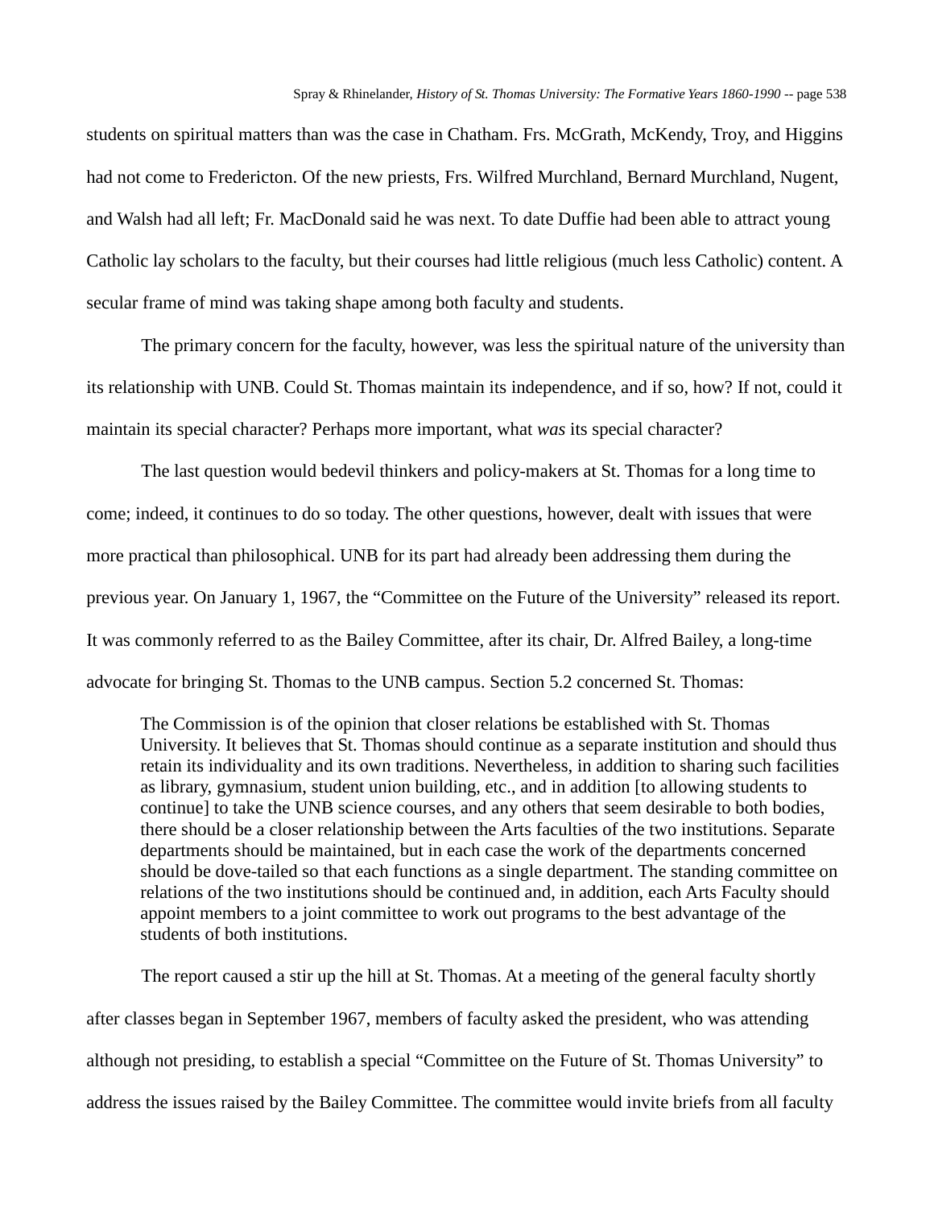students on spiritual matters than was the case in Chatham. Frs. McGrath, McKendy, Troy, and Higgins had not come to Fredericton. Of the new priests, Frs. Wilfred Murchland, Bernard Murchland, Nugent, and Walsh had all left; Fr. MacDonald said he was next. To date Duffie had been able to attract young Catholic lay scholars to the faculty, but their courses had little religious (much less Catholic) content. A secular frame of mind was taking shape among both faculty and students.

The primary concern for the faculty, however, was less the spiritual nature of the university than its relationship with UNB. Could St. Thomas maintain its independence, and if so, how? If not, could it maintain its special character? Perhaps more important, what *was* its special character?

The last question would bedevil thinkers and policy-makers at St. Thomas for a long time to come; indeed, it continues to do so today. The other questions, however, dealt with issues that were more practical than philosophical. UNB for its part had already been addressing them during the previous year. On January 1, 1967, the "Committee on the Future of the University" released its report. It was commonly referred to as the Bailey Committee, after its chair, Dr. Alfred Bailey, a long-time advocate for bringing St. Thomas to the UNB campus. Section 5.2 concerned St. Thomas:

> The Commission is of the opinion that closer relations be established with St. Thomas University. It believes that St. Thomas should continue as a separate institution and should thus retain its individuality and its own traditions. Nevertheless, in addition to sharing such facilities as library, gymnasium, student union building, etc., and in addition [to allowing students to continue] to take the UNB science courses, and any others that seem desirable to both bodies, there should be a closer relationship between the Arts faculties of the two institutions. Separate departments should be maintained, but in each case the work of the departments concerned should be dove-tailed so that each functions as a single department. The standing committee on relations of the two institutions should be continued and, in addition, each Arts Faculty should appoint members to a joint committee to work out programs to the best advantage of the students of both institutions.

The report caused a stir up the hill at St. Thomas. At a meeting of the general faculty shortly after classes began in September 1967, members of faculty asked the president, who was attending although not presiding, to establish a special "Committee on the Future of St. Thomas University" to address the issues raised by the Bailey Committee. The committee would invite briefs from all faculty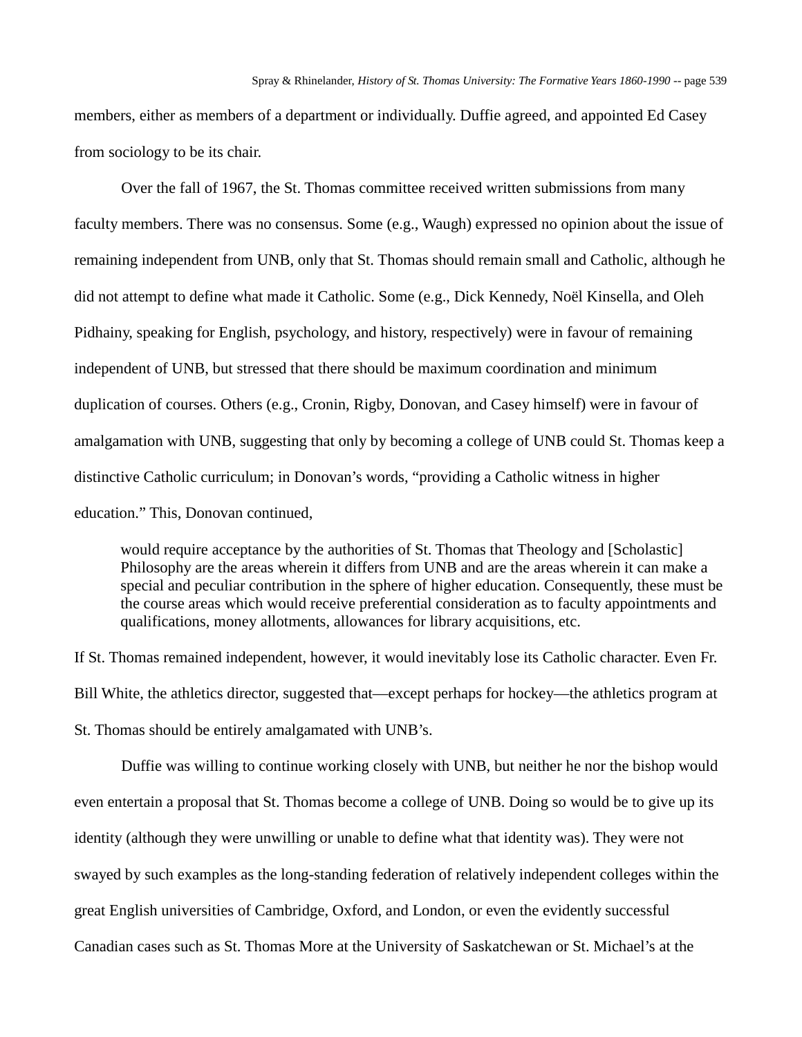members, either as members of a department or individually. Duffie agreed, and appointed Ed Casey from sociology to be its chair.

Over the fall of 1967, the St. Thomas committee received written submissions from many faculty members. There was no consensus. Some (e.g., Waugh) expressed no opinion about the issue of remaining independent from UNB, only that St. Thomas should remain small and Catholic, although he did not attempt to define what made it Catholic. Some (e.g., Dick Kennedy, Noël Kinsella, and Oleh Pidhainy, speaking for English, psychology, and history, respectively) were in favour of remaining independent of UNB, but stressed that there should be maximum coordination and minimum duplication of courses. Others (e.g., Cronin, Rigby, Donovan, and Casey himself) were in favour of amalgamation with UNB, suggesting that only by becoming a college of UNB could St. Thomas keep a distinctive Catholic curriculum; in Donovan's words, "providing a Catholic witness in higher education." This, Donovan continued,

> would require acceptance by the authorities of St. Thomas that Theology and [Scholastic] Philosophy are the areas wherein it differs from UNB and are the areas wherein it can make a special and peculiar contribution in the sphere of higher education. Consequently, these must be the course areas which would receive preferential consideration as to faculty appointments and qualifications, money allotments, allowances for library acquisitions, etc.

If St. Thomas remained independent, however, it would inevitably lose its Catholic character. Even Fr. Bill White, the athletics director, suggested that—except perhaps for hockey—the athletics program at St. Thomas should be entirely amalgamated with UNB's.

Duffie was willing to continue working closely with UNB, but neither he nor the bishop would even entertain a proposal that St. Thomas become a college of UNB. Doing so would be to give up its identity (although they were unwilling or unable to define what that identity was). They were not swayed by such examples as the long-standing federation of relatively independent colleges within the great English universities of Cambridge, Oxford, and London, or even the evidently successful Canadian cases such as St. Thomas More at the University of Saskatchewan or St. Michael's at the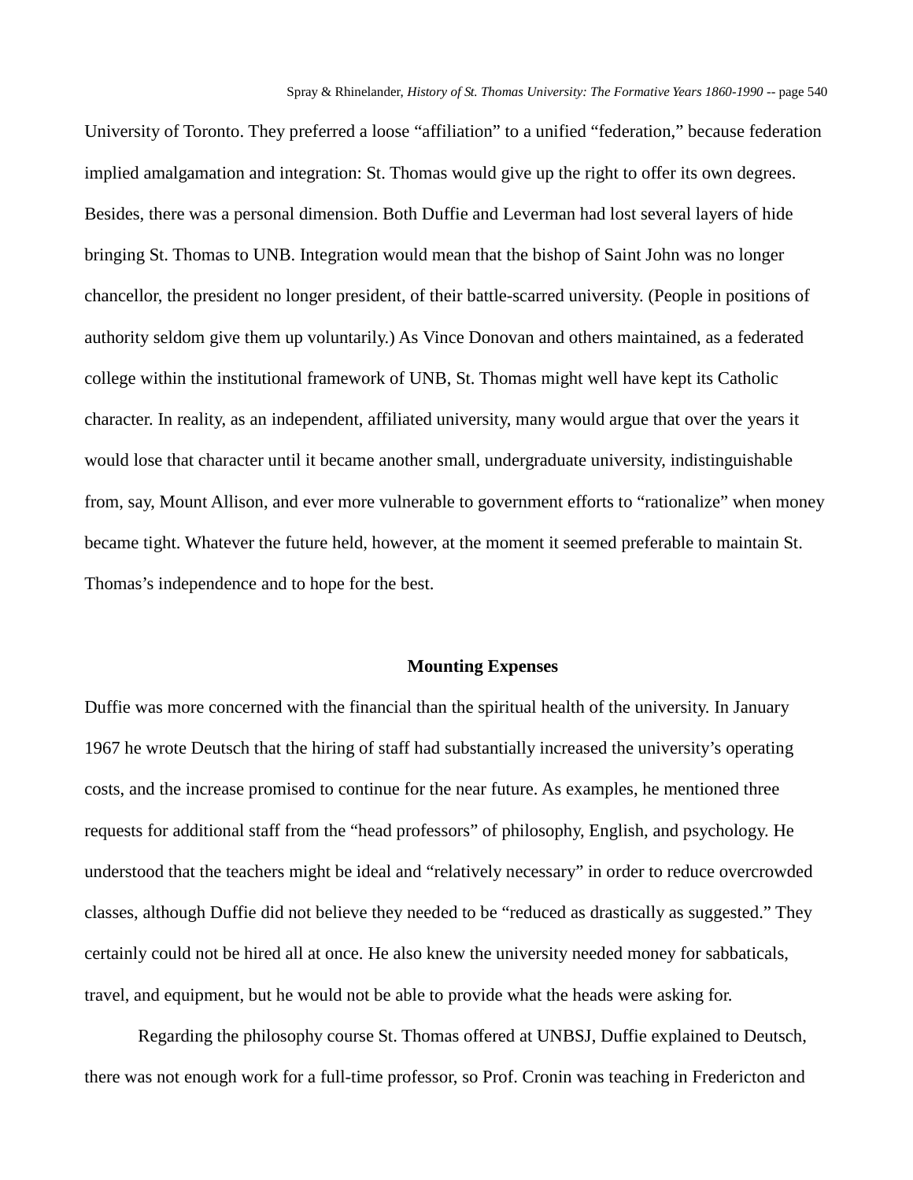University of Toronto. They preferred a loose "affiliation" to a unified "federation," because federation implied amalgamation and integration: St. Thomas would give up the right to offer its own degrees. Besides, there was a personal dimension. Both Duffie and Leverman had lost several layers of hide bringing St. Thomas to UNB. Integration would mean that the bishop of Saint John was no longer chancellor, the president no longer president, of their battle-scarred university. (People in positions of authority seldom give them up voluntarily.) As Vince Donovan and others maintained, as a federated college within the institutional framework of UNB, St. Thomas might well have kept its Catholic character. In reality, as an independent, affiliated university, many would argue that over the years it would lose that character until it became another small, undergraduate university, indistinguishable from, say, Mount Allison, and ever more vulnerable to government efforts to "rationalize" when money became tight. Whatever the future held, however, at the moment it seemed preferable to maintain St. Thomas's independence and to hope for the best.

## Mounting Expenses

Duffie was more concerned with the financial than the spiritual health of the university. In January 1967 he wrote Deutsch that the hiring of staff had substantially increased the university's operating costs, and the increase promised to continue for the near future. As examples, he mentioned three requests for additional staff from the "head professors" of philosophy, English, and psychology. He understood that the teachers might be ideal and "relatively necessary" in order to reduce overcrowded classes, although Duffie did not believe they needed to be "reduced as drastically as suggested." They certainly could not be hired all at once. He also knew the university needed money for sabbaticals, travel, and equipment, but he would not be able to provide what the heads were asking for.

Regarding the philosophy course St. Thomas offered at UNBSJ, Duffie explained to Deutsch, there was not enough work for a full-time professor, so Prof. Cronin was teaching in Fredericton and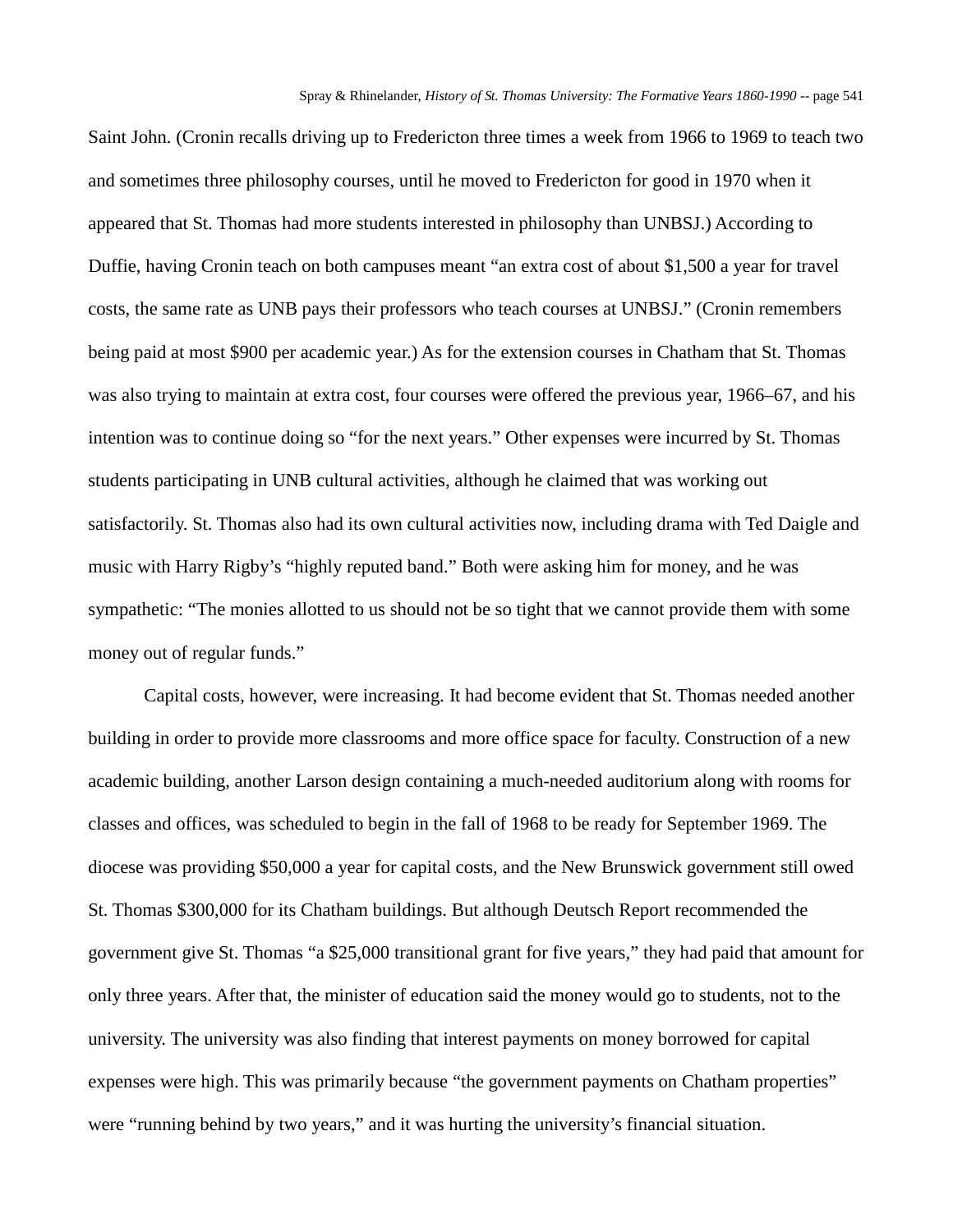Saint John. (Cronin recalls driving up to Fredericton three times a week from 1966 to 1969 to teach two and sometimes three philosophy courses, until he moved to Fredericton for good in 1970 when it appeared that St. Thomas had more students interested in philosophy than UNBSJ.) According to Duffie, having Cronin teach on both campuses meant “an extra cost of about $1,500 a year for travel costs, the same rate as UNB pays their professors who teach courses at UNBSJ.” (Cronin remembers being paid at most $900 per academic year.) As for the extension courses in Chatham that St. Thomas was also trying to maintain at extra cost, four courses were offered the previous year, 1966–67, and his intention was to continue doing so “for the next years.” Other expenses were incurred by St. Thomas students participating in UNB cultural activities, although he claimed that was working out satisfactorily. St. Thomas also had its own cultural activities now, including drama with Ted Daigle and music with Harry Rigby’s “highly reputed band.” Both were asking him for money, and he was sympathetic: “The monies allotted to us should not be so tight that we cannot provide them with some money out of regular funds.”

Capital costs, however, were increasing. It had become evident that St. Thomas needed another building in order to provide more classrooms and more office space for faculty. Construction of a new academic building, another Larson design containing a much-needed auditorium along with rooms for classes and offices, was scheduled to begin in the fall of 1968 to be ready for September 1969. The diocese was providing $50,000 a year for capital costs, and the New Brunswick government still owed St. Thomas $300,000 for its Chatham buildings. But although Deutsch Report recommended the government give St. Thomas “a $25,000 transitional grant for five years,” they had paid that amount for only three years. After that, the minister of education said the money would go to students, not to the university. The university was also finding that interest payments on money borrowed for capital expenses were high. This was primarily because “the government payments on Chatham properties” were “running behind by two years,” and it was hurting the university’s financial situation.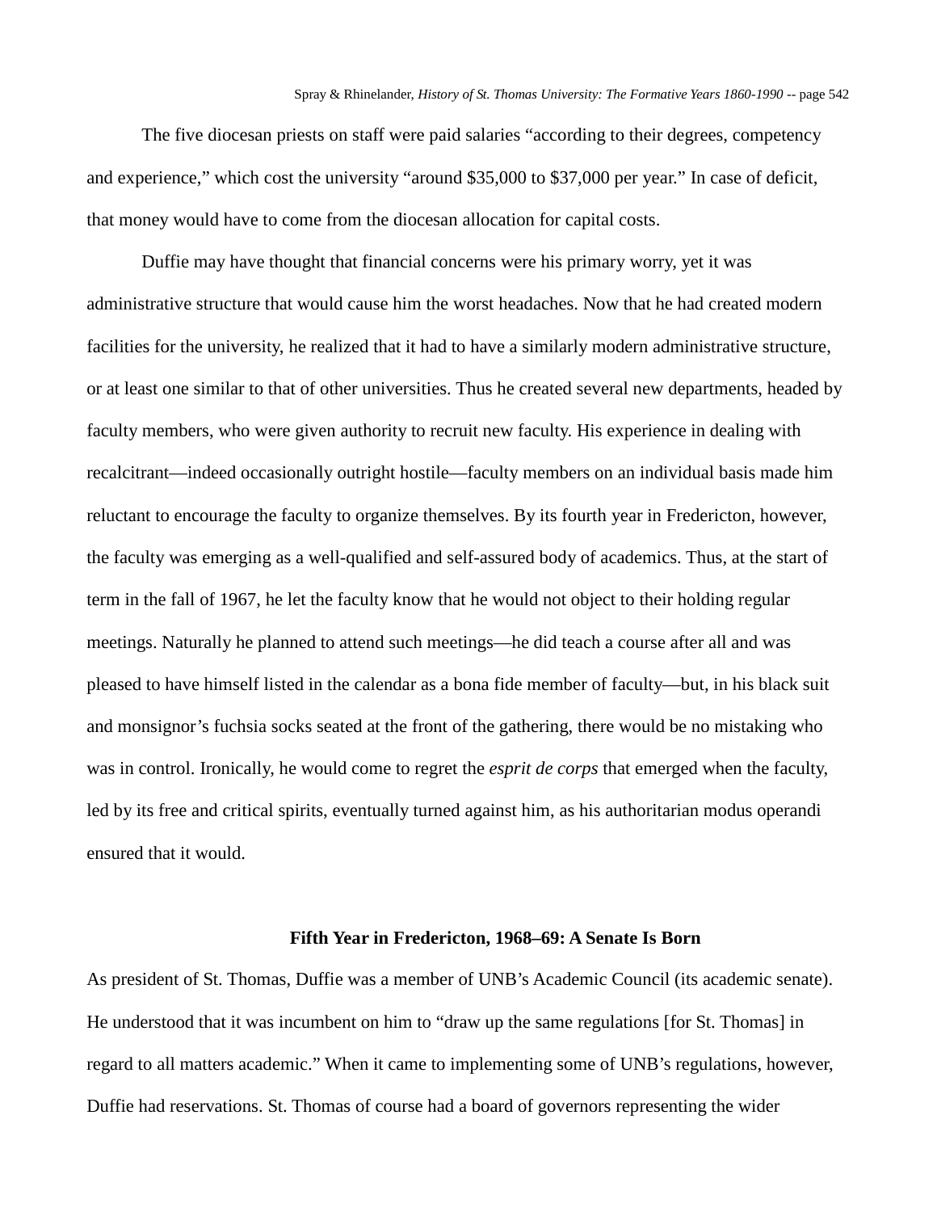The five diocesan priests on staff were paid salaries "according to their degrees, competency and experience," which cost the university "around $35,000 to $37,000 per year." In case of deficit, that money would have to come from the diocesan allocation for capital costs.

Duffie may have thought that financial concerns were his primary worry, yet it was administrative structure that would cause him the worst headaches. Now that he had created modern facilities for the university, he realized that it had to have a similarly modern administrative structure, or at least one similar to that of other universities. Thus he created several new departments, headed by faculty members, who were given authority to recruit new faculty. His experience in dealing with recalcitrant—indeed occasionally outright hostile—faculty members on an individual basis made him reluctant to encourage the faculty to organize themselves. By its fourth year in Fredericton, however, the faculty was emerging as a well-qualified and self-assured body of academics. Thus, at the start of term in the fall of 1967, he let the faculty know that he would not object to their holding regular meetings. Naturally he planned to attend such meetings—he did teach a course after all and was pleased to have himself listed in the calendar as a bona fide member of faculty—but, in his black suit and monsignor's fuchsia socks seated at the front of the gathering, there would be no mistaking who was in control. Ironically, he would come to regret the *esprit de corps* that emerged when the faculty, led by its free and critical spirits, eventually turned against him, as his authoritarian modus operandi ensured that it would.

## Fifth Year in Fredericton, 1968–69: A Senate Is Born

As president of St. Thomas, Duffie was a member of UNB's Academic Council (its academic senate). He understood that it was incumbent on him to "draw up the same regulations [for St. Thomas] in regard to all matters academic." When it came to implementing some of UNB's regulations, however, Duffie had reservations. St. Thomas of course had a board of governors representing the wider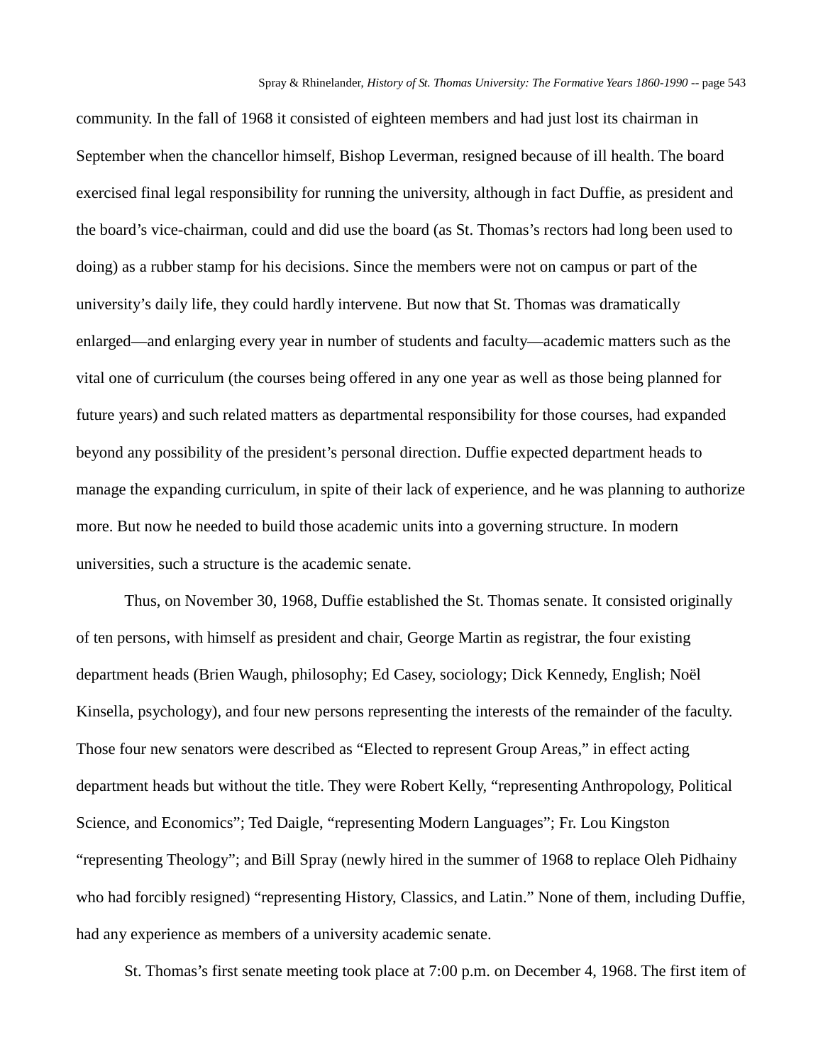community. In the fall of 1968 it consisted of eighteen members and had just lost its chairman in September when the chancellor himself, Bishop Leverman, resigned because of ill health. The board exercised final legal responsibility for running the university, although in fact Duffie, as president and the board's vice-chairman, could and did use the board (as St. Thomas's rectors had long been used to doing) as a rubber stamp for his decisions. Since the members were not on campus or part of the university's daily life, they could hardly intervene. But now that St. Thomas was dramatically enlarged—and enlarging every year in number of students and faculty—academic matters such as the vital one of curriculum (the courses being offered in any one year as well as those being planned for future years) and such related matters as departmental responsibility for those courses, had expanded beyond any possibility of the president's personal direction. Duffie expected department heads to manage the expanding curriculum, in spite of their lack of experience, and he was planning to authorize more. But now he needed to build those academic units into a governing structure. In modern universities, such a structure is the academic senate.

Thus, on November 30, 1968, Duffie established the St. Thomas senate. It consisted originally of ten persons, with himself as president and chair, George Martin as registrar, the four existing department heads (Brien Waugh, philosophy; Ed Casey, sociology; Dick Kennedy, English; Noël Kinsella, psychology), and four new persons representing the interests of the remainder of the faculty. Those four new senators were described as "Elected to represent Group Areas," in effect acting department heads but without the title. They were Robert Kelly, "representing Anthropology, Political Science, and Economics"; Ted Daigle, "representing Modern Languages"; Fr. Lou Kingston "representing Theology"; and Bill Spray (newly hired in the summer of 1968 to replace Oleh Pidhainy who had forcibly resigned) "representing History, Classics, and Latin." None of them, including Duffie, had any experience as members of a university academic senate.

St. Thomas's first senate meeting took place at 7:00 p.m. on December 4, 1968. The first item of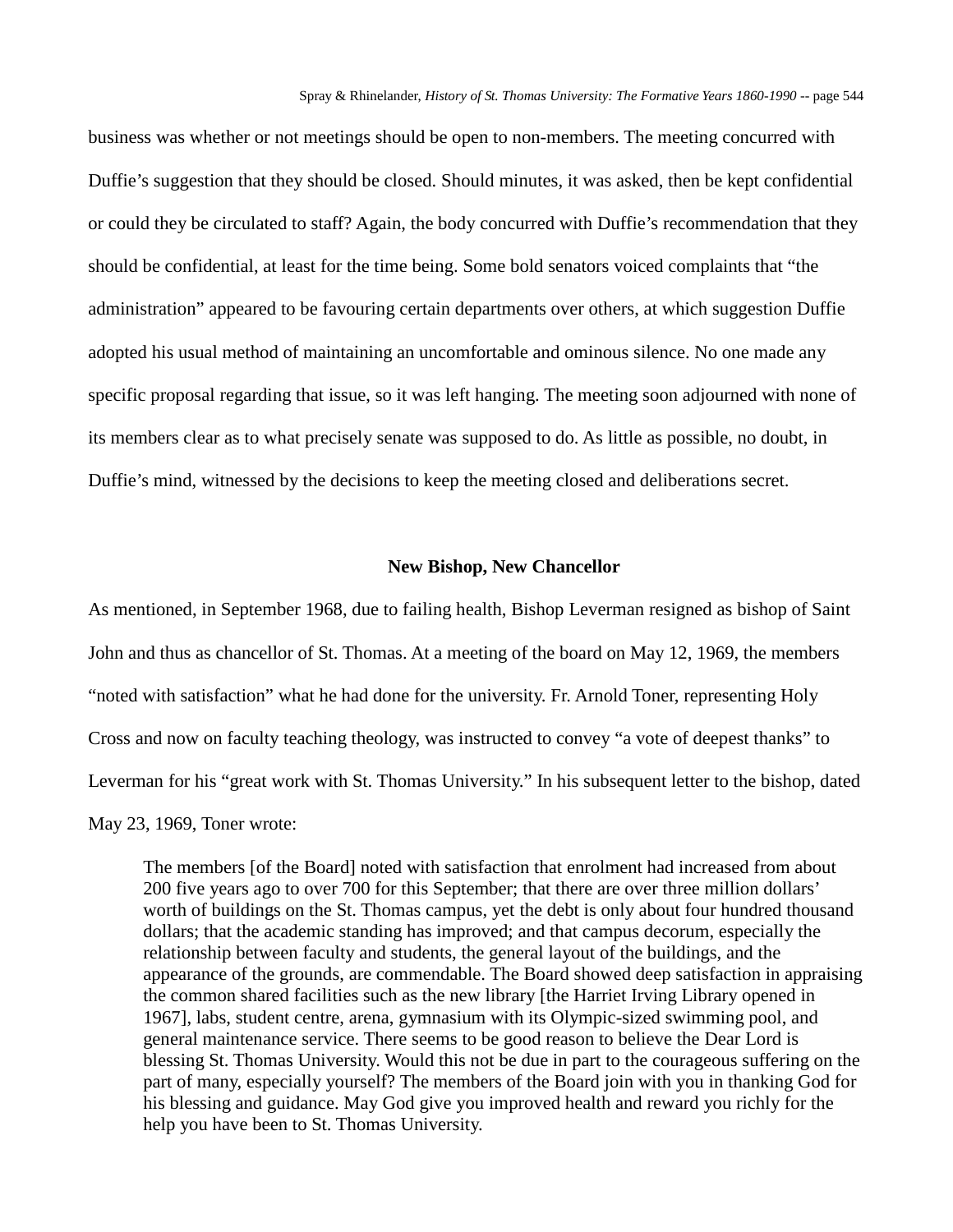business was whether or not meetings should be open to non-members. The meeting concurred with Duffie's suggestion that they should be closed. Should minutes, it was asked, then be kept confidential or could they be circulated to staff? Again, the body concurred with Duffie's recommendation that they should be confidential, at least for the time being. Some bold senators voiced complaints that "the administration" appeared to be favouring certain departments over others, at which suggestion Duffie adopted his usual method of maintaining an uncomfortable and ominous silence. No one made any specific proposal regarding that issue, so it was left hanging. The meeting soon adjourned with none of its members clear as to what precisely senate was supposed to do. As little as possible, no doubt, in Duffie's mind, witnessed by the decisions to keep the meeting closed and deliberations secret.

### New Bishop, New Chancellor

As mentioned, in September 1968, due to failing health, Bishop Leverman resigned as bishop of Saint John and thus as chancellor of St. Thomas. At a meeting of the board on May 12, 1969, the members "noted with satisfaction" what he had done for the university. Fr. Arnold Toner, representing Holy Cross and now on faculty teaching theology, was instructed to convey "a vote of deepest thanks" to Leverman for his "great work with St. Thomas University." In his subsequent letter to the bishop, dated May 23, 1969, Toner wrote:

> The members [of the Board] noted with satisfaction that enrolment had increased from about 200 five years ago to over 700 for this September; that there are over three million dollars' worth of buildings on the St. Thomas campus, yet the debt is only about four hundred thousand dollars; that the academic standing has improved; and that campus decorum, especially the relationship between faculty and students, the general layout of the buildings, and the appearance of the grounds, are commendable. The Board showed deep satisfaction in appraising the common shared facilities such as the new library [the Harriet Irving Library opened in 1967], labs, student centre, arena, gymnasium with its Olympic-sized swimming pool, and general maintenance service. There seems to be good reason to believe the Dear Lord is blessing St. Thomas University. Would this not be due in part to the courageous suffering on the part of many, especially yourself? The members of the Board join with you in thanking God for his blessing and guidance. May God give you improved health and reward you richly for the help you have been to St. Thomas University.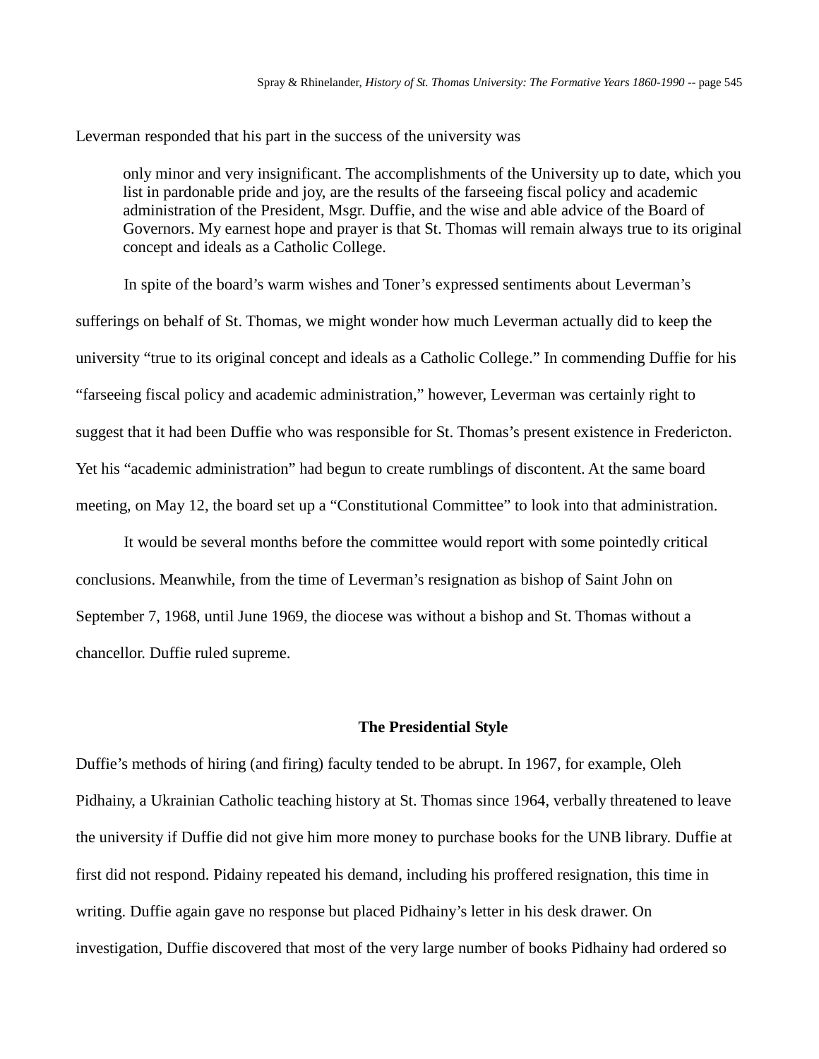Leverman responded that his part in the success of the university was

> only minor and very insignificant. The accomplishments of the University up to date, which you list in pardonable pride and joy, are the results of the farseeing fiscal policy and academic administration of the President, Msgr. Duffie, and the wise and able advice of the Board of Governors. My earnest hope and prayer is that St. Thomas will remain always true to its original concept and ideals as a Catholic College.

In spite of the board's warm wishes and Toner's expressed sentiments about Leverman's sufferings on behalf of St. Thomas, we might wonder how much Leverman actually did to keep the university "true to its original concept and ideals as a Catholic College." In commending Duffie for his "farseeing fiscal policy and academic administration," however, Leverman was certainly right to suggest that it had been Duffie who was responsible for St. Thomas's present existence in Fredericton. Yet his "academic administration" had begun to create rumblings of discontent. At the same board meeting, on May 12, the board set up a "Constitutional Committee" to look into that administration.

It would be several months before the committee would report with some pointedly critical conclusions. Meanwhile, from the time of Leverman's resignation as bishop of Saint John on September 7, 1968, until June 1969, the diocese was without a bishop and St. Thomas without a chancellor. Duffie ruled supreme.

### The Presidential Style

Duffie's methods of hiring (and firing) faculty tended to be abrupt. In 1967, for example, Oleh Pidhainy, a Ukrainian Catholic teaching history at St. Thomas since 1964, verbally threatened to leave the university if Duffie did not give him more money to purchase books for the UNB library. Duffie at first did not respond. Pidainy repeated his demand, including his proffered resignation, this time in writing. Duffie again gave no response but placed Pidhainy's letter in his desk drawer. On investigation, Duffie discovered that most of the very large number of books Pidhainy had ordered so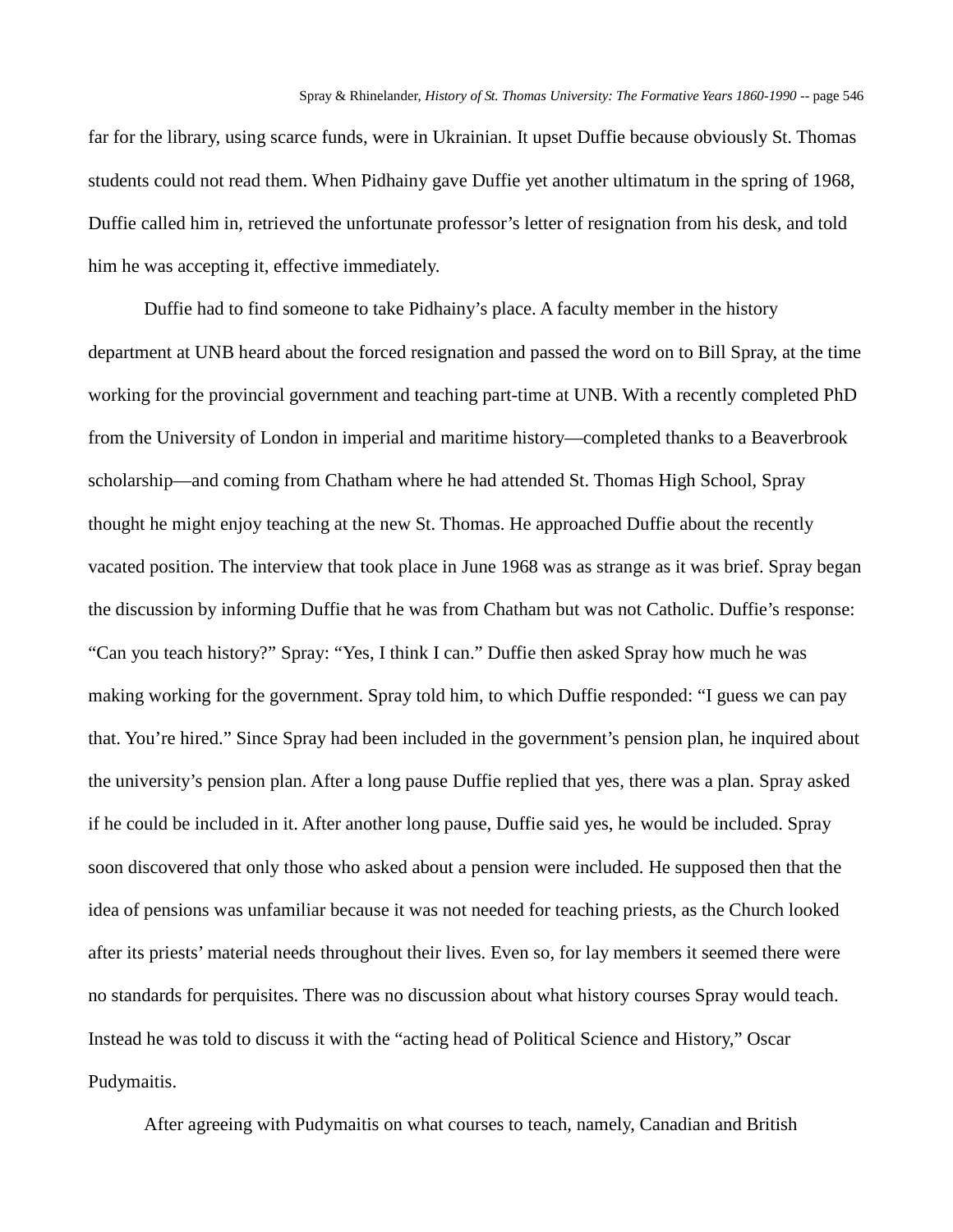far for the library, using scarce funds, were in Ukrainian. It upset Duffie because obviously St. Thomas students could not read them. When Pidhainy gave Duffie yet another ultimatum in the spring of 1968, Duffie called him in, retrieved the unfortunate professor's letter of resignation from his desk, and told him he was accepting it, effective immediately.

Duffie had to find someone to take Pidhainy's place. A faculty member in the history department at UNB heard about the forced resignation and passed the word on to Bill Spray, at the time working for the provincial government and teaching part-time at UNB. With a recently completed PhD from the University of London in imperial and maritime history—completed thanks to a Beaverbrook scholarship—and coming from Chatham where he had attended St. Thomas High School, Spray thought he might enjoy teaching at the new St. Thomas. He approached Duffie about the recently vacated position. The interview that took place in June 1968 was as strange as it was brief. Spray began the discussion by informing Duffie that he was from Chatham but was not Catholic. Duffie's response: "Can you teach history?" Spray: "Yes, I think I can." Duffie then asked Spray how much he was making working for the government. Spray told him, to which Duffie responded: "I guess we can pay that. You're hired." Since Spray had been included in the government's pension plan, he inquired about the university's pension plan. After a long pause Duffie replied that yes, there was a plan. Spray asked if he could be included in it. After another long pause, Duffie said yes, he would be included. Spray soon discovered that only those who asked about a pension were included. He supposed then that the idea of pensions was unfamiliar because it was not needed for teaching priests, as the Church looked after its priests' material needs throughout their lives. Even so, for lay members it seemed there were no standards for perquisites. There was no discussion about what history courses Spray would teach. Instead he was told to discuss it with the "acting head of Political Science and History," Oscar Pudymaitis.

After agreeing with Pudymaitis on what courses to teach, namely, Canadian and British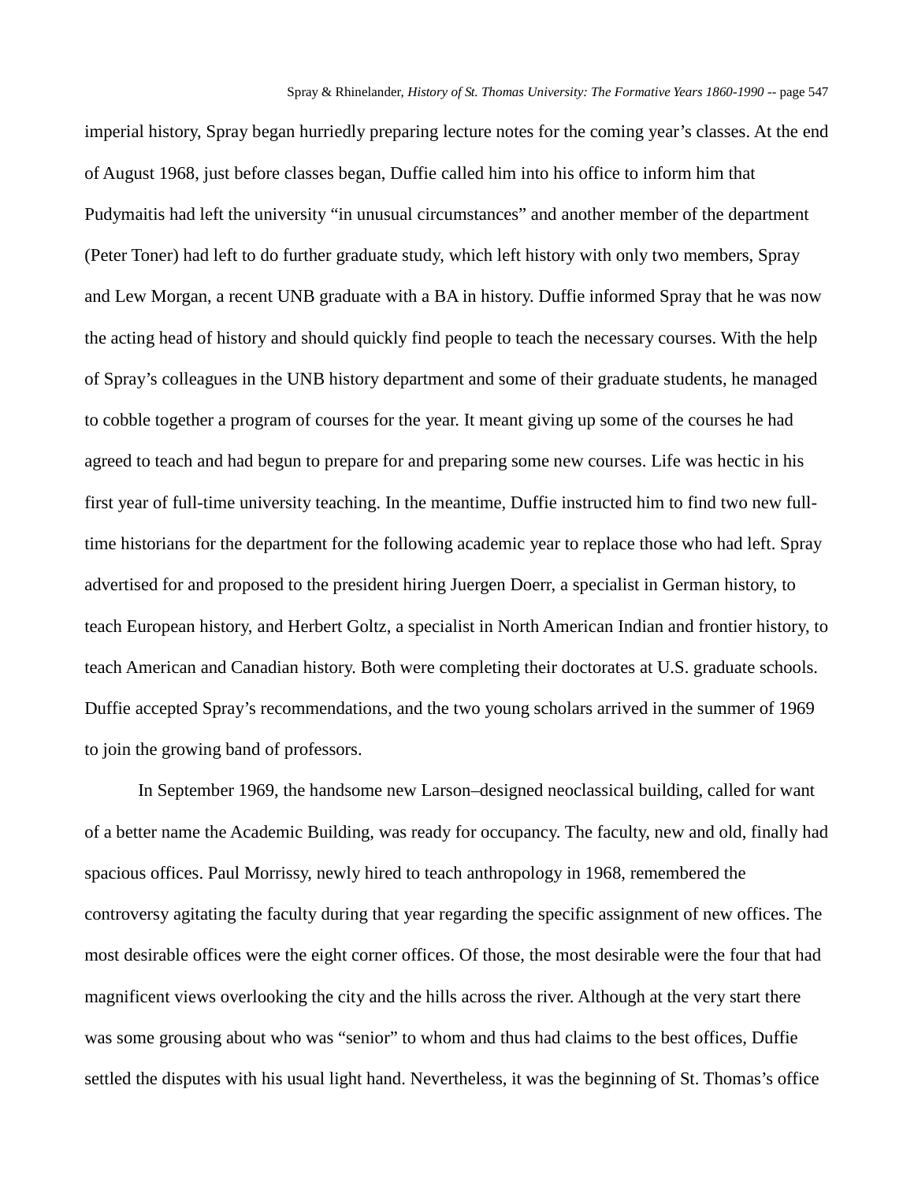imperial history, Spray began hurriedly preparing lecture notes for the coming year's classes. At the end of August 1968, just before classes began, Duffie called him into his office to inform him that Pudymaitis had left the university "in unusual circumstances" and another member of the department (Peter Toner) had left to do further graduate study, which left history with only two members, Spray and Lew Morgan, a recent UNB graduate with a BA in history. Duffie informed Spray that he was now the acting head of history and should quickly find people to teach the necessary courses. With the help of Spray's colleagues in the UNB history department and some of their graduate students, he managed to cobble together a program of courses for the year. It meant giving up some of the courses he had agreed to teach and had begun to prepare for and preparing some new courses. Life was hectic in his first year of full-time university teaching. In the meantime, Duffie instructed him to find two new full-time historians for the department for the following academic year to replace those who had left. Spray advertised for and proposed to the president hiring Juergen Doerr, a specialist in German history, to teach European history, and Herbert Goltz, a specialist in North American Indian and frontier history, to teach American and Canadian history. Both were completing their doctorates at U.S. graduate schools. Duffie accepted Spray's recommendations, and the two young scholars arrived in the summer of 1969 to join the growing band of professors.

In September 1969, the handsome new Larson–designed neoclassical building, called for want of a better name the Academic Building, was ready for occupancy. The faculty, new and old, finally had spacious offices. Paul Morrissy, newly hired to teach anthropology in 1968, remembered the controversy agitating the faculty during that year regarding the specific assignment of new offices. The most desirable offices were the eight corner offices. Of those, the most desirable were the four that had magnificent views overlooking the city and the hills across the river. Although at the very start there was some grousing about who was "senior" to whom and thus had claims to the best offices, Duffie settled the disputes with his usual light hand. Nevertheless, it was the beginning of St. Thomas's office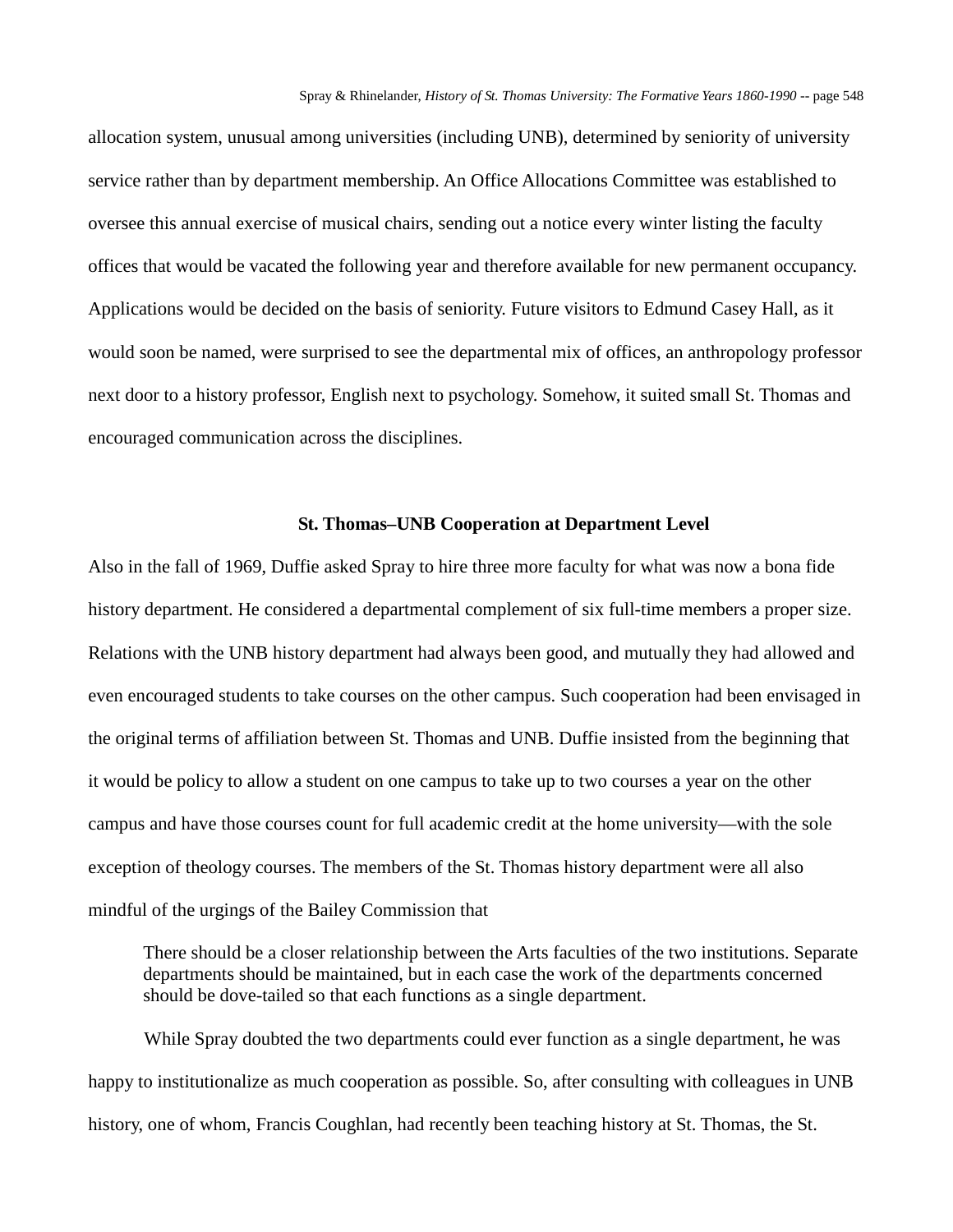allocation system, unusual among universities (including UNB), determined by seniority of university service rather than by department membership. An Office Allocations Committee was established to oversee this annual exercise of musical chairs, sending out a notice every winter listing the faculty offices that would be vacated the following year and therefore available for new permanent occupancy. Applications would be decided on the basis of seniority. Future visitors to Edmund Casey Hall, as it would soon be named, were surprised to see the departmental mix of offices, an anthropology professor next door to a history professor, English next to psychology. Somehow, it suited small St. Thomas and encouraged communication across the disciplines.

### St. Thomas–UNB Cooperation at Department Level

Also in the fall of 1969, Duffie asked Spray to hire three more faculty for what was now a bona fide history department. He considered a departmental complement of six full-time members a proper size. Relations with the UNB history department had always been good, and mutually they had allowed and even encouraged students to take courses on the other campus. Such cooperation had been envisaged in the original terms of affiliation between St. Thomas and UNB. Duffie insisted from the beginning that it would be policy to allow a student on one campus to take up to two courses a year on the other campus and have those courses count for full academic credit at the home university—with the sole exception of theology courses. The members of the St. Thomas history department were all also mindful of the urgings of the Bailey Commission that

> There should be a closer relationship between the Arts faculties of the two institutions. Separate departments should be maintained, but in each case the work of the departments concerned should be dove-tailed so that each functions as a single department.

While Spray doubted the two departments could ever function as a single department, he was happy to institutionalize as much cooperation as possible. So, after consulting with colleagues in UNB history, one of whom, Francis Coughlan, had recently been teaching history at St. Thomas, the St.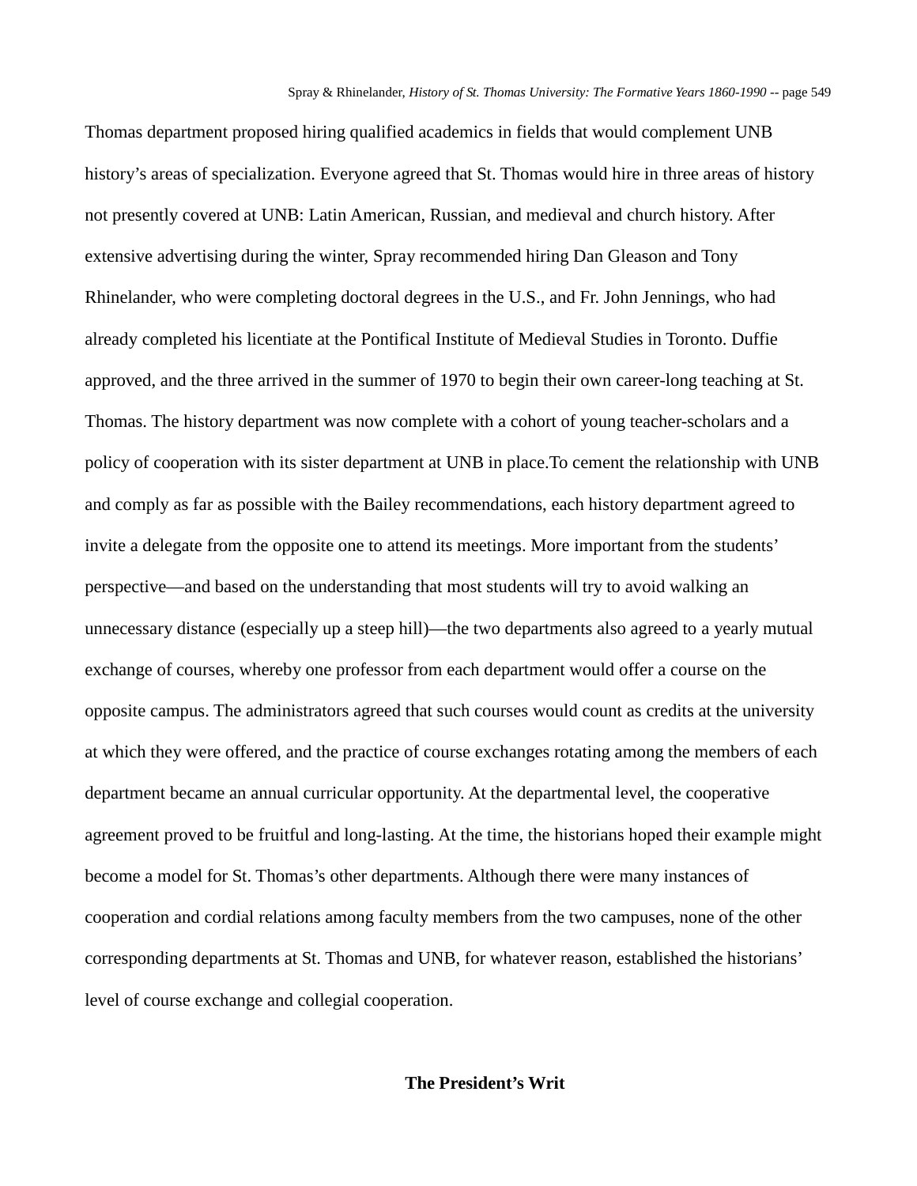Thomas department proposed hiring qualified academics in fields that would complement UNB history's areas of specialization. Everyone agreed that St. Thomas would hire in three areas of history not presently covered at UNB: Latin American, Russian, and medieval and church history. After extensive advertising during the winter, Spray recommended hiring Dan Gleason and Tony Rhinelander, who were completing doctoral degrees in the U.S., and Fr. John Jennings, who had already completed his licentiate at the Pontifical Institute of Medieval Studies in Toronto. Duffie approved, and the three arrived in the summer of 1970 to begin their own career-long teaching at St. Thomas. The history department was now complete with a cohort of young teacher-scholars and a policy of cooperation with its sister department at UNB in place.To cement the relationship with UNB and comply as far as possible with the Bailey recommendations, each history department agreed to invite a delegate from the opposite one to attend its meetings. More important from the students' perspective—and based on the understanding that most students will try to avoid walking an unnecessary distance (especially up a steep hill)—the two departments also agreed to a yearly mutual exchange of courses, whereby one professor from each department would offer a course on the opposite campus. The administrators agreed that such courses would count as credits at the university at which they were offered, and the practice of course exchanges rotating among the members of each department became an annual curricular opportunity. At the departmental level, the cooperative agreement proved to be fruitful and long-lasting. At the time, the historians hoped their example might become a model for St. Thomas's other departments. Although there were many instances of cooperation and cordial relations among faculty members from the two campuses, none of the other corresponding departments at St. Thomas and UNB, for whatever reason, established the historians' level of course exchange and collegial cooperation.

## The President's Writ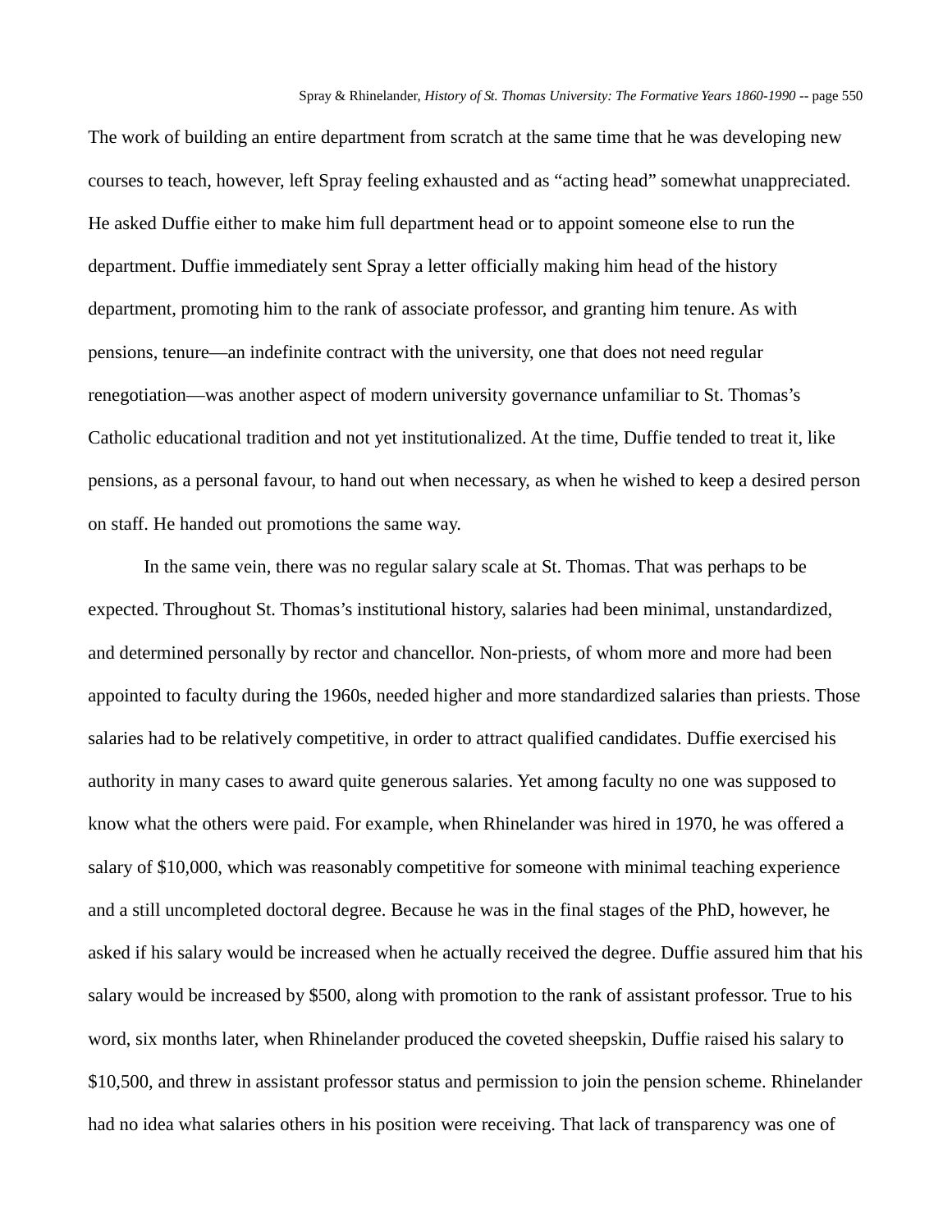The work of building an entire department from scratch at the same time that he was developing new courses to teach, however, left Spray feeling exhausted and as "acting head" somewhat unappreciated. He asked Duffie either to make him full department head or to appoint someone else to run the department. Duffie immediately sent Spray a letter officially making him head of the history department, promoting him to the rank of associate professor, and granting him tenure. As with pensions, tenure—an indefinite contract with the university, one that does not need regular renegotiation—was another aspect of modern university governance unfamiliar to St. Thomas's Catholic educational tradition and not yet institutionalized. At the time, Duffie tended to treat it, like pensions, as a personal favour, to hand out when necessary, as when he wished to keep a desired person on staff. He handed out promotions the same way.

In the same vein, there was no regular salary scale at St. Thomas. That was perhaps to be expected. Throughout St. Thomas's institutional history, salaries had been minimal, unstandardized, and determined personally by rector and chancellor. Non-priests, of whom more and more had been appointed to faculty during the 1960s, needed higher and more standardized salaries than priests. Those salaries had to be relatively competitive, in order to attract qualified candidates. Duffie exercised his authority in many cases to award quite generous salaries. Yet among faculty no one was supposed to know what the others were paid. For example, when Rhinelander was hired in 1970, he was offered a salary of $10,000, which was reasonably competitive for someone with minimal teaching experience and a still uncompleted doctoral degree. Because he was in the final stages of the PhD, however, he asked if his salary would be increased when he actually received the degree. Duffie assured him that his salary would be increased by $500, along with promotion to the rank of assistant professor. True to his word, six months later, when Rhinelander produced the coveted sheepskin, Duffie raised his salary to $10,500, and threw in assistant professor status and permission to join the pension scheme. Rhinelander had no idea what salaries others in his position were receiving. That lack of transparency was one of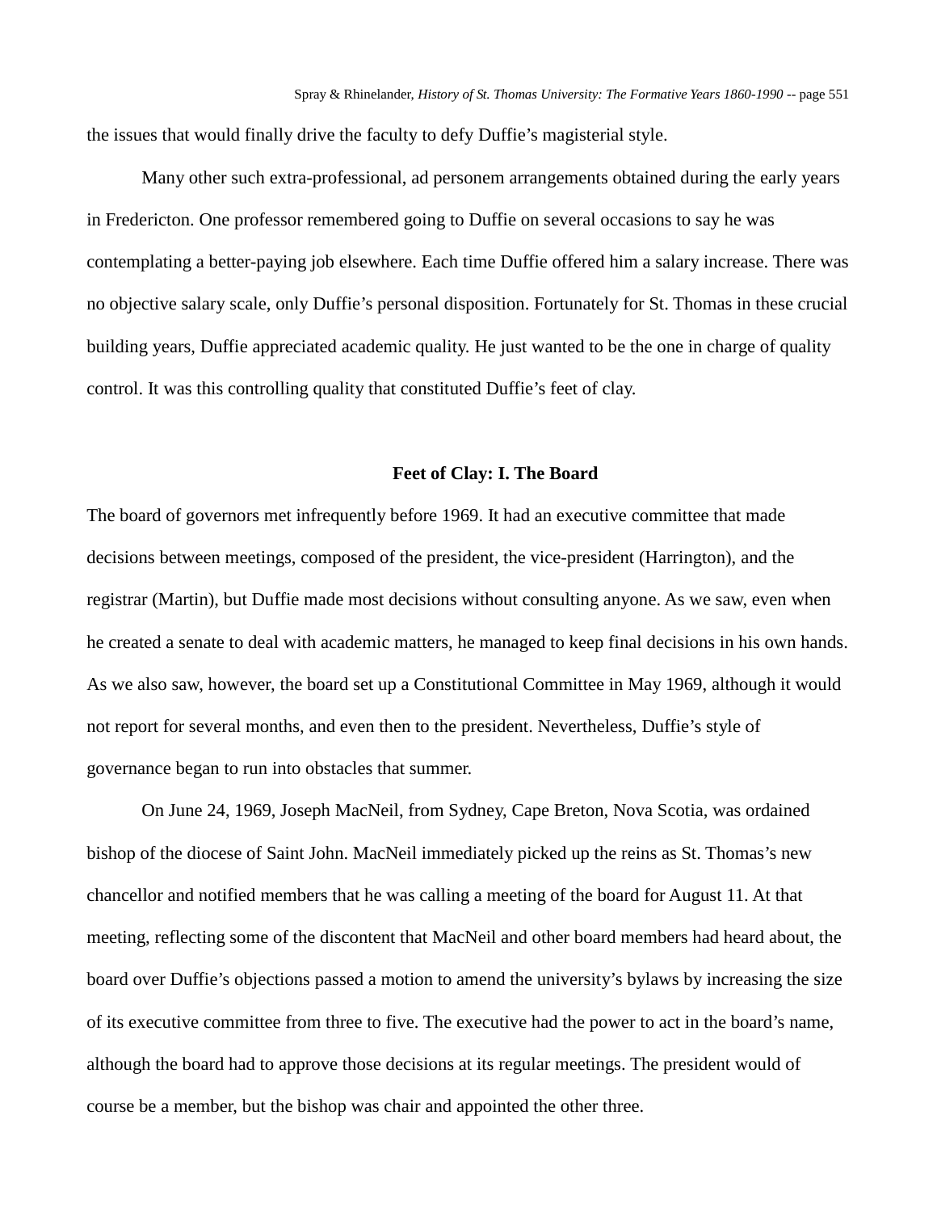the issues that would finally drive the faculty to defy Duffie's magisterial style.

Many other such extra-professional, ad personem arrangements obtained during the early years in Fredericton. One professor remembered going to Duffie on several occasions to say he was contemplating a better-paying job elsewhere. Each time Duffie offered him a salary increase. There was no objective salary scale, only Duffie's personal disposition. Fortunately for St. Thomas in these crucial building years, Duffie appreciated academic quality. He just wanted to be the one in charge of quality control. It was this controlling quality that constituted Duffie's feet of clay.

### Feet of Clay: I. The Board

The board of governors met infrequently before 1969. It had an executive committee that made decisions between meetings, composed of the president, the vice-president (Harrington), and the registrar (Martin), but Duffie made most decisions without consulting anyone. As we saw, even when he created a senate to deal with academic matters, he managed to keep final decisions in his own hands. As we also saw, however, the board set up a Constitutional Committee in May 1969, although it would not report for several months, and even then to the president. Nevertheless, Duffie's style of governance began to run into obstacles that summer.

On June 24, 1969, Joseph MacNeil, from Sydney, Cape Breton, Nova Scotia, was ordained bishop of the diocese of Saint John. MacNeil immediately picked up the reins as St. Thomas's new chancellor and notified members that he was calling a meeting of the board for August 11. At that meeting, reflecting some of the discontent that MacNeil and other board members had heard about, the board over Duffie's objections passed a motion to amend the university's bylaws by increasing the size of its executive committee from three to five. The executive had the power to act in the board's name, although the board had to approve those decisions at its regular meetings. The president would of course be a member, but the bishop was chair and appointed the other three.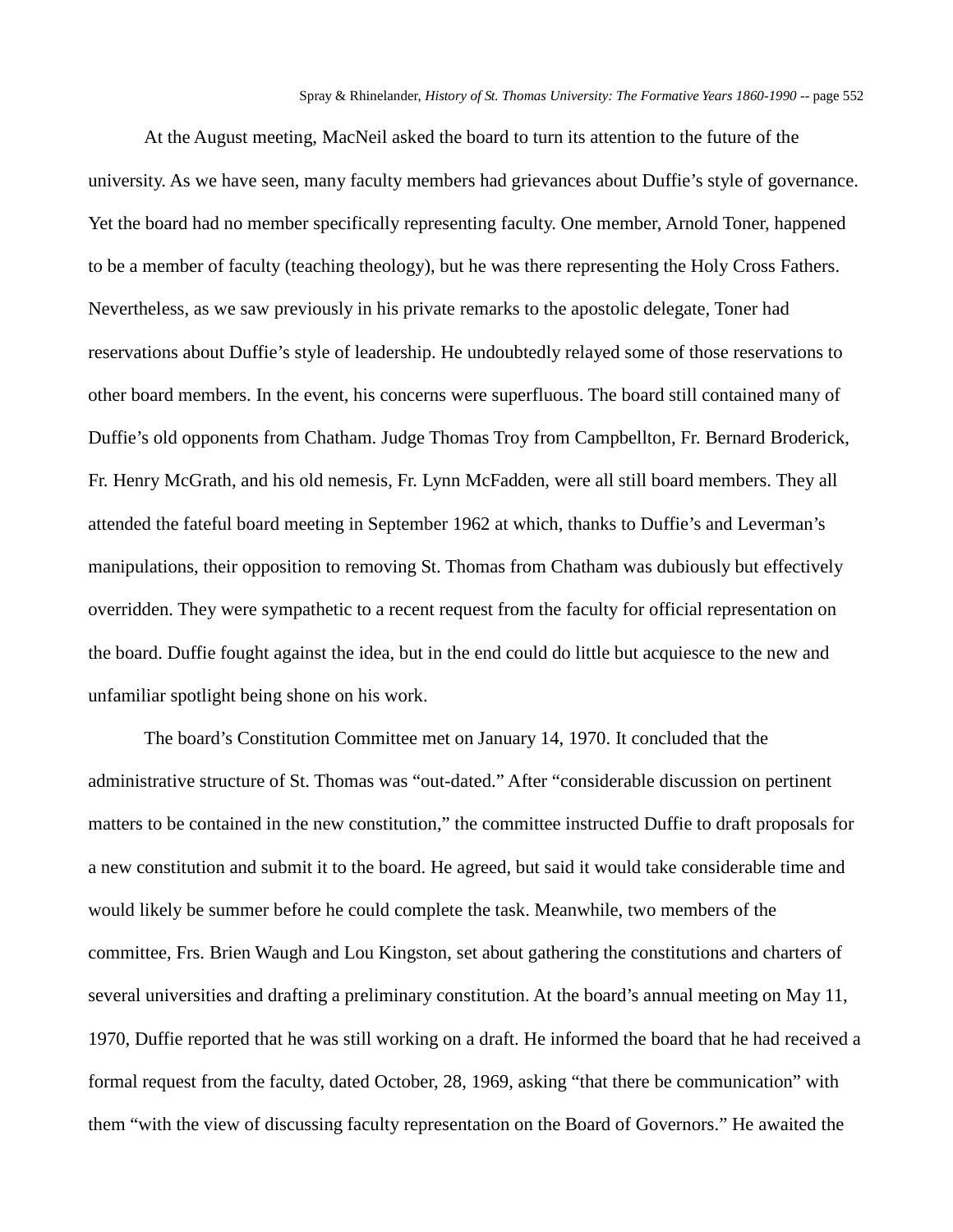At the August meeting, MacNeil asked the board to turn its attention to the future of the university. As we have seen, many faculty members had grievances about Duffie's style of governance. Yet the board had no member specifically representing faculty. One member, Arnold Toner, happened to be a member of faculty (teaching theology), but he was there representing the Holy Cross Fathers. Nevertheless, as we saw previously in his private remarks to the apostolic delegate, Toner had reservations about Duffie's style of leadership. He undoubtedly relayed some of those reservations to other board members. In the event, his concerns were superfluous. The board still contained many of Duffie's old opponents from Chatham. Judge Thomas Troy from Campbellton, Fr. Bernard Broderick, Fr. Henry McGrath, and his old nemesis, Fr. Lynn McFadden, were all still board members. They all attended the fateful board meeting in September 1962 at which, thanks to Duffie's and Leverman's manipulations, their opposition to removing St. Thomas from Chatham was dubiously but effectively overridden. They were sympathetic to a recent request from the faculty for official representation on the board. Duffie fought against the idea, but in the end could do little but acquiesce to the new and unfamiliar spotlight being shone on his work.

The board's Constitution Committee met on January 14, 1970. It concluded that the administrative structure of St. Thomas was "out-dated." After "considerable discussion on pertinent matters to be contained in the new constitution," the committee instructed Duffie to draft proposals for a new constitution and submit it to the board. He agreed, but said it would take considerable time and would likely be summer before he could complete the task. Meanwhile, two members of the committee, Frs. Brien Waugh and Lou Kingston, set about gathering the constitutions and charters of several universities and drafting a preliminary constitution. At the board's annual meeting on May 11, 1970, Duffie reported that he was still working on a draft. He informed the board that he had received a formal request from the faculty, dated October, 28, 1969, asking "that there be communication" with them "with the view of discussing faculty representation on the Board of Governors." He awaited the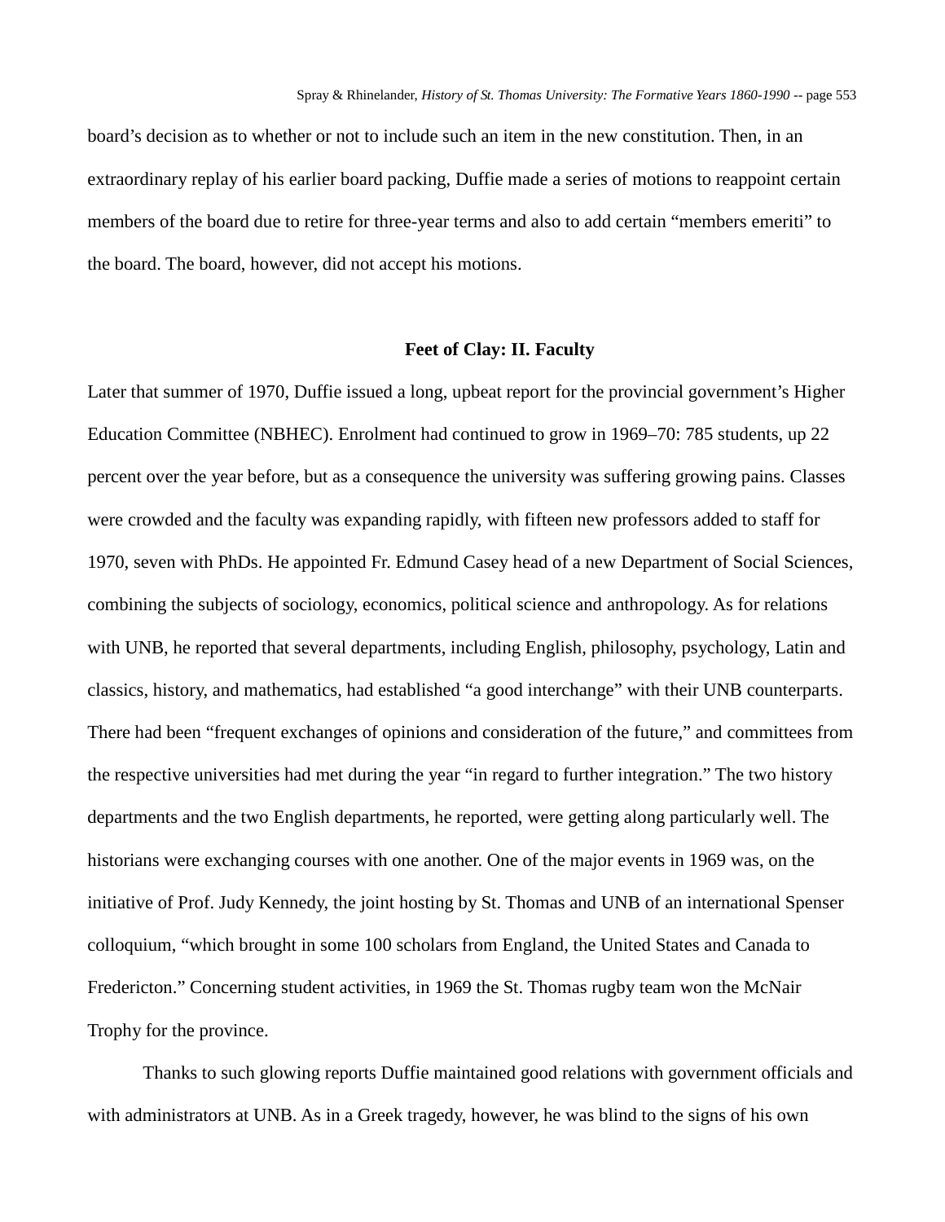board's decision as to whether or not to include such an item in the new constitution. Then, in an extraordinary replay of his earlier board packing, Duffie made a series of motions to reappoint certain members of the board due to retire for three-year terms and also to add certain "members emeriti" to the board. The board, however, did not accept his motions.

## Feet of Clay: II. Faculty

Later that summer of 1970, Duffie issued a long, upbeat report for the provincial government's Higher Education Committee (NBHEC). Enrolment had continued to grow in 1969–70: 785 students, up 22 percent over the year before, but as a consequence the university was suffering growing pains. Classes were crowded and the faculty was expanding rapidly, with fifteen new professors added to staff for 1970, seven with PhDs. He appointed Fr. Edmund Casey head of a new Department of Social Sciences, combining the subjects of sociology, economics, political science and anthropology. As for relations with UNB, he reported that several departments, including English, philosophy, psychology, Latin and classics, history, and mathematics, had established "a good interchange" with their UNB counterparts. There had been "frequent exchanges of opinions and consideration of the future," and committees from the respective universities had met during the year "in regard to further integration." The two history departments and the two English departments, he reported, were getting along particularly well. The historians were exchanging courses with one another. One of the major events in 1969 was, on the initiative of Prof. Judy Kennedy, the joint hosting by St. Thomas and UNB of an international Spenser colloquium, "which brought in some 100 scholars from England, the United States and Canada to Fredericton." Concerning student activities, in 1969 the St. Thomas rugby team won the McNair Trophy for the province.

Thanks to such glowing reports Duffie maintained good relations with government officials and with administrators at UNB. As in a Greek tragedy, however, he was blind to the signs of his own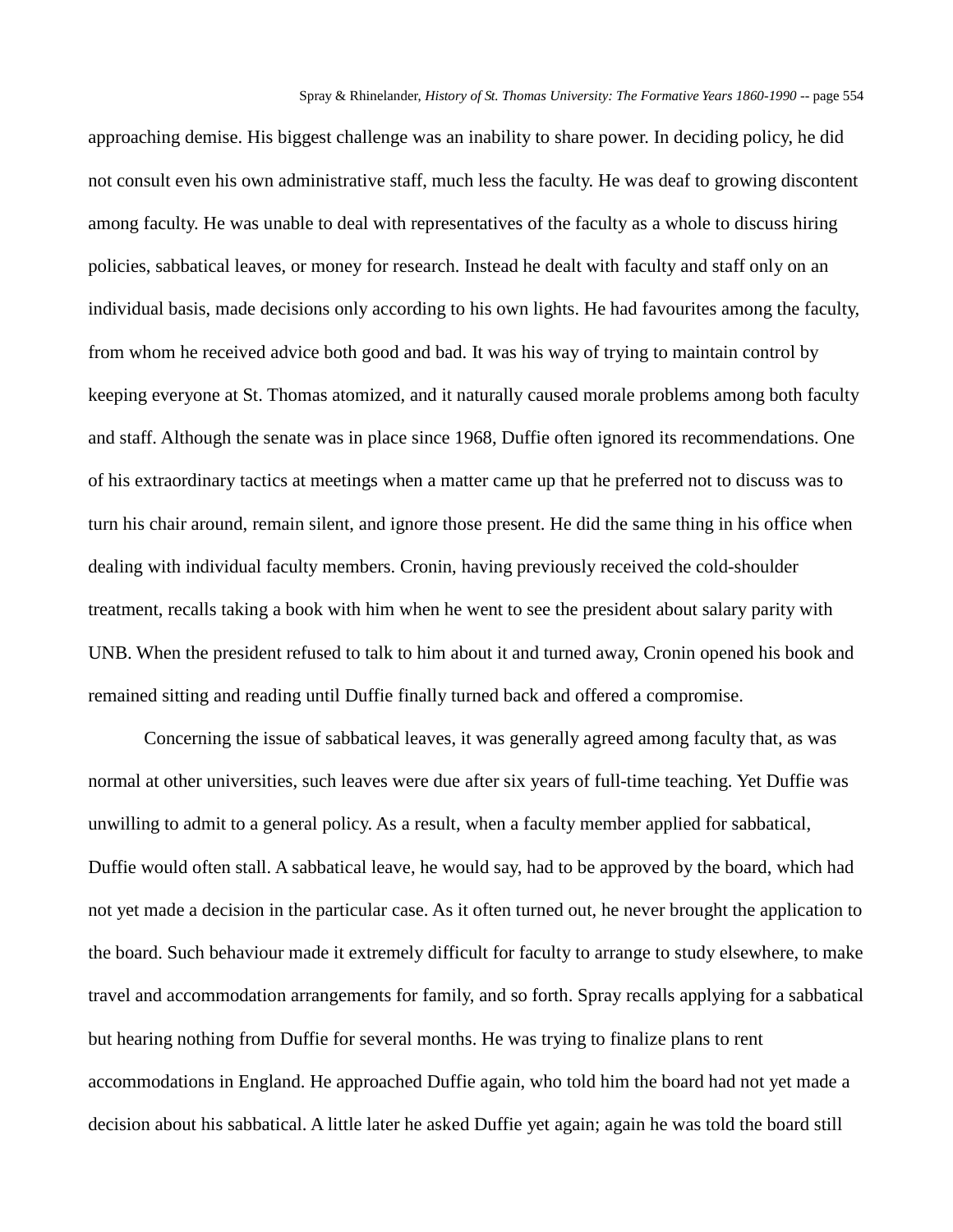approaching demise. His biggest challenge was an inability to share power. In deciding policy, he did not consult even his own administrative staff, much less the faculty. He was deaf to growing discontent among faculty. He was unable to deal with representatives of the faculty as a whole to discuss hiring policies, sabbatical leaves, or money for research. Instead he dealt with faculty and staff only on an individual basis, made decisions only according to his own lights. He had favourites among the faculty, from whom he received advice both good and bad. It was his way of trying to maintain control by keeping everyone at St. Thomas atomized, and it naturally caused morale problems among both faculty and staff. Although the senate was in place since 1968, Duffie often ignored its recommendations. One of his extraordinary tactics at meetings when a matter came up that he preferred not to discuss was to turn his chair around, remain silent, and ignore those present. He did the same thing in his office when dealing with individual faculty members. Cronin, having previously received the cold-shoulder treatment, recalls taking a book with him when he went to see the president about salary parity with UNB. When the president refused to talk to him about it and turned away, Cronin opened his book and remained sitting and reading until Duffie finally turned back and offered a compromise.

Concerning the issue of sabbatical leaves, it was generally agreed among faculty that, as was normal at other universities, such leaves were due after six years of full-time teaching. Yet Duffie was unwilling to admit to a general policy. As a result, when a faculty member applied for sabbatical, Duffie would often stall. A sabbatical leave, he would say, had to be approved by the board, which had not yet made a decision in the particular case. As it often turned out, he never brought the application to the board. Such behaviour made it extremely difficult for faculty to arrange to study elsewhere, to make travel and accommodation arrangements for family, and so forth. Spray recalls applying for a sabbatical but hearing nothing from Duffie for several months. He was trying to finalize plans to rent accommodations in England. He approached Duffie again, who told him the board had not yet made a decision about his sabbatical. A little later he asked Duffie yet again; again he was told the board still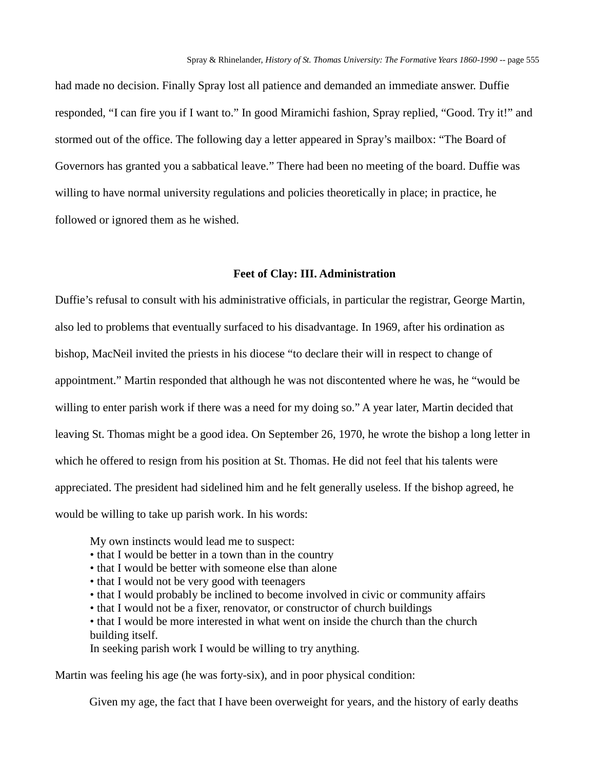had made no decision. Finally Spray lost all patience and demanded an immediate answer. Duffie responded, "I can fire you if I want to." In good Miramichi fashion, Spray replied, "Good. Try it!" and stormed out of the office. The following day a letter appeared in Spray's mailbox: "The Board of Governors has granted you a sabbatical leave." There had been no meeting of the board. Duffie was willing to have normal university regulations and policies theoretically in place; in practice, he followed or ignored them as he wished.

### Feet of Clay: III. Administration

Duffie's refusal to consult with his administrative officials, in particular the registrar, George Martin, also led to problems that eventually surfaced to his disadvantage. In 1969, after his ordination as bishop, MacNeil invited the priests in his diocese "to declare their will in respect to change of appointment." Martin responded that although he was not discontented where he was, he "would be willing to enter parish work if there was a need for my doing so." A year later, Martin decided that leaving St. Thomas might be a good idea. On September 26, 1970, he wrote the bishop a long letter in which he offered to resign from his position at St. Thomas. He did not feel that his talents were appreciated. The president had sidelined him and he felt generally useless. If the bishop agreed, he would be willing to take up parish work. In his words:

> My own instincts would lead me to suspect:
> • that I would be better in a town than in the country
> • that I would be better with someone else than alone
> • that I would not be very good with teenagers
> • that I would probably be inclined to become involved in civic or community affairs
> • that I would not be a fixer, renovator, or constructor of church buildings
> • that I would be more interested in what went on inside the church than the church building itself.
> In seeking parish work I would be willing to try anything.

Martin was feeling his age (he was forty-six), and in poor physical condition:

> Given my age, the fact that I have been overweight for years, and the history of early deaths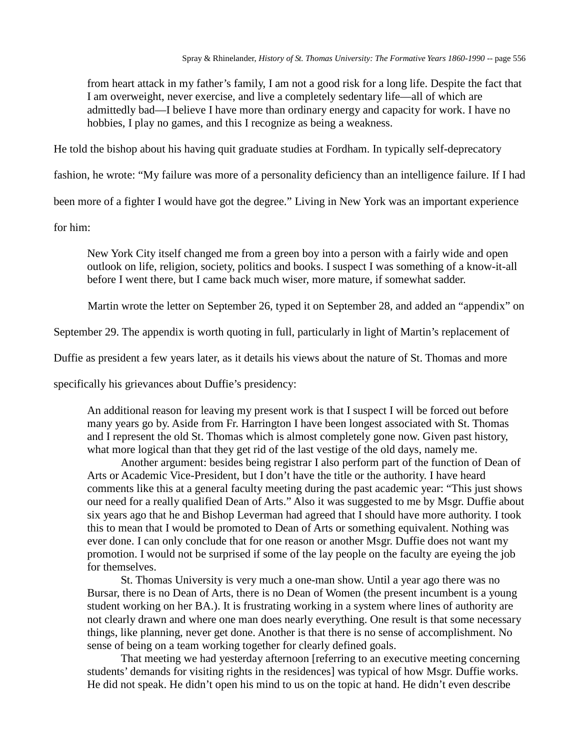> from heart attack in my father's family, I am not a good risk for a long life. Despite the fact that I am overweight, never exercise, and live a completely sedentary life—all of which are admittedly bad—I believe I have more than ordinary energy and capacity for work. I have no hobbies, I play no games, and this I recognize as being a weakness.

He told the bishop about his having quit graduate studies at Fordham. In typically self-deprecatory fashion, he wrote: "My failure was more of a personality deficiency than an intelligence failure. If I had been more of a fighter I would have got the degree." Living in New York was an important experience for him:

> New York City itself changed me from a green boy into a person with a fairly wide and open outlook on life, religion, society, politics and books. I suspect I was something of a know-it-all before I went there, but I came back much wiser, more mature, if somewhat sadder.

Martin wrote the letter on September 26, typed it on September 28, and added an "appendix" on September 29. The appendix is worth quoting in full, particularly in light of Martin's replacement of Duffie as president a few years later, as it details his views about the nature of St. Thomas and more specifically his grievances about Duffie's presidency:

> An additional reason for leaving my present work is that I suspect I will be forced out before many years go by. Aside from Fr. Harrington I have been longest associated with St. Thomas and I represent the old St. Thomas which is almost completely gone now. Given past history, what more logical than that they get rid of the last vestige of the old days, namely me.
>
> Another argument: besides being registrar I also perform part of the function of Dean of Arts or Academic Vice-President, but I don't have the title or the authority. I have heard comments like this at a general faculty meeting during the past academic year: "This just shows our need for a really qualified Dean of Arts." Also it was suggested to me by Msgr. Duffie about six years ago that he and Bishop Leverman had agreed that I should have more authority. I took this to mean that I would be promoted to Dean of Arts or something equivalent. Nothing was ever done. I can only conclude that for one reason or another Msgr. Duffie does not want my promotion. I would not be surprised if some of the lay people on the faculty are eyeing the job for themselves.
>
> St. Thomas University is very much a one-man show. Until a year ago there was no Bursar, there is no Dean of Arts, there is no Dean of Women (the present incumbent is a young student working on her BA.). It is frustrating working in a system where lines of authority are not clearly drawn and where one man does nearly everything. One result is that some necessary things, like planning, never get done. Another is that there is no sense of accomplishment. No sense of being on a team working together for clearly defined goals.
>
> That meeting we had yesterday afternoon [referring to an executive meeting concerning students' demands for visiting rights in the residences] was typical of how Msgr. Duffie works. He did not speak. He didn't open his mind to us on the topic at hand. He didn't even describe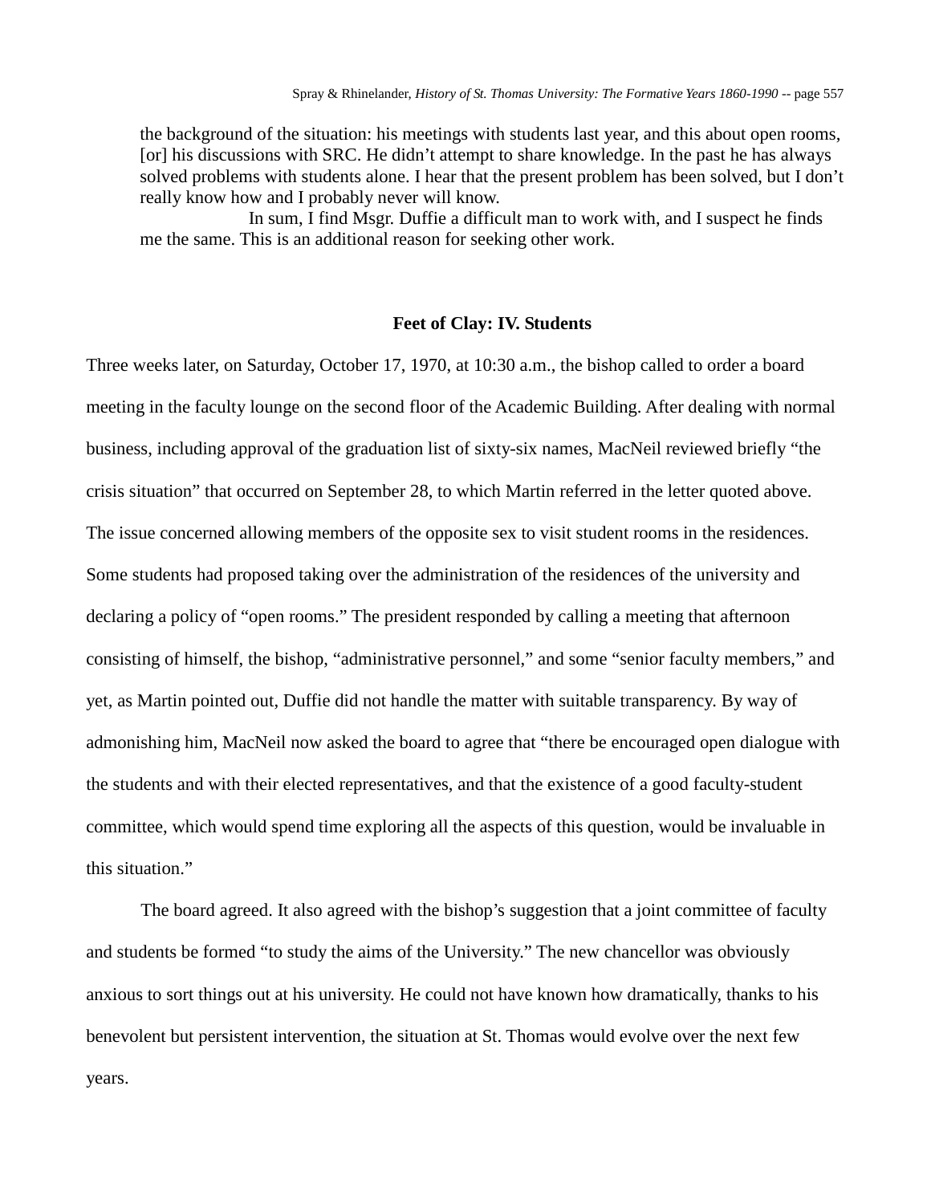> the background of the situation: his meetings with students last year, and this about open rooms, [or] his discussions with SRC. He didn't attempt to share knowledge. In the past he has always solved problems with students alone. I hear that the present problem has been solved, but I don't really know how and I probably never will know.
>
> In sum, I find Msgr. Duffie a difficult man to work with, and I suspect he finds me the same. This is an additional reason for seeking other work.

### Feet of Clay: IV. Students

Three weeks later, on Saturday, October 17, 1970, at 10:30 a.m., the bishop called to order a board meeting in the faculty lounge on the second floor of the Academic Building. After dealing with normal business, including approval of the graduation list of sixty-six names, MacNeil reviewed briefly "the crisis situation" that occurred on September 28, to which Martin referred in the letter quoted above. The issue concerned allowing members of the opposite sex to visit student rooms in the residences. Some students had proposed taking over the administration of the residences of the university and declaring a policy of "open rooms." The president responded by calling a meeting that afternoon consisting of himself, the bishop, "administrative personnel," and some "senior faculty members," and yet, as Martin pointed out, Duffie did not handle the matter with suitable transparency. By way of admonishing him, MacNeil now asked the board to agree that "there be encouraged open dialogue with the students and with their elected representatives, and that the existence of a good faculty-student committee, which would spend time exploring all the aspects of this question, would be invaluable in this situation."

The board agreed. It also agreed with the bishop's suggestion that a joint committee of faculty and students be formed "to study the aims of the University." The new chancellor was obviously anxious to sort things out at his university. He could not have known how dramatically, thanks to his benevolent but persistent intervention, the situation at St. Thomas would evolve over the next few years.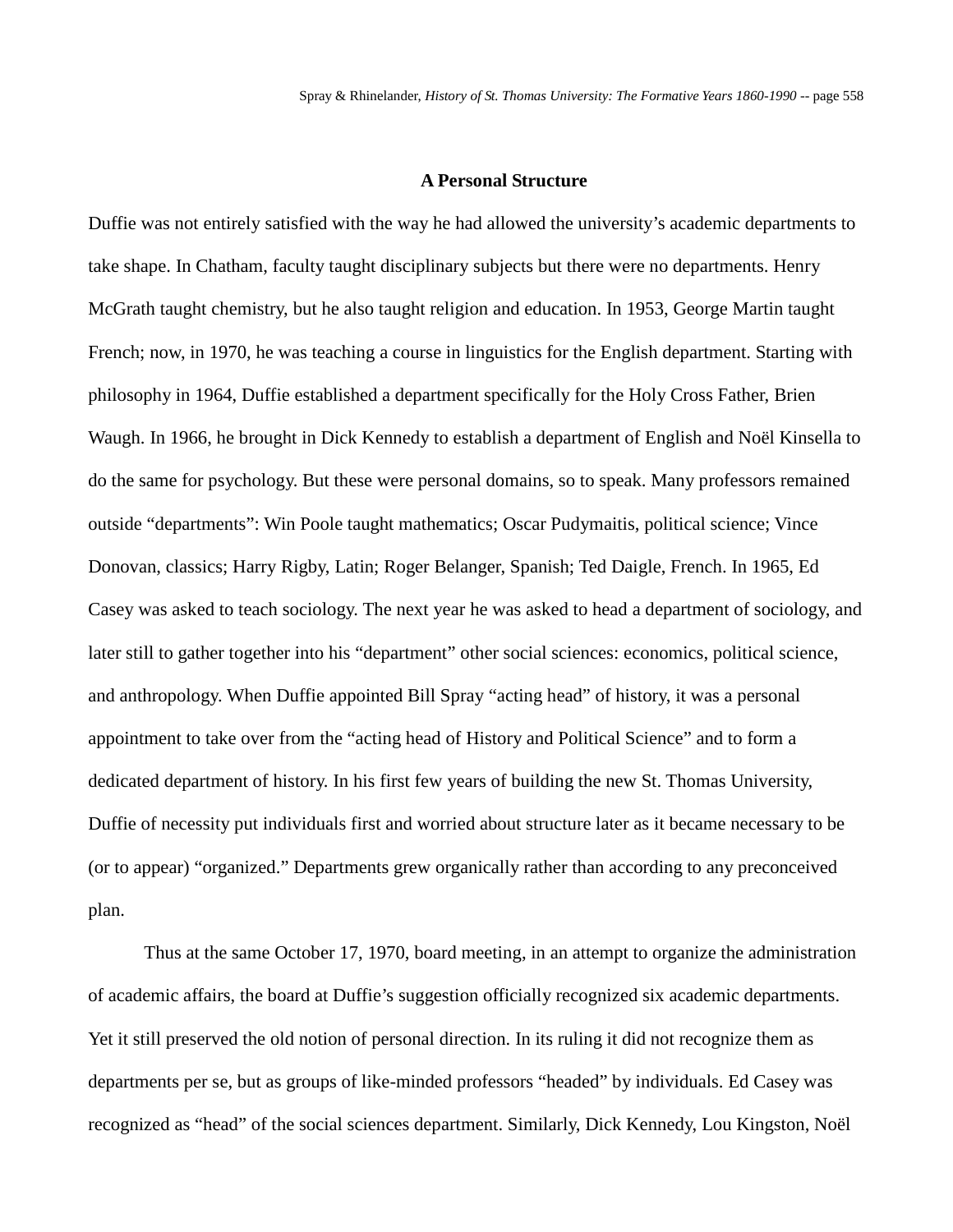## A Personal Structure

Duffie was not entirely satisfied with the way he had allowed the university's academic departments to take shape. In Chatham, faculty taught disciplinary subjects but there were no departments. Henry McGrath taught chemistry, but he also taught religion and education. In 1953, George Martin taught French; now, in 1970, he was teaching a course in linguistics for the English department. Starting with philosophy in 1964, Duffie established a department specifically for the Holy Cross Father, Brien Waugh. In 1966, he brought in Dick Kennedy to establish a department of English and Noël Kinsella to do the same for psychology. But these were personal domains, so to speak. Many professors remained outside "departments": Win Poole taught mathematics; Oscar Pudymaitis, political science; Vince Donovan, classics; Harry Rigby, Latin; Roger Belanger, Spanish; Ted Daigle, French. In 1965, Ed Casey was asked to teach sociology. The next year he was asked to head a department of sociology, and later still to gather together into his "department" other social sciences: economics, political science, and anthropology. When Duffie appointed Bill Spray "acting head" of history, it was a personal appointment to take over from the "acting head of History and Political Science" and to form a dedicated department of history. In his first few years of building the new St. Thomas University, Duffie of necessity put individuals first and worried about structure later as it became necessary to be (or to appear) "organized." Departments grew organically rather than according to any preconceived plan.

Thus at the same October 17, 1970, board meeting, in an attempt to organize the administration of academic affairs, the board at Duffie's suggestion officially recognized six academic departments. Yet it still preserved the old notion of personal direction. In its ruling it did not recognize them as departments per se, but as groups of like-minded professors "headed" by individuals. Ed Casey was recognized as "head" of the social sciences department. Similarly, Dick Kennedy, Lou Kingston, Noël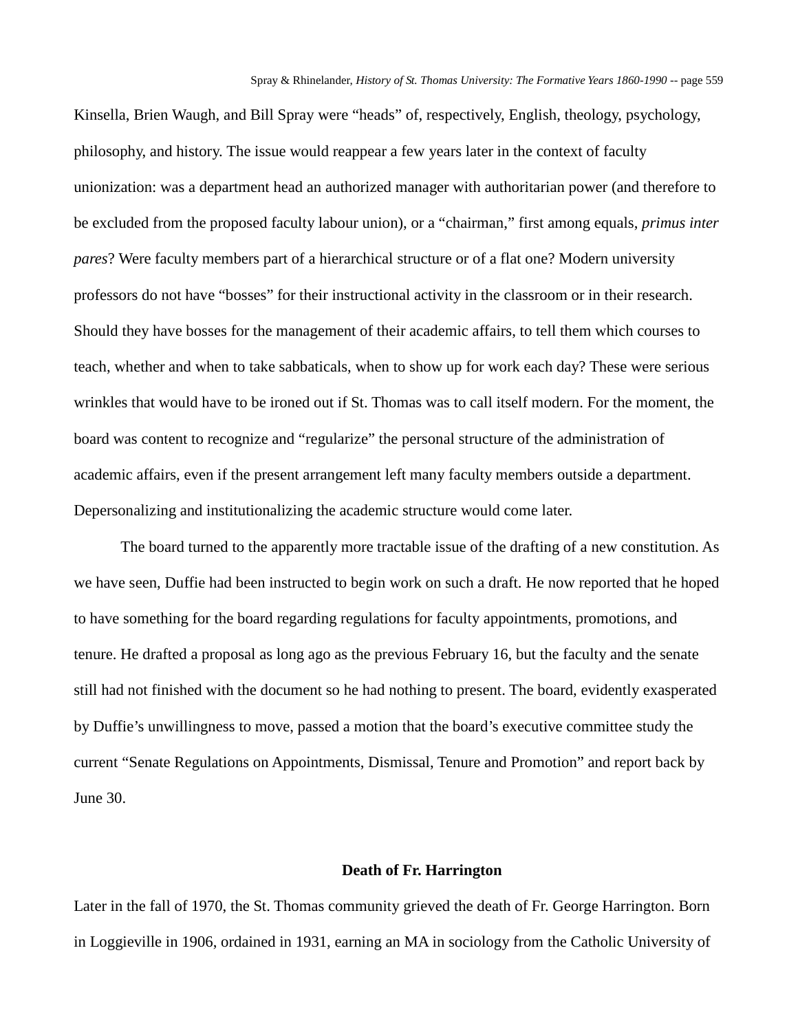Kinsella, Brien Waugh, and Bill Spray were "heads" of, respectively, English, theology, psychology, philosophy, and history. The issue would reappear a few years later in the context of faculty unionization: was a department head an authorized manager with authoritarian power (and therefore to be excluded from the proposed faculty labour union), or a "chairman," first among equals, *primus inter pares*? Were faculty members part of a hierarchical structure or of a flat one? Modern university professors do not have "bosses" for their instructional activity in the classroom or in their research. Should they have bosses for the management of their academic affairs, to tell them which courses to teach, whether and when to take sabbaticals, when to show up for work each day? These were serious wrinkles that would have to be ironed out if St. Thomas was to call itself modern. For the moment, the board was content to recognize and "regularize" the personal structure of the administration of academic affairs, even if the present arrangement left many faculty members outside a department. Depersonalizing and institutionalizing the academic structure would come later.

The board turned to the apparently more tractable issue of the drafting of a new constitution. As we have seen, Duffie had been instructed to begin work on such a draft. He now reported that he hoped to have something for the board regarding regulations for faculty appointments, promotions, and tenure. He drafted a proposal as long ago as the previous February 16, but the faculty and the senate still had not finished with the document so he had nothing to present. The board, evidently exasperated by Duffie's unwillingness to move, passed a motion that the board's executive committee study the current "Senate Regulations on Appointments, Dismissal, Tenure and Promotion" and report back by June 30.

### Death of Fr. Harrington

Later in the fall of 1970, the St. Thomas community grieved the death of Fr. George Harrington. Born in Loggieville in 1906, ordained in 1931, earning an MA in sociology from the Catholic University of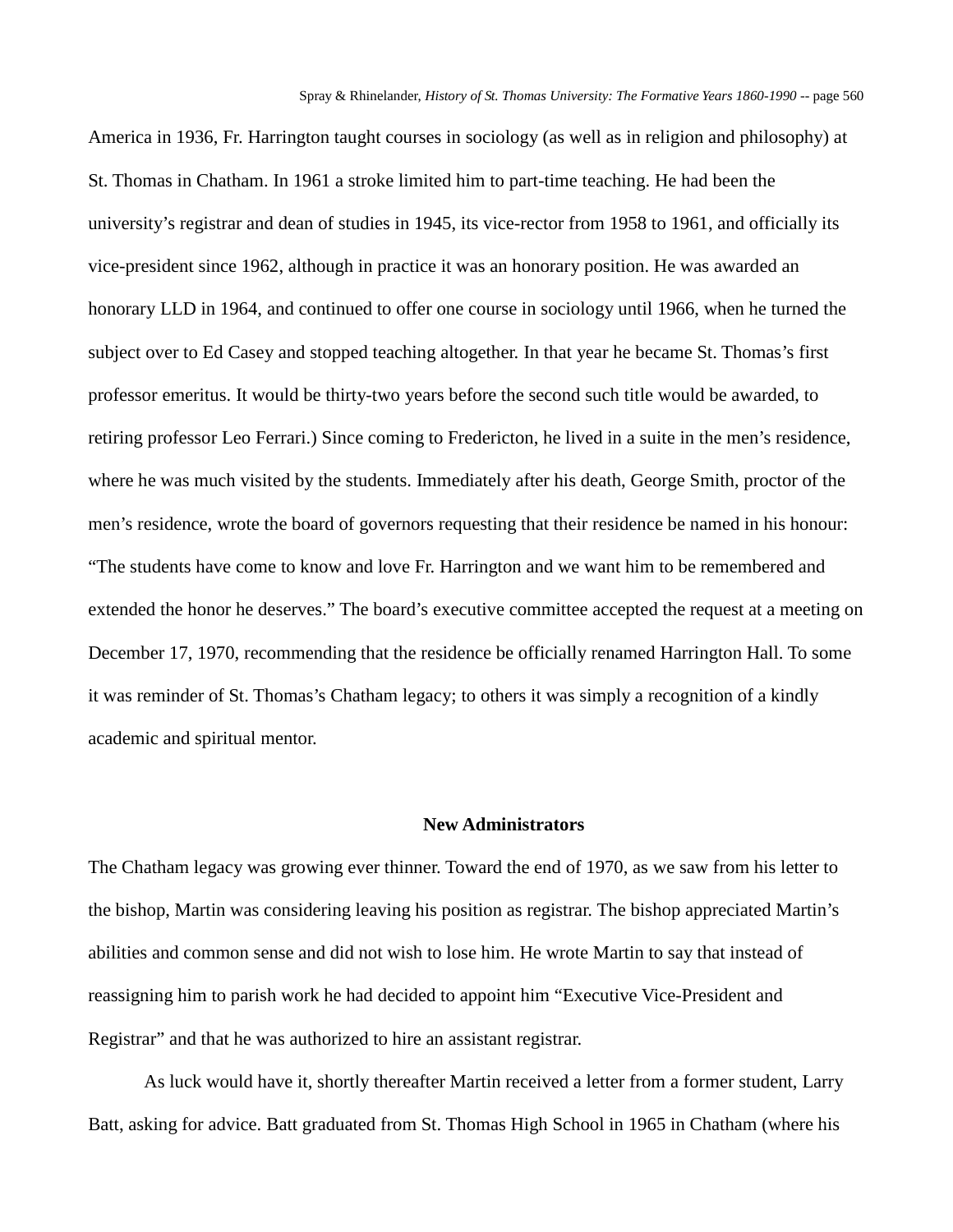America in 1936, Fr. Harrington taught courses in sociology (as well as in religion and philosophy) at St. Thomas in Chatham. In 1961 a stroke limited him to part-time teaching. He had been the university's registrar and dean of studies in 1945, its vice-rector from 1958 to 1961, and officially its vice-president since 1962, although in practice it was an honorary position. He was awarded an honorary LLD in 1964, and continued to offer one course in sociology until 1966, when he turned the subject over to Ed Casey and stopped teaching altogether. In that year he became St. Thomas's first professor emeritus. It would be thirty-two years before the second such title would be awarded, to retiring professor Leo Ferrari.) Since coming to Fredericton, he lived in a suite in the men's residence, where he was much visited by the students. Immediately after his death, George Smith, proctor of the men's residence, wrote the board of governors requesting that their residence be named in his honour: "The students have come to know and love Fr. Harrington and we want him to be remembered and extended the honor he deserves." The board's executive committee accepted the request at a meeting on December 17, 1970, recommending that the residence be officially renamed Harrington Hall. To some it was reminder of St. Thomas's Chatham legacy; to others it was simply a recognition of a kindly academic and spiritual mentor.

## New Administrators

The Chatham legacy was growing ever thinner. Toward the end of 1970, as we saw from his letter to the bishop, Martin was considering leaving his position as registrar. The bishop appreciated Martin's abilities and common sense and did not wish to lose him. He wrote Martin to say that instead of reassigning him to parish work he had decided to appoint him "Executive Vice-President and Registrar" and that he was authorized to hire an assistant registrar.

As luck would have it, shortly thereafter Martin received a letter from a former student, Larry Batt, asking for advice. Batt graduated from St. Thomas High School in 1965 in Chatham (where his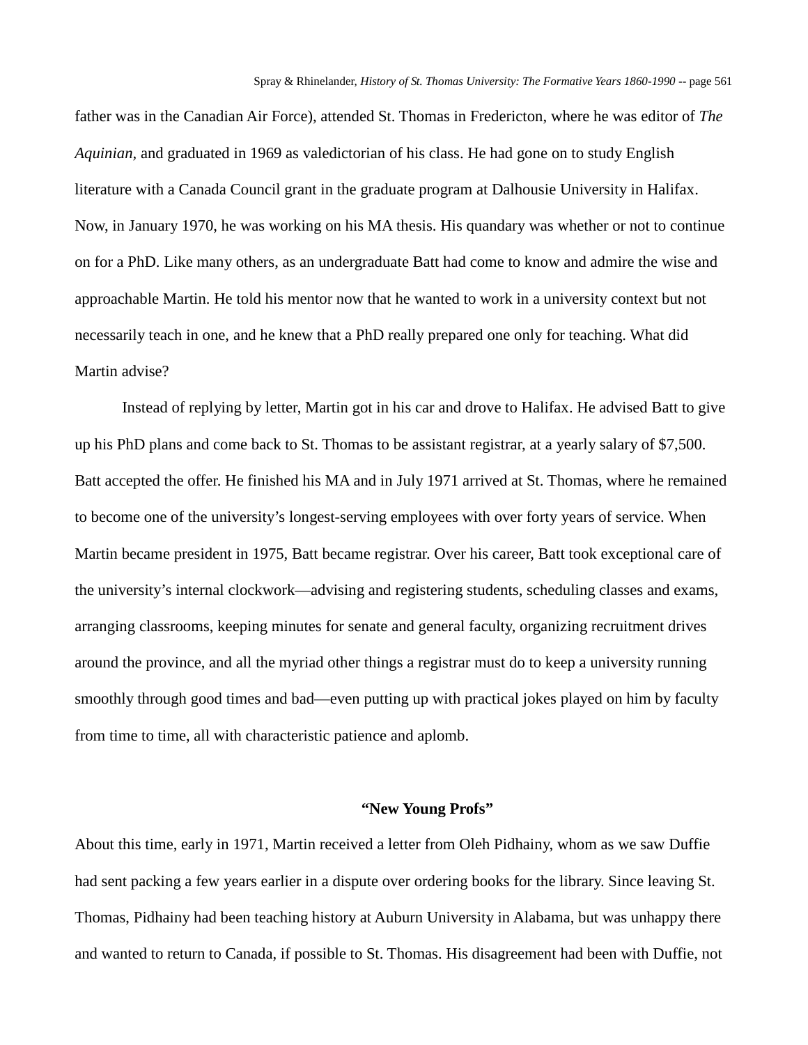father was in the Canadian Air Force), attended St. Thomas in Fredericton, where he was editor of *The Aquinian*, and graduated in 1969 as valedictorian of his class. He had gone on to study English literature with a Canada Council grant in the graduate program at Dalhousie University in Halifax. Now, in January 1970, he was working on his MA thesis. His quandary was whether or not to continue on for a PhD. Like many others, as an undergraduate Batt had come to know and admire the wise and approachable Martin. He told his mentor now that he wanted to work in a university context but not necessarily teach in one, and he knew that a PhD really prepared one only for teaching. What did Martin advise?

Instead of replying by letter, Martin got in his car and drove to Halifax. He advised Batt to give up his PhD plans and come back to St. Thomas to be assistant registrar, at a yearly salary of $7,500. Batt accepted the offer. He finished his MA and in July 1971 arrived at St. Thomas, where he remained to become one of the university's longest-serving employees with over forty years of service. When Martin became president in 1975, Batt became registrar. Over his career, Batt took exceptional care of the university's internal clockwork—advising and registering students, scheduling classes and exams, arranging classrooms, keeping minutes for senate and general faculty, organizing recruitment drives around the province, and all the myriad other things a registrar must do to keep a university running smoothly through good times and bad—even putting up with practical jokes played on him by faculty from time to time, all with characteristic patience and aplomb.

### "New Young Profs"

About this time, early in 1971, Martin received a letter from Oleh Pidhainy, whom as we saw Duffie had sent packing a few years earlier in a dispute over ordering books for the library. Since leaving St. Thomas, Pidhainy had been teaching history at Auburn University in Alabama, but was unhappy there and wanted to return to Canada, if possible to St. Thomas. His disagreement had been with Duffie, not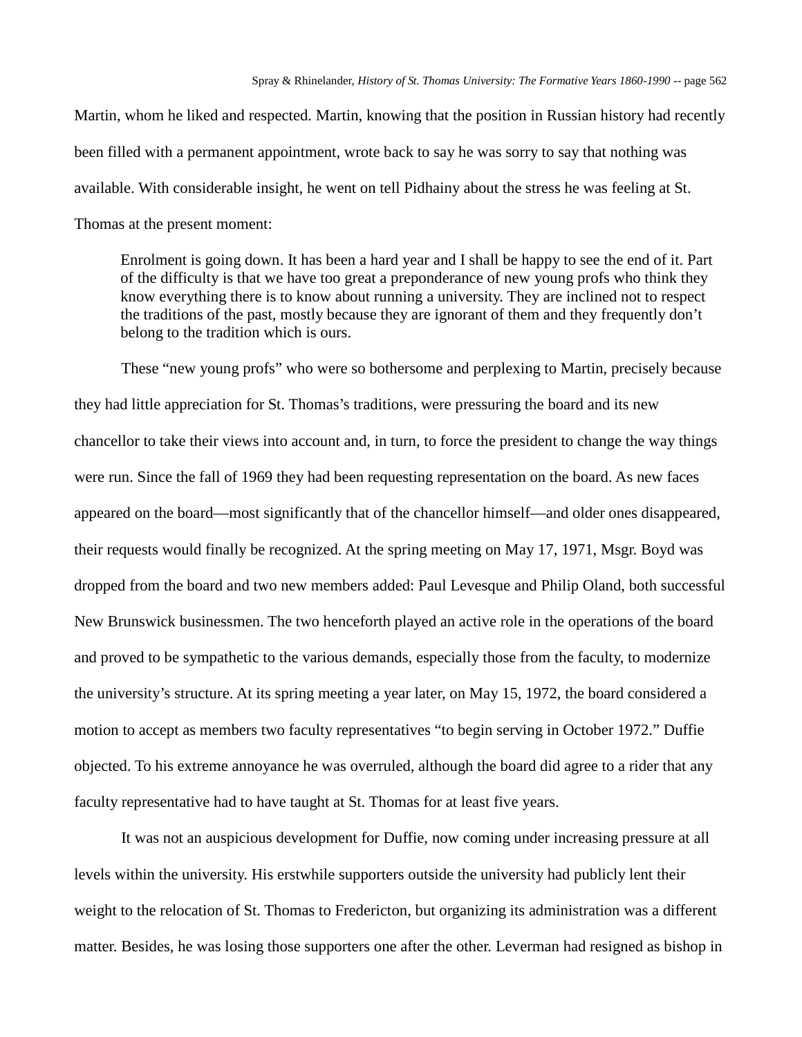Martin, whom he liked and respected. Martin, knowing that the position in Russian history had recently been filled with a permanent appointment, wrote back to say he was sorry to say that nothing was available. With considerable insight, he went on tell Pidhainy about the stress he was feeling at St. Thomas at the present moment:

> Enrolment is going down. It has been a hard year and I shall be happy to see the end of it. Part of the difficulty is that we have too great a preponderance of new young profs who think they know everything there is to know about running a university. They are inclined not to respect the traditions of the past, mostly because they are ignorant of them and they frequently don't belong to the tradition which is ours.

These "new young profs" who were so bothersome and perplexing to Martin, precisely because they had little appreciation for St. Thomas's traditions, were pressuring the board and its new chancellor to take their views into account and, in turn, to force the president to change the way things were run. Since the fall of 1969 they had been requesting representation on the board. As new faces appeared on the board—most significantly that of the chancellor himself—and older ones disappeared, their requests would finally be recognized. At the spring meeting on May 17, 1971, Msgr. Boyd was dropped from the board and two new members added: Paul Levesque and Philip Oland, both successful New Brunswick businessmen. The two henceforth played an active role in the operations of the board and proved to be sympathetic to the various demands, especially those from the faculty, to modernize the university's structure. At its spring meeting a year later, on May 15, 1972, the board considered a motion to accept as members two faculty representatives "to begin serving in October 1972." Duffie objected. To his extreme annoyance he was overruled, although the board did agree to a rider that any faculty representative had to have taught at St. Thomas for at least five years.

It was not an auspicious development for Duffie, now coming under increasing pressure at all levels within the university. His erstwhile supporters outside the university had publicly lent their weight to the relocation of St. Thomas to Fredericton, but organizing its administration was a different matter. Besides, he was losing those supporters one after the other. Leverman had resigned as bishop in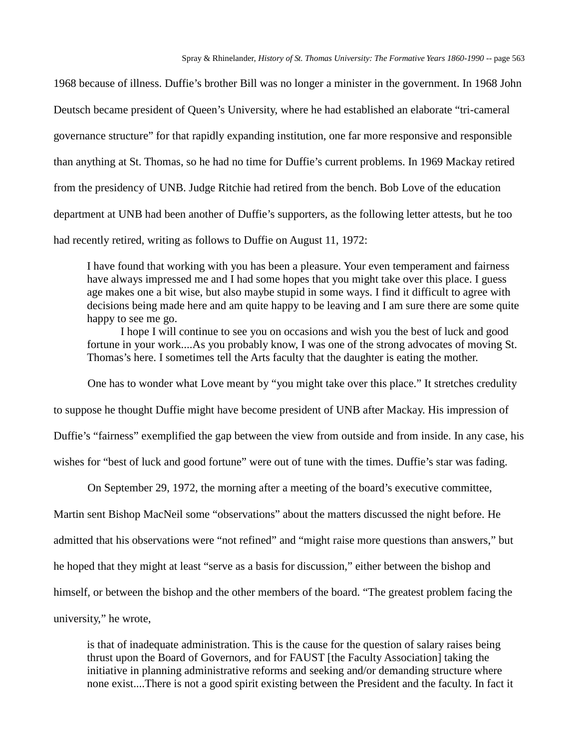1968 because of illness. Duffie's brother Bill was no longer a minister in the government. In 1968 John Deutsch became president of Queen's University, where he had established an elaborate "tri-cameral governance structure" for that rapidly expanding institution, one far more responsive and responsible than anything at St. Thomas, so he had no time for Duffie's current problems. In 1969 Mackay retired from the presidency of UNB. Judge Ritchie had retired from the bench. Bob Love of the education department at UNB had been another of Duffie's supporters, as the following letter attests, but he too had recently retired, writing as follows to Duffie on August 11, 1972:

> I have found that working with you has been a pleasure. Your even temperament and fairness have always impressed me and I had some hopes that you might take over this place. I guess age makes one a bit wise, but also maybe stupid in some ways. I find it difficult to agree with decisions being made here and am quite happy to be leaving and I am sure there are some quite happy to see me go.
>
> I hope I will continue to see you on occasions and wish you the best of luck and good fortune in your work....As you probably know, I was one of the strong advocates of moving St. Thomas's here. I sometimes tell the Arts faculty that the daughter is eating the mother.

One has to wonder what Love meant by "you might take over this place." It stretches credulity to suppose he thought Duffie might have become president of UNB after Mackay. His impression of Duffie's "fairness" exemplified the gap between the view from outside and from inside. In any case, his wishes for "best of luck and good fortune" were out of tune with the times. Duffie's star was fading.

On September 29, 1972, the morning after a meeting of the board's executive committee, Martin sent Bishop MacNeil some "observations" about the matters discussed the night before. He admitted that his observations were "not refined" and "might raise more questions than answers," but he hoped that they might at least "serve as a basis for discussion," either between the bishop and himself, or between the bishop and the other members of the board. "The greatest problem facing the university," he wrote,

> is that of inadequate administration. This is the cause for the question of salary raises being thrust upon the Board of Governors, and for FAUST [the Faculty Association] taking the initiative in planning administrative reforms and seeking and/or demanding structure where none exist....There is not a good spirit existing between the President and the faculty. In fact it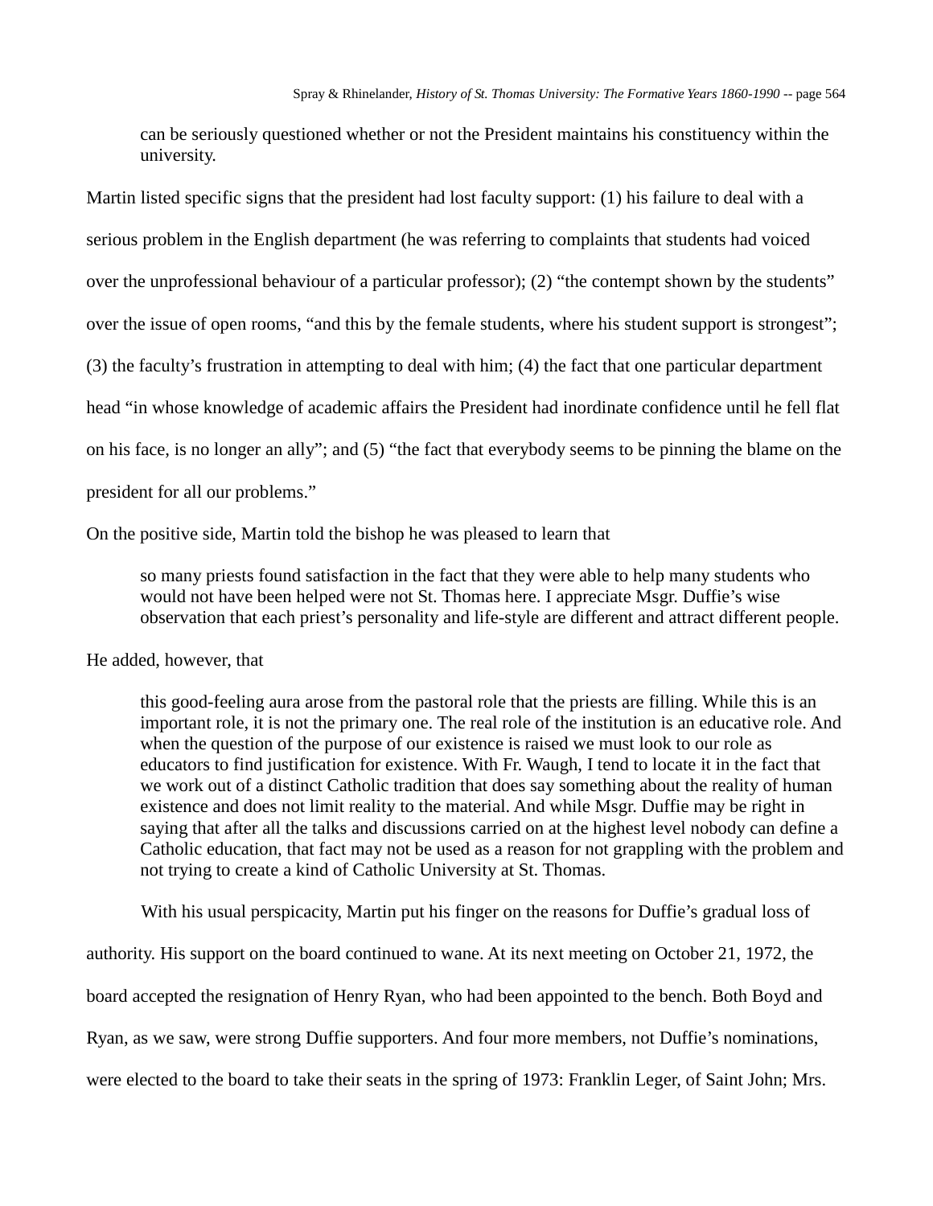> can be seriously questioned whether or not the President maintains his constituency within the university.

Martin listed specific signs that the president had lost faculty support: (1) his failure to deal with a serious problem in the English department (he was referring to complaints that students had voiced over the unprofessional behaviour of a particular professor); (2) “the contempt shown by the students” over the issue of open rooms, “and this by the female students, where his student support is strongest”; (3) the faculty’s frustration in attempting to deal with him; (4) the fact that one particular department head “in whose knowledge of academic affairs the President had inordinate confidence until he fell flat on his face, is no longer an ally”; and (5) “the fact that everybody seems to be pinning the blame on the president for all our problems.”

On the positive side, Martin told the bishop he was pleased to learn that

> so many priests found satisfaction in the fact that they were able to help many students who would not have been helped were not St. Thomas here. I appreciate Msgr. Duffie’s wise observation that each priest’s personality and life-style are different and attract different people.

He added, however, that

> this good-feeling aura arose from the pastoral role that the priests are filling. While this is an important role, it is not the primary one. The real role of the institution is an educative role. And when the question of the purpose of our existence is raised we must look to our role as educators to find justification for existence. With Fr. Waugh, I tend to locate it in the fact that we work out of a distinct Catholic tradition that does say something about the reality of human existence and does not limit reality to the material. And while Msgr. Duffie may be right in saying that after all the talks and discussions carried on at the highest level nobody can define a Catholic education, that fact may not be used as a reason for not grappling with the problem and not trying to create a kind of Catholic University at St. Thomas.

With his usual perspicacity, Martin put his finger on the reasons for Duffie’s gradual loss of authority. His support on the board continued to wane. At its next meeting on October 21, 1972, the board accepted the resignation of Henry Ryan, who had been appointed to the bench. Both Boyd and Ryan, as we saw, were strong Duffie supporters. And four more members, not Duffie’s nominations, were elected to the board to take their seats in the spring of 1973: Franklin Leger, of Saint John; Mrs.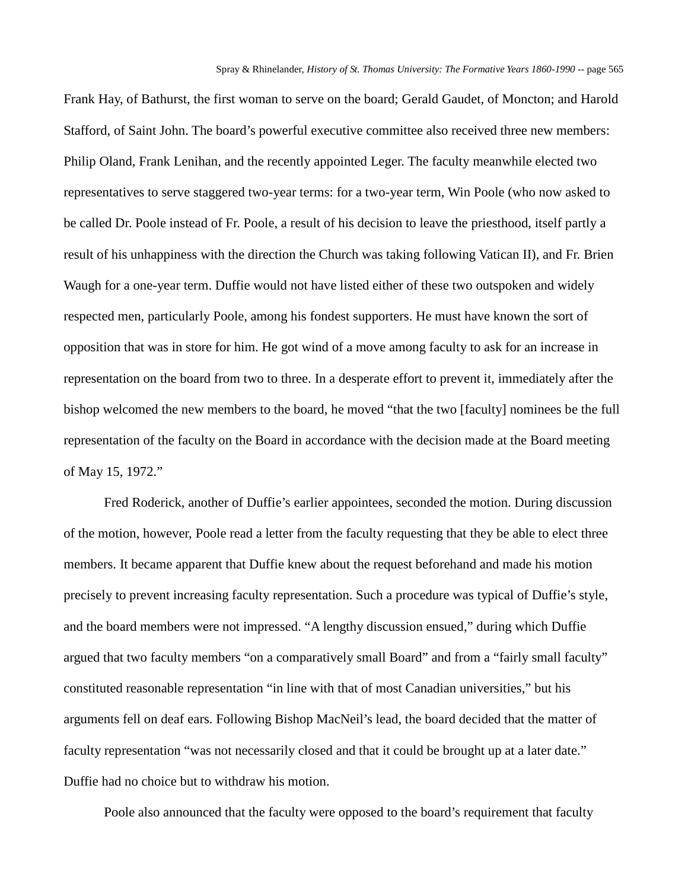Frank Hay, of Bathurst, the first woman to serve on the board; Gerald Gaudet, of Moncton; and Harold Stafford, of Saint John. The board's powerful executive committee also received three new members: Philip Oland, Frank Lenihan, and the recently appointed Leger. The faculty meanwhile elected two representatives to serve staggered two-year terms: for a two-year term, Win Poole (who now asked to be called Dr. Poole instead of Fr. Poole, a result of his decision to leave the priesthood, itself partly a result of his unhappiness with the direction the Church was taking following Vatican II), and Fr. Brien Waugh for a one-year term. Duffie would not have listed either of these two outspoken and widely respected men, particularly Poole, among his fondest supporters. He must have known the sort of opposition that was in store for him. He got wind of a move among faculty to ask for an increase in representation on the board from two to three. In a desperate effort to prevent it, immediately after the bishop welcomed the new members to the board, he moved "that the two [faculty] nominees be the full representation of the faculty on the Board in accordance with the decision made at the Board meeting of May 15, 1972."

Fred Roderick, another of Duffie's earlier appointees, seconded the motion. During discussion of the motion, however, Poole read a letter from the faculty requesting that they be able to elect three members. It became apparent that Duffie knew about the request beforehand and made his motion precisely to prevent increasing faculty representation. Such a procedure was typical of Duffie's style, and the board members were not impressed. "A lengthy discussion ensued," during which Duffie argued that two faculty members "on a comparatively small Board" and from a "fairly small faculty" constituted reasonable representation "in line with that of most Canadian universities," but his arguments fell on deaf ears. Following Bishop MacNeil's lead, the board decided that the matter of faculty representation "was not necessarily closed and that it could be brought up at a later date." Duffie had no choice but to withdraw his motion.

Poole also announced that the faculty were opposed to the board's requirement that faculty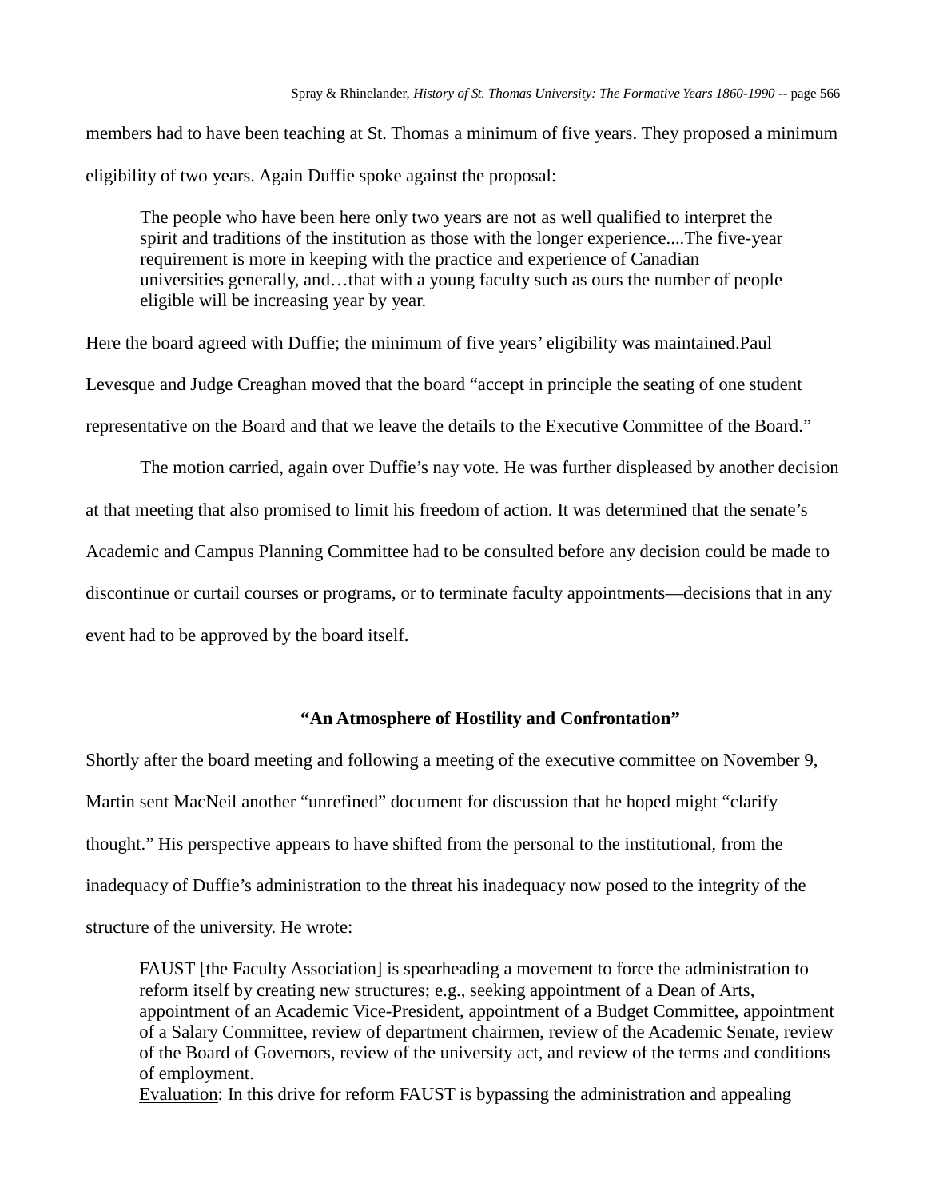members had to have been teaching at St. Thomas a minimum of five years. They proposed a minimum eligibility of two years. Again Duffie spoke against the proposal:

> The people who have been here only two years are not as well qualified to interpret the spirit and traditions of the institution as those with the longer experience....The five-year requirement is more in keeping with the practice and experience of Canadian universities generally, and…that with a young faculty such as ours the number of people eligible will be increasing year by year.

Here the board agreed with Duffie; the minimum of five years' eligibility was maintained.Paul Levesque and Judge Creaghan moved that the board "accept in principle the seating of one student representative on the Board and that we leave the details to the Executive Committee of the Board."

The motion carried, again over Duffie's nay vote. He was further displeased by another decision at that meeting that also promised to limit his freedom of action. It was determined that the senate's Academic and Campus Planning Committee had to be consulted before any decision could be made to discontinue or curtail courses or programs, or to terminate faculty appointments—decisions that in any event had to be approved by the board itself.

## "An Atmosphere of Hostility and Confrontation"

Shortly after the board meeting and following a meeting of the executive committee on November 9, Martin sent MacNeil another "unrefined" document for discussion that he hoped might "clarify thought." His perspective appears to have shifted from the personal to the institutional, from the inadequacy of Duffie's administration to the threat his inadequacy now posed to the integrity of the structure of the university. He wrote:

> FAUST [the Faculty Association] is spearheading a movement to force the administration to reform itself by creating new structures; e.g., seeking appointment of a Dean of Arts, appointment of an Academic Vice-President, appointment of a Budget Committee, appointment of a Salary Committee, review of department chairmen, review of the Academic Senate, review of the Board of Governors, review of the university act, and review of the terms and conditions of employment.
>
> Evaluation: In this drive for reform FAUST is bypassing the administration and appealing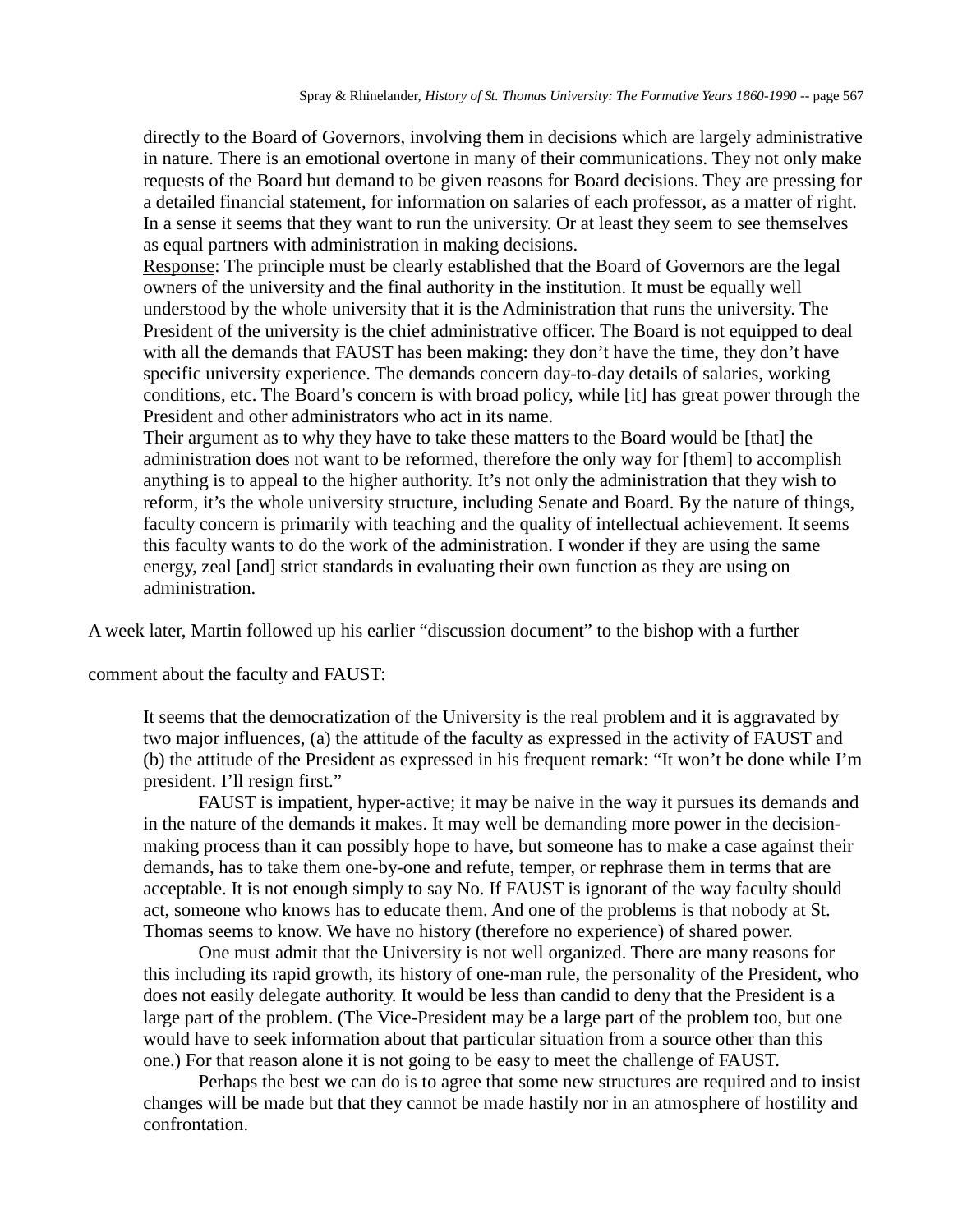> directly to the Board of Governors, involving them in decisions which are largely administrative in nature. There is an emotional overtone in many of their communications. They not only make requests of the Board but demand to be given reasons for Board decisions. They are pressing for a detailed financial statement, for information on salaries of each professor, as a matter of right. In a sense it seems that they want to run the university. Or at least they seem to see themselves as equal partners with administration in making decisions.
>
> Response: The principle must be clearly established that the Board of Governors are the legal owners of the university and the final authority in the institution. It must be equally well understood by the whole university that it is the Administration that runs the university. The President of the university is the chief administrative officer. The Board is not equipped to deal with all the demands that FAUST has been making: they don't have the time, they don't have specific university experience. The demands concern day-to-day details of salaries, working conditions, etc. The Board's concern is with broad policy, while [it] has great power through the President and other administrators who act in its name.
>
> Their argument as to why they have to take these matters to the Board would be [that] the administration does not want to be reformed, therefore the only way for [them] to accomplish anything is to appeal to the higher authority. It's not only the administration that they wish to reform, it's the whole university structure, including Senate and Board. By the nature of things, faculty concern is primarily with teaching and the quality of intellectual achievement. It seems this faculty wants to do the work of the administration. I wonder if they are using the same energy, zeal [and] strict standards in evaluating their own function as they are using on administration.

A week later, Martin followed up his earlier "discussion document" to the bishop with a further comment about the faculty and FAUST:

> It seems that the democratization of the University is the real problem and it is aggravated by two major influences, (a) the attitude of the faculty as expressed in the activity of FAUST and (b) the attitude of the President as expressed in his frequent remark: "It won't be done while I'm president. I'll resign first."
>
> FAUST is impatient, hyper-active; it may be naive in the way it pursues its demands and in the nature of the demands it makes. It may well be demanding more power in the decision-making process than it can possibly hope to have, but someone has to make a case against their demands, has to take them one-by-one and refute, temper, or rephrase them in terms that are acceptable. It is not enough simply to say No. If FAUST is ignorant of the way faculty should act, someone who knows has to educate them. And one of the problems is that nobody at St. Thomas seems to know. We have no history (therefore no experience) of shared power.
>
> One must admit that the University is not well organized. There are many reasons for this including its rapid growth, its history of one-man rule, the personality of the President, who does not easily delegate authority. It would be less than candid to deny that the President is a large part of the problem. (The Vice-President may be a large part of the problem too, but one would have to seek information about that particular situation from a source other than this one.) For that reason alone it is not going to be easy to meet the challenge of FAUST.
>
> Perhaps the best we can do is to agree that some new structures are required and to insist changes will be made but that they cannot be made hastily nor in an atmosphere of hostility and confrontation.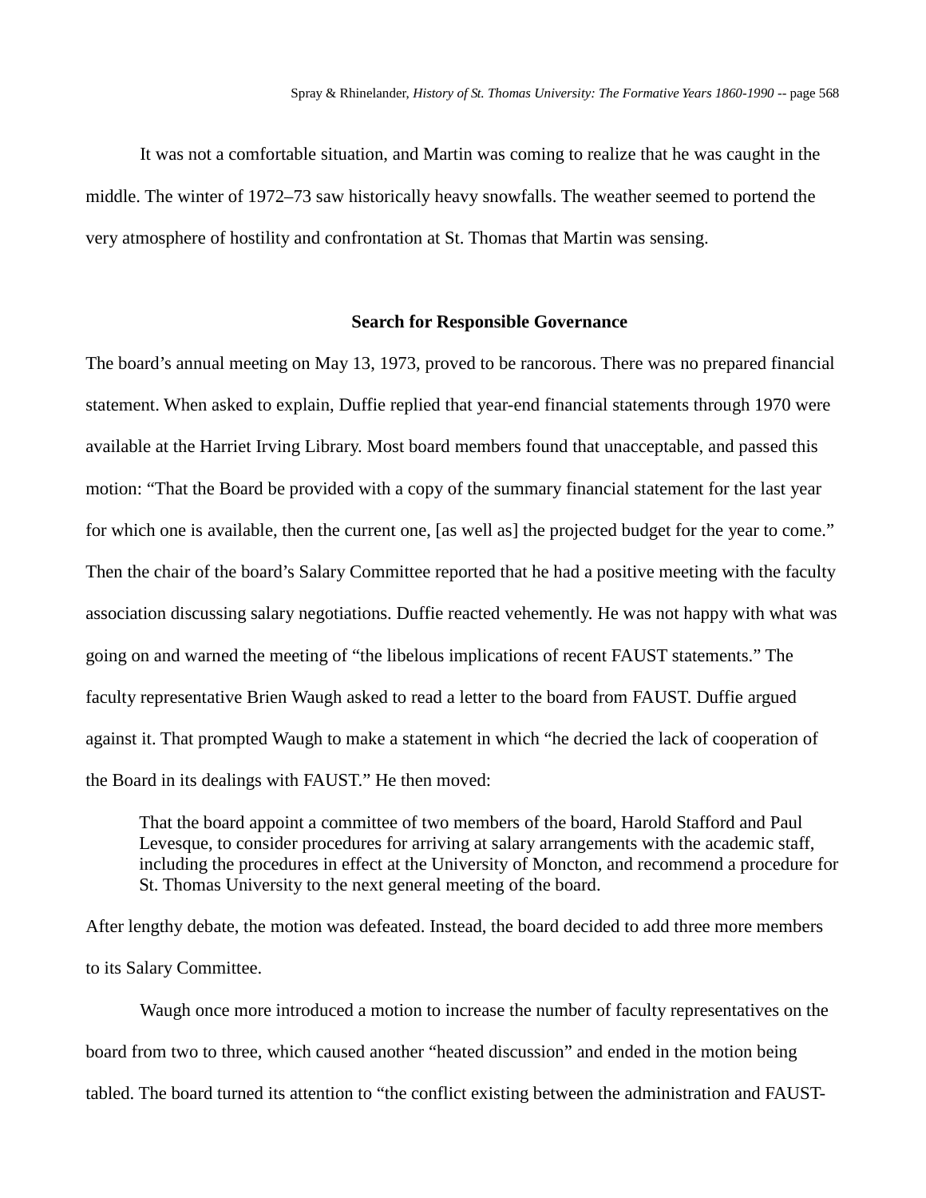It was not a comfortable situation, and Martin was coming to realize that he was caught in the middle. The winter of 1972–73 saw historically heavy snowfalls. The weather seemed to portend the very atmosphere of hostility and confrontation at St. Thomas that Martin was sensing.

## Search for Responsible Governance

The board's annual meeting on May 13, 1973, proved to be rancorous. There was no prepared financial statement. When asked to explain, Duffie replied that year-end financial statements through 1970 were available at the Harriet Irving Library. Most board members found that unacceptable, and passed this motion: "That the Board be provided with a copy of the summary financial statement for the last year for which one is available, then the current one, [as well as] the projected budget for the year to come." Then the chair of the board's Salary Committee reported that he had a positive meeting with the faculty association discussing salary negotiations. Duffie reacted vehemently. He was not happy with what was going on and warned the meeting of "the libelous implications of recent FAUST statements." The faculty representative Brien Waugh asked to read a letter to the board from FAUST. Duffie argued against it. That prompted Waugh to make a statement in which "he decried the lack of cooperation of the Board in its dealings with FAUST." He then moved:

> That the board appoint a committee of two members of the board, Harold Stafford and Paul Levesque, to consider procedures for arriving at salary arrangements with the academic staff, including the procedures in effect at the University of Moncton, and recommend a procedure for St. Thomas University to the next general meeting of the board.

After lengthy debate, the motion was defeated. Instead, the board decided to add three more members to its Salary Committee.

Waugh once more introduced a motion to increase the number of faculty representatives on the board from two to three, which caused another "heated discussion" and ended in the motion being tabled. The board turned its attention to "the conflict existing between the administration and FAUST-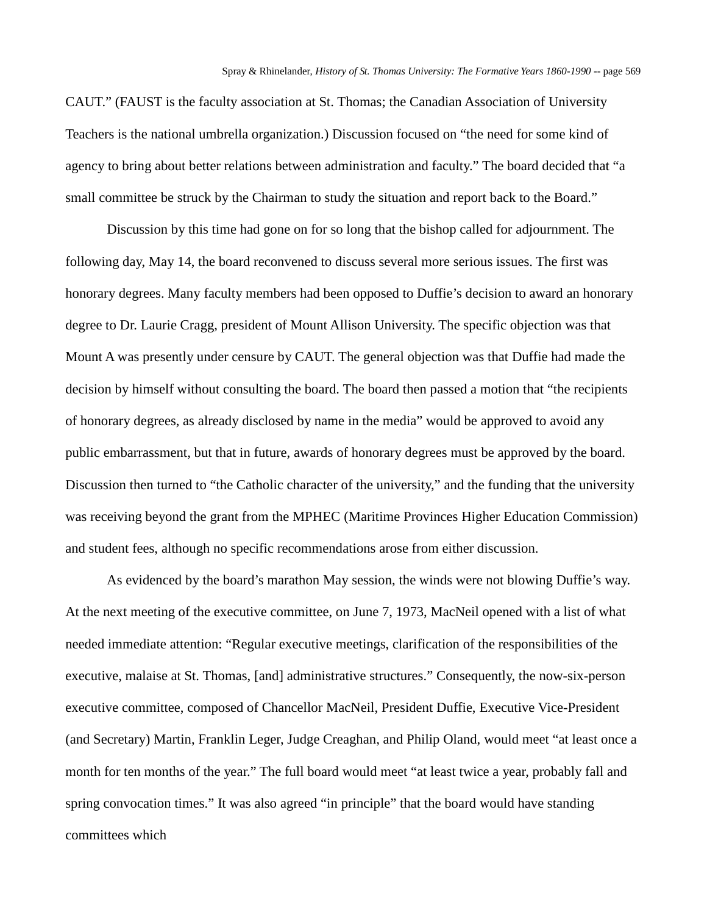CAUT." (FAUST is the faculty association at St. Thomas; the Canadian Association of University Teachers is the national umbrella organization.) Discussion focused on "the need for some kind of agency to bring about better relations between administration and faculty." The board decided that "a small committee be struck by the Chairman to study the situation and report back to the Board."

Discussion by this time had gone on for so long that the bishop called for adjournment. The following day, May 14, the board reconvened to discuss several more serious issues. The first was honorary degrees. Many faculty members had been opposed to Duffie's decision to award an honorary degree to Dr. Laurie Cragg, president of Mount Allison University. The specific objection was that Mount A was presently under censure by CAUT. The general objection was that Duffie had made the decision by himself without consulting the board. The board then passed a motion that "the recipients of honorary degrees, as already disclosed by name in the media" would be approved to avoid any public embarrassment, but that in future, awards of honorary degrees must be approved by the board. Discussion then turned to "the Catholic character of the university," and the funding that the university was receiving beyond the grant from the MPHEC (Maritime Provinces Higher Education Commission) and student fees, although no specific recommendations arose from either discussion.

As evidenced by the board's marathon May session, the winds were not blowing Duffie's way. At the next meeting of the executive committee, on June 7, 1973, MacNeil opened with a list of what needed immediate attention: "Regular executive meetings, clarification of the responsibilities of the executive, malaise at St. Thomas, [and] administrative structures." Consequently, the now-six-person executive committee, composed of Chancellor MacNeil, President Duffie, Executive Vice-President (and Secretary) Martin, Franklin Leger, Judge Creaghan, and Philip Oland, would meet "at least once a month for ten months of the year." The full board would meet "at least twice a year, probably fall and spring convocation times." It was also agreed "in principle" that the board would have standing committees which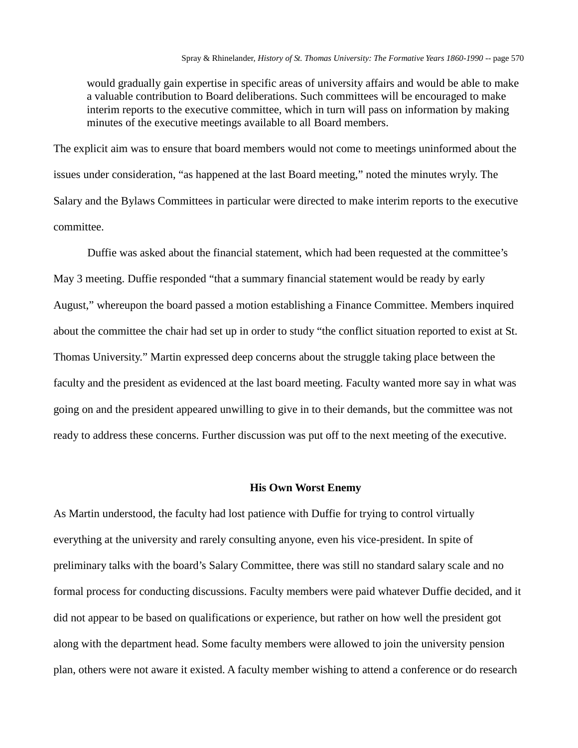> would gradually gain expertise in specific areas of university affairs and would be able to make a valuable contribution to Board deliberations. Such committees will be encouraged to make interim reports to the executive committee, which in turn will pass on information by making minutes of the executive meetings available to all Board members.

The explicit aim was to ensure that board members would not come to meetings uninformed about the issues under consideration, "as happened at the last Board meeting," noted the minutes wryly. The Salary and the Bylaws Committees in particular were directed to make interim reports to the executive committee.

Duffie was asked about the financial statement, which had been requested at the committee's May 3 meeting. Duffie responded "that a summary financial statement would be ready by early August," whereupon the board passed a motion establishing a Finance Committee. Members inquired about the committee the chair had set up in order to study "the conflict situation reported to exist at St. Thomas University." Martin expressed deep concerns about the struggle taking place between the faculty and the president as evidenced at the last board meeting. Faculty wanted more say in what was going on and the president appeared unwilling to give in to their demands, but the committee was not ready to address these concerns. Further discussion was put off to the next meeting of the executive.

## His Own Worst Enemy

As Martin understood, the faculty had lost patience with Duffie for trying to control virtually everything at the university and rarely consulting anyone, even his vice-president. In spite of preliminary talks with the board's Salary Committee, there was still no standard salary scale and no formal process for conducting discussions. Faculty members were paid whatever Duffie decided, and it did not appear to be based on qualifications or experience, but rather on how well the president got along with the department head. Some faculty members were allowed to join the university pension plan, others were not aware it existed. A faculty member wishing to attend a conference or do research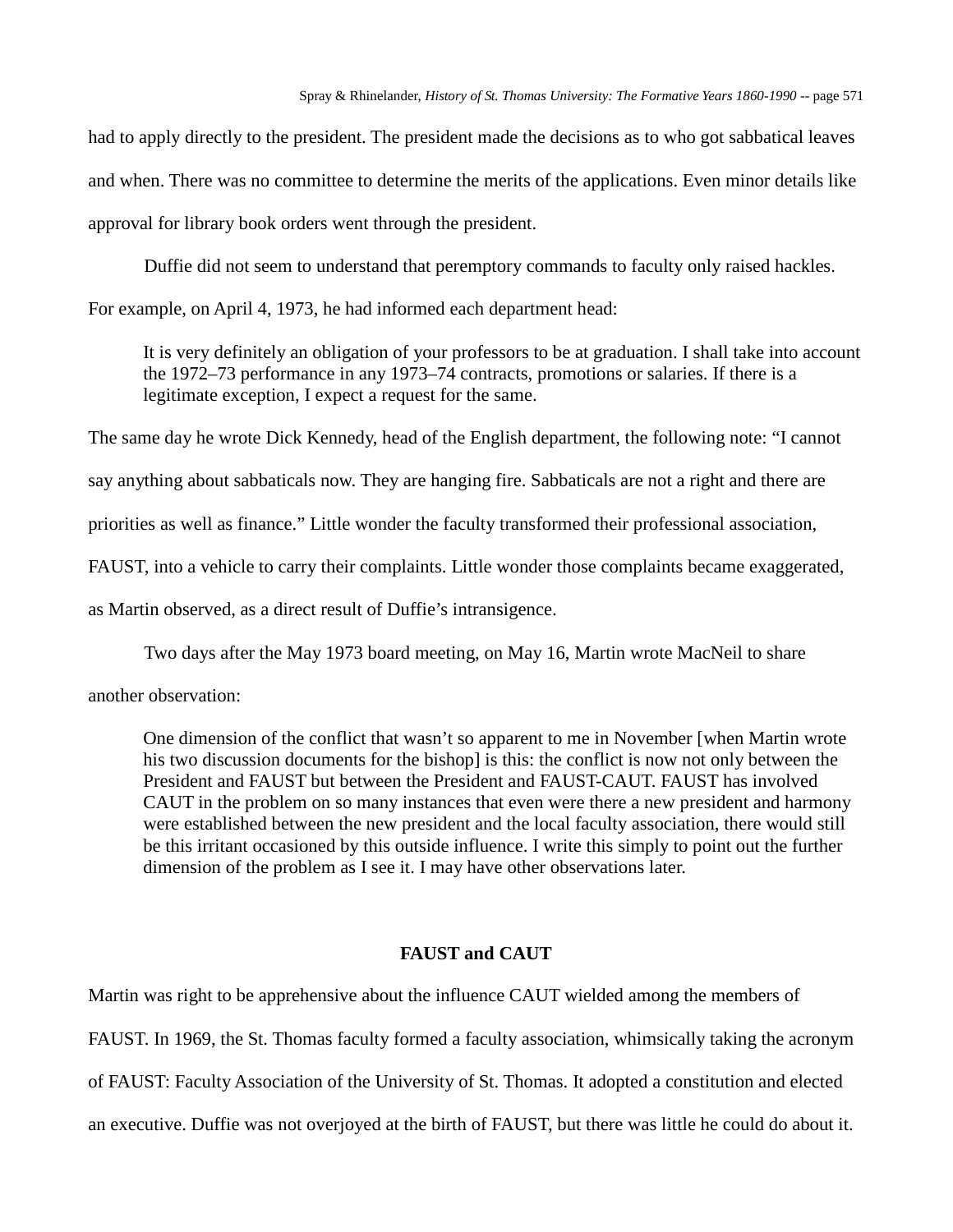had to apply directly to the president. The president made the decisions as to who got sabbatical leaves and when. There was no committee to determine the merits of the applications. Even minor details like approval for library book orders went through the president.

Duffie did not seem to understand that peremptory commands to faculty only raised hackles. For example, on April 4, 1973, he had informed each department head:

> It is very definitely an obligation of your professors to be at graduation. I shall take into account the 1972–73 performance in any 1973–74 contracts, promotions or salaries. If there is a legitimate exception, I expect a request for the same.

The same day he wrote Dick Kennedy, head of the English department, the following note: "I cannot say anything about sabbaticals now. They are hanging fire. Sabbaticals are not a right and there are priorities as well as finance." Little wonder the faculty transformed their professional association, FAUST, into a vehicle to carry their complaints. Little wonder those complaints became exaggerated, as Martin observed, as a direct result of Duffie's intransigence.

Two days after the May 1973 board meeting, on May 16, Martin wrote MacNeil to share another observation:

> One dimension of the conflict that wasn't so apparent to me in November [when Martin wrote his two discussion documents for the bishop] is this: the conflict is now not only between the President and FAUST but between the President and FAUST-CAUT. FAUST has involved CAUT in the problem on so many instances that even were there a new president and harmony were established between the new president and the local faculty association, there would still be this irritant occasioned by this outside influence. I write this simply to point out the further dimension of the problem as I see it. I may have other observations later.

## FAUST and CAUT

Martin was right to be apprehensive about the influence CAUT wielded among the members of FAUST. In 1969, the St. Thomas faculty formed a faculty association, whimsically taking the acronym of FAUST: Faculty Association of the University of St. Thomas. It adopted a constitution and elected an executive. Duffie was not overjoyed at the birth of FAUST, but there was little he could do about it.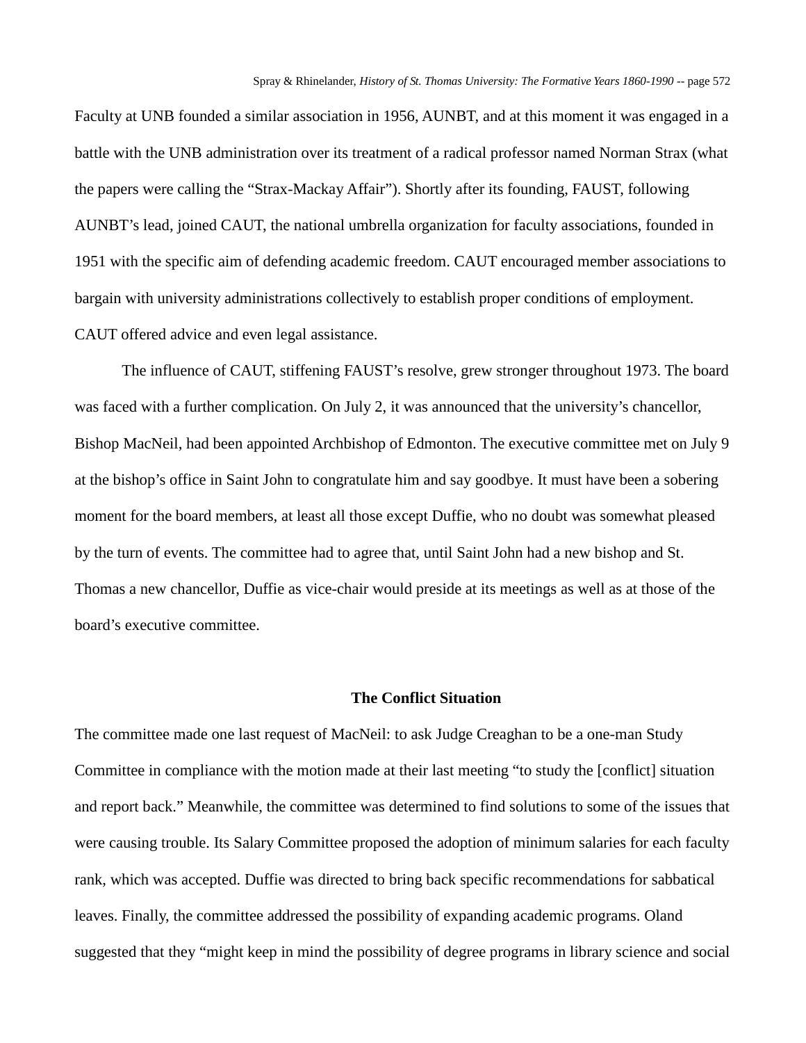Faculty at UNB founded a similar association in 1956, AUNBT, and at this moment it was engaged in a battle with the UNB administration over its treatment of a radical professor named Norman Strax (what the papers were calling the "Strax-Mackay Affair"). Shortly after its founding, FAUST, following AUNBT's lead, joined CAUT, the national umbrella organization for faculty associations, founded in 1951 with the specific aim of defending academic freedom. CAUT encouraged member associations to bargain with university administrations collectively to establish proper conditions of employment. CAUT offered advice and even legal assistance.

The influence of CAUT, stiffening FAUST's resolve, grew stronger throughout 1973. The board was faced with a further complication. On July 2, it was announced that the university's chancellor, Bishop MacNeil, had been appointed Archbishop of Edmonton. The executive committee met on July 9 at the bishop's office in Saint John to congratulate him and say goodbye. It must have been a sobering moment for the board members, at least all those except Duffie, who no doubt was somewhat pleased by the turn of events. The committee had to agree that, until Saint John had a new bishop and St. Thomas a new chancellor, Duffie as vice-chair would preside at its meetings as well as at those of the board's executive committee.

## The Conflict Situation

The committee made one last request of MacNeil: to ask Judge Creaghan to be a one-man Study Committee in compliance with the motion made at their last meeting "to study the [conflict] situation and report back." Meanwhile, the committee was determined to find solutions to some of the issues that were causing trouble. Its Salary Committee proposed the adoption of minimum salaries for each faculty rank, which was accepted. Duffie was directed to bring back specific recommendations for sabbatical leaves. Finally, the committee addressed the possibility of expanding academic programs. Oland suggested that they "might keep in mind the possibility of degree programs in library science and social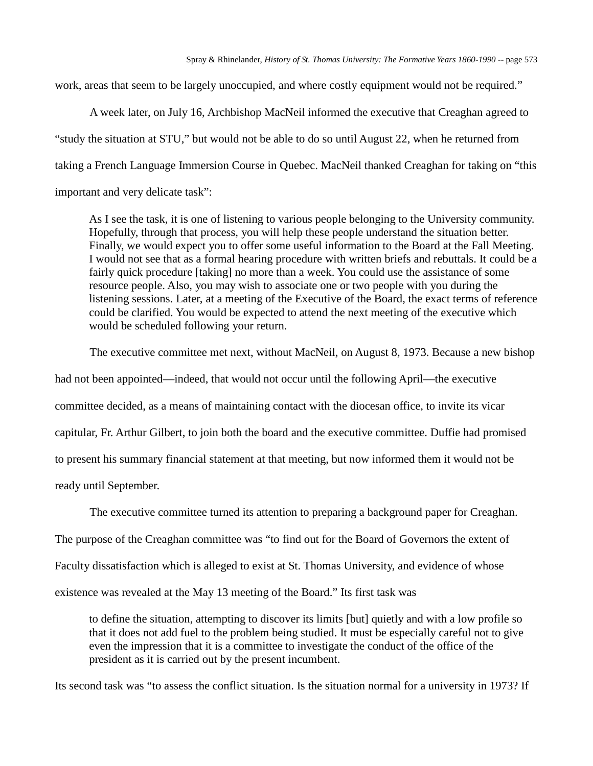work, areas that seem to be largely unoccupied, and where costly equipment would not be required."

A week later, on July 16, Archbishop MacNeil informed the executive that Creaghan agreed to "study the situation at STU," but would not be able to do so until August 22, when he returned from taking a French Language Immersion Course in Quebec. MacNeil thanked Creaghan for taking on "this important and very delicate task":

> As I see the task, it is one of listening to various people belonging to the University community. Hopefully, through that process, you will help these people understand the situation better. Finally, we would expect you to offer some useful information to the Board at the Fall Meeting. I would not see that as a formal hearing procedure with written briefs and rebuttals. It could be a fairly quick procedure [taking] no more than a week. You could use the assistance of some resource people. Also, you may wish to associate one or two people with you during the listening sessions. Later, at a meeting of the Executive of the Board, the exact terms of reference could be clarified. You would be expected to attend the next meeting of the executive which would be scheduled following your return.

The executive committee met next, without MacNeil, on August 8, 1973. Because a new bishop had not been appointed—indeed, that would not occur until the following April—the executive committee decided, as a means of maintaining contact with the diocesan office, to invite its vicar capitular, Fr. Arthur Gilbert, to join both the board and the executive committee. Duffie had promised to present his summary financial statement at that meeting, but now informed them it would not be ready until September.

The executive committee turned its attention to preparing a background paper for Creaghan. The purpose of the Creaghan committee was "to find out for the Board of Governors the extent of Faculty dissatisfaction which is alleged to exist at St. Thomas University, and evidence of whose existence was revealed at the May 13 meeting of the Board." Its first task was

> to define the situation, attempting to discover its limits [but] quietly and with a low profile so that it does not add fuel to the problem being studied. It must be especially careful not to give even the impression that it is a committee to investigate the conduct of the office of the president as it is carried out by the present incumbent.

Its second task was "to assess the conflict situation. Is the situation normal for a university in 1973? If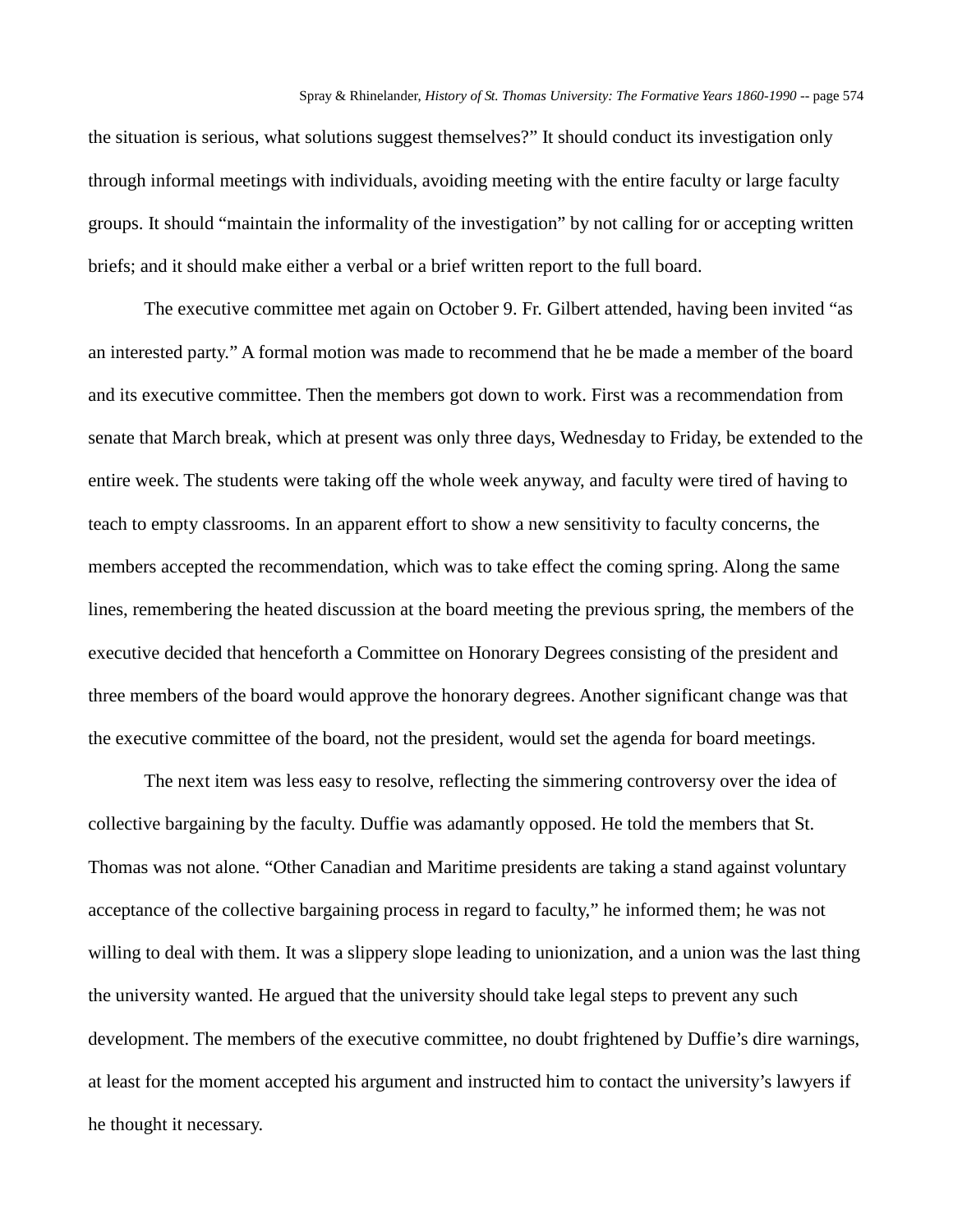the situation is serious, what solutions suggest themselves?" It should conduct its investigation only through informal meetings with individuals, avoiding meeting with the entire faculty or large faculty groups. It should "maintain the informality of the investigation" by not calling for or accepting written briefs; and it should make either a verbal or a brief written report to the full board.

The executive committee met again on October 9. Fr. Gilbert attended, having been invited "as an interested party." A formal motion was made to recommend that he be made a member of the board and its executive committee. Then the members got down to work. First was a recommendation from senate that March break, which at present was only three days, Wednesday to Friday, be extended to the entire week. The students were taking off the whole week anyway, and faculty were tired of having to teach to empty classrooms. In an apparent effort to show a new sensitivity to faculty concerns, the members accepted the recommendation, which was to take effect the coming spring. Along the same lines, remembering the heated discussion at the board meeting the previous spring, the members of the executive decided that henceforth a Committee on Honorary Degrees consisting of the president and three members of the board would approve the honorary degrees. Another significant change was that the executive committee of the board, not the president, would set the agenda for board meetings.

The next item was less easy to resolve, reflecting the simmering controversy over the idea of collective bargaining by the faculty. Duffie was adamantly opposed. He told the members that St. Thomas was not alone. "Other Canadian and Maritime presidents are taking a stand against voluntary acceptance of the collective bargaining process in regard to faculty," he informed them; he was not willing to deal with them. It was a slippery slope leading to unionization, and a union was the last thing the university wanted. He argued that the university should take legal steps to prevent any such development. The members of the executive committee, no doubt frightened by Duffie's dire warnings, at least for the moment accepted his argument and instructed him to contact the university's lawyers if he thought it necessary.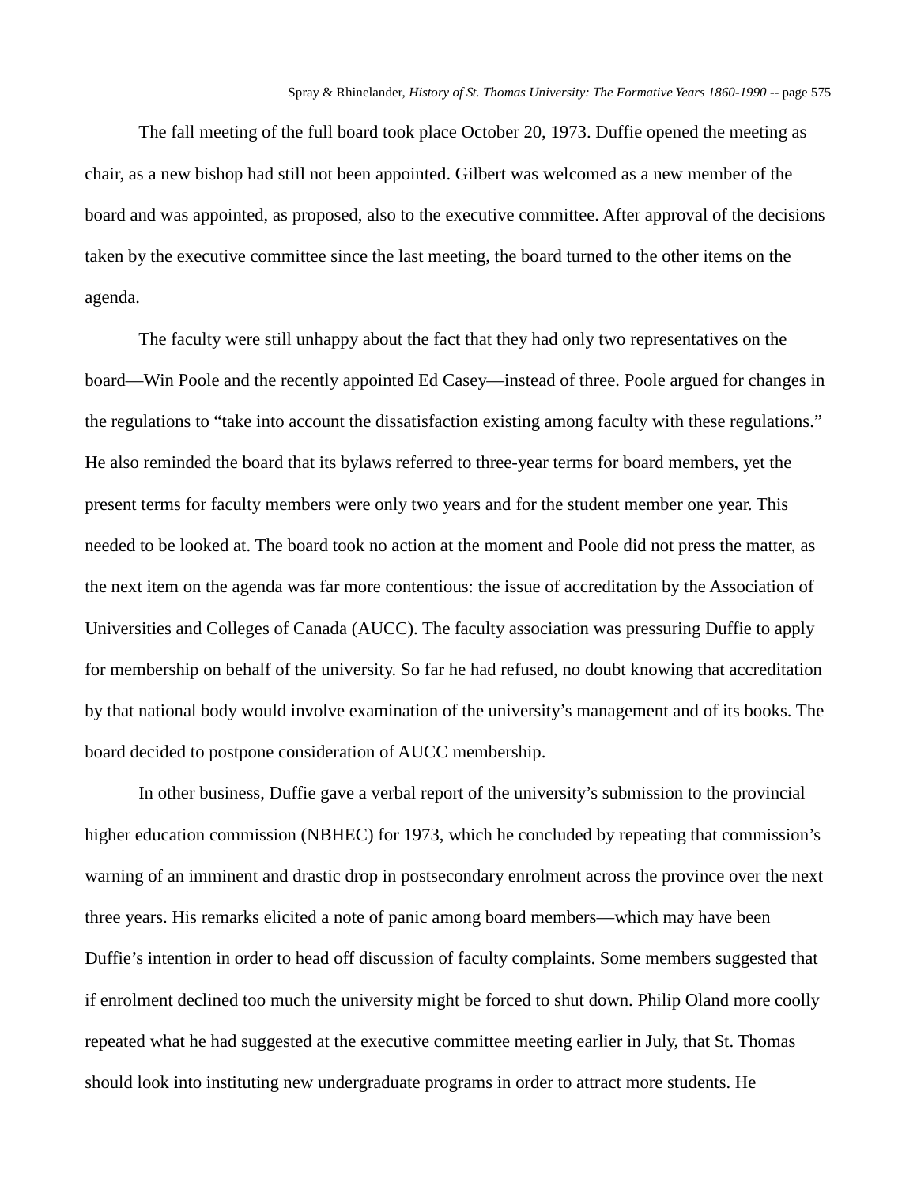The fall meeting of the full board took place October 20, 1973. Duffie opened the meeting as chair, as a new bishop had still not been appointed. Gilbert was welcomed as a new member of the board and was appointed, as proposed, also to the executive committee. After approval of the decisions taken by the executive committee since the last meeting, the board turned to the other items on the agenda.

The faculty were still unhappy about the fact that they had only two representatives on the board—Win Poole and the recently appointed Ed Casey—instead of three. Poole argued for changes in the regulations to "take into account the dissatisfaction existing among faculty with these regulations." He also reminded the board that its bylaws referred to three-year terms for board members, yet the present terms for faculty members were only two years and for the student member one year. This needed to be looked at. The board took no action at the moment and Poole did not press the matter, as the next item on the agenda was far more contentious: the issue of accreditation by the Association of Universities and Colleges of Canada (AUCC). The faculty association was pressuring Duffie to apply for membership on behalf of the university. So far he had refused, no doubt knowing that accreditation by that national body would involve examination of the university's management and of its books. The board decided to postpone consideration of AUCC membership.

In other business, Duffie gave a verbal report of the university's submission to the provincial higher education commission (NBHEC) for 1973, which he concluded by repeating that commission's warning of an imminent and drastic drop in postsecondary enrolment across the province over the next three years. His remarks elicited a note of panic among board members—which may have been Duffie's intention in order to head off discussion of faculty complaints. Some members suggested that if enrolment declined too much the university might be forced to shut down. Philip Oland more coolly repeated what he had suggested at the executive committee meeting earlier in July, that St. Thomas should look into instituting new undergraduate programs in order to attract more students. He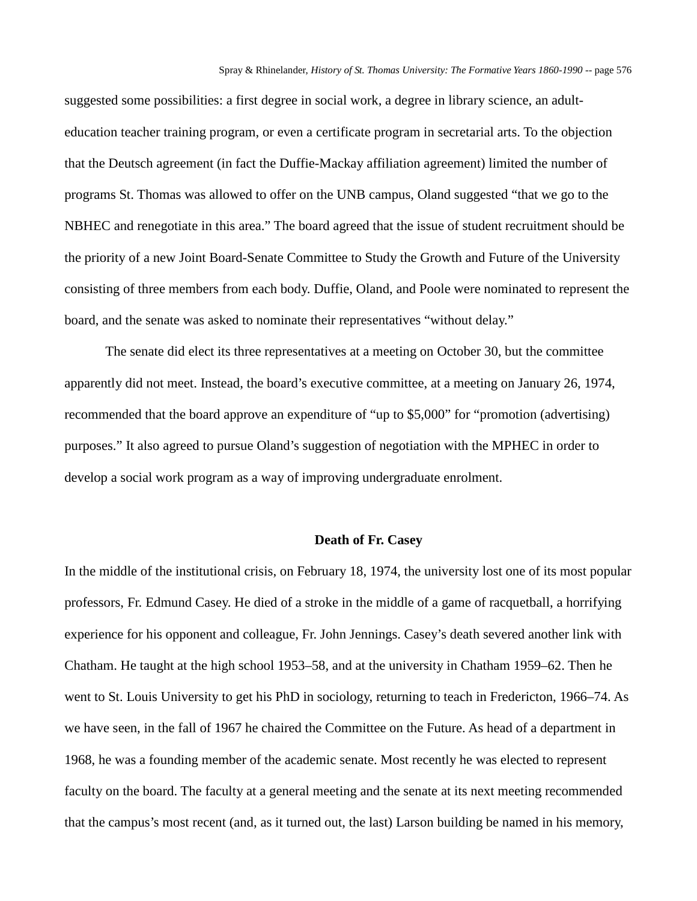suggested some possibilities: a first degree in social work, a degree in library science, an adult-education teacher training program, or even a certificate program in secretarial arts. To the objection that the Deutsch agreement (in fact the Duffie-Mackay affiliation agreement) limited the number of programs St. Thomas was allowed to offer on the UNB campus, Oland suggested "that we go to the NBHEC and renegotiate in this area." The board agreed that the issue of student recruitment should be the priority of a new Joint Board-Senate Committee to Study the Growth and Future of the University consisting of three members from each body. Duffie, Oland, and Poole were nominated to represent the board, and the senate was asked to nominate their representatives "without delay."

The senate did elect its three representatives at a meeting on October 30, but the committee apparently did not meet. Instead, the board's executive committee, at a meeting on January 26, 1974, recommended that the board approve an expenditure of "up to $5,000" for "promotion (advertising) purposes." It also agreed to pursue Oland's suggestion of negotiation with the MPHEC in order to develop a social work program as a way of improving undergraduate enrolment.

## Death of Fr. Casey

In the middle of the institutional crisis, on February 18, 1974, the university lost one of its most popular professors, Fr. Edmund Casey. He died of a stroke in the middle of a game of racquetball, a horrifying experience for his opponent and colleague, Fr. John Jennings. Casey's death severed another link with Chatham. He taught at the high school 1953–58, and at the university in Chatham 1959–62. Then he went to St. Louis University to get his PhD in sociology, returning to teach in Fredericton, 1966–74. As we have seen, in the fall of 1967 he chaired the Committee on the Future. As head of a department in 1968, he was a founding member of the academic senate. Most recently he was elected to represent faculty on the board. The faculty at a general meeting and the senate at its next meeting recommended that the campus's most recent (and, as it turned out, the last) Larson building be named in his memory,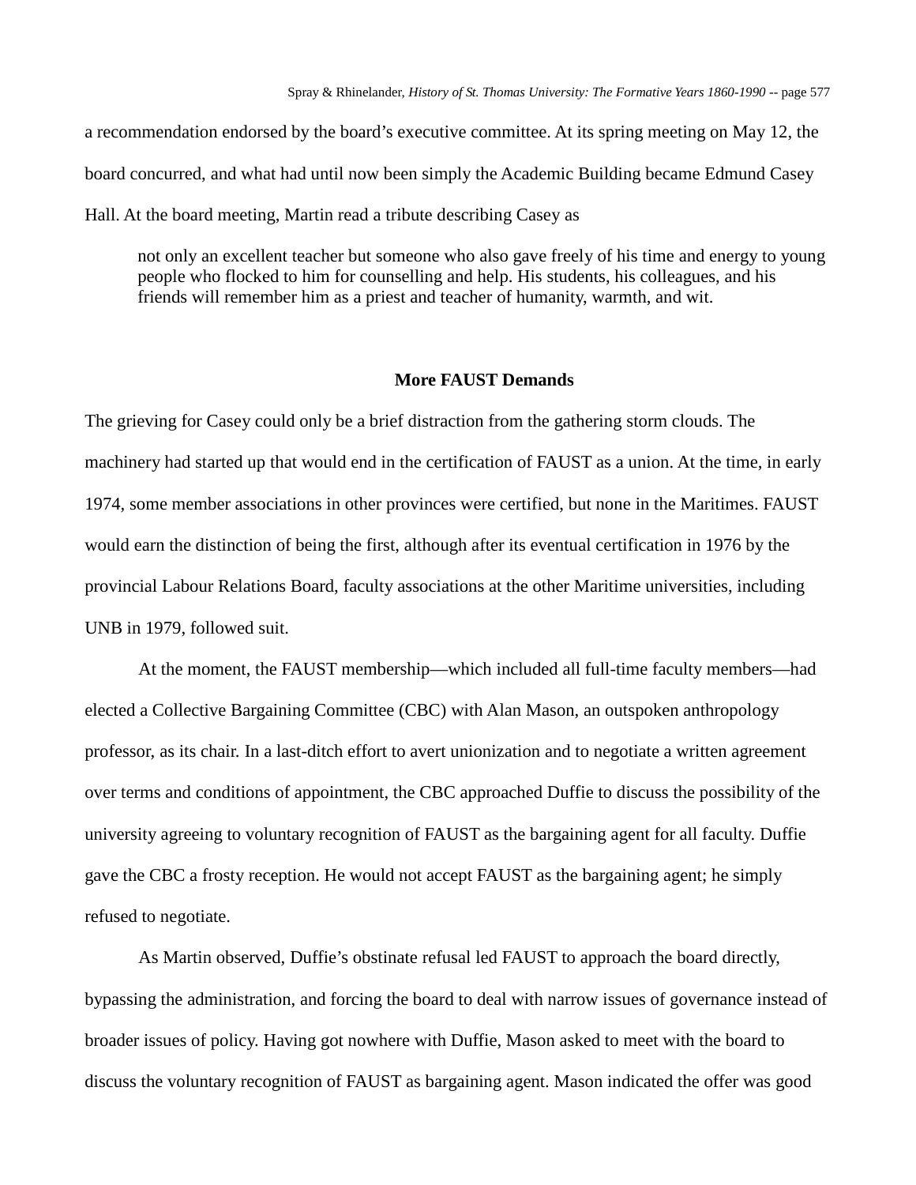a recommendation endorsed by the board's executive committee. At its spring meeting on May 12, the board concurred, and what had until now been simply the Academic Building became Edmund Casey Hall. At the board meeting, Martin read a tribute describing Casey as

> not only an excellent teacher but someone who also gave freely of his time and energy to young people who flocked to him for counselling and help. His students, his colleagues, and his friends will remember him as a priest and teacher of humanity, warmth, and wit.

## More FAUST Demands

The grieving for Casey could only be a brief distraction from the gathering storm clouds. The machinery had started up that would end in the certification of FAUST as a union. At the time, in early 1974, some member associations in other provinces were certified, but none in the Maritimes. FAUST would earn the distinction of being the first, although after its eventual certification in 1976 by the provincial Labour Relations Board, faculty associations at the other Maritime universities, including UNB in 1979, followed suit.

At the moment, the FAUST membership—which included all full-time faculty members—had elected a Collective Bargaining Committee (CBC) with Alan Mason, an outspoken anthropology professor, as its chair. In a last-ditch effort to avert unionization and to negotiate a written agreement over terms and conditions of appointment, the CBC approached Duffie to discuss the possibility of the university agreeing to voluntary recognition of FAUST as the bargaining agent for all faculty. Duffie gave the CBC a frosty reception. He would not accept FAUST as the bargaining agent; he simply refused to negotiate.

As Martin observed, Duffie's obstinate refusal led FAUST to approach the board directly, bypassing the administration, and forcing the board to deal with narrow issues of governance instead of broader issues of policy. Having got nowhere with Duffie, Mason asked to meet with the board to discuss the voluntary recognition of FAUST as bargaining agent. Mason indicated the offer was good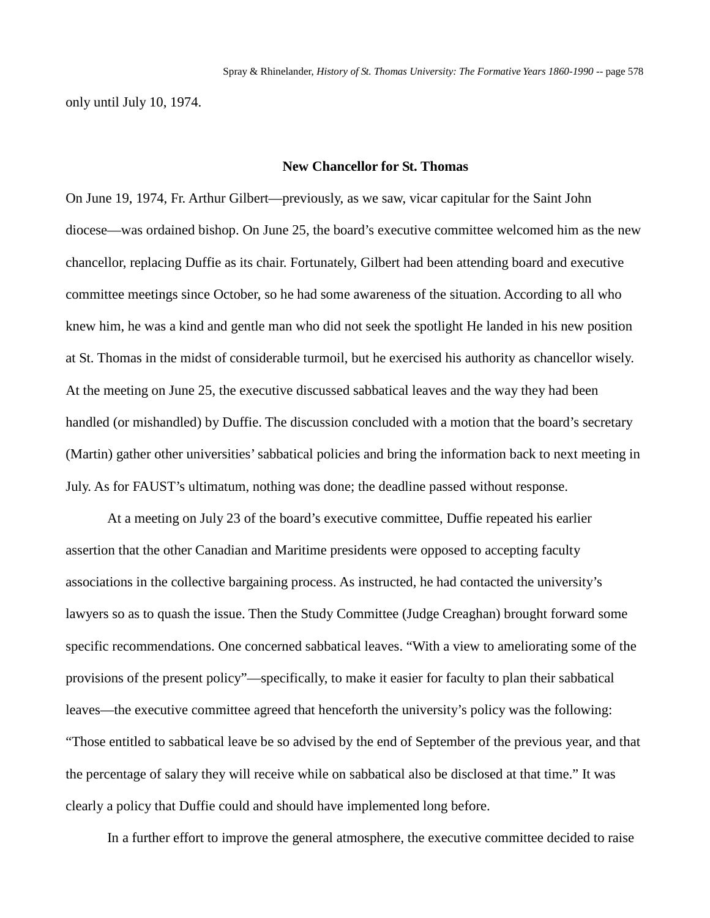only until July 10, 1974.

## New Chancellor for St. Thomas

On June 19, 1974, Fr. Arthur Gilbert—previously, as we saw, vicar capitular for the Saint John diocese—was ordained bishop. On June 25, the board's executive committee welcomed him as the new chancellor, replacing Duffie as its chair. Fortunately, Gilbert had been attending board and executive committee meetings since October, so he had some awareness of the situation. According to all who knew him, he was a kind and gentle man who did not seek the spotlight He landed in his new position at St. Thomas in the midst of considerable turmoil, but he exercised his authority as chancellor wisely. At the meeting on June 25, the executive discussed sabbatical leaves and the way they had been handled (or mishandled) by Duffie. The discussion concluded with a motion that the board's secretary (Martin) gather other universities' sabbatical policies and bring the information back to next meeting in July. As for FAUST's ultimatum, nothing was done; the deadline passed without response.

At a meeting on July 23 of the board's executive committee, Duffie repeated his earlier assertion that the other Canadian and Maritime presidents were opposed to accepting faculty associations in the collective bargaining process. As instructed, he had contacted the university's lawyers so as to quash the issue. Then the Study Committee (Judge Creaghan) brought forward some specific recommendations. One concerned sabbatical leaves. "With a view to ameliorating some of the provisions of the present policy"—specifically, to make it easier for faculty to plan their sabbatical leaves—the executive committee agreed that henceforth the university's policy was the following: "Those entitled to sabbatical leave be so advised by the end of September of the previous year, and that the percentage of salary they will receive while on sabbatical also be disclosed at that time." It was clearly a policy that Duffie could and should have implemented long before.

In a further effort to improve the general atmosphere, the executive committee decided to raise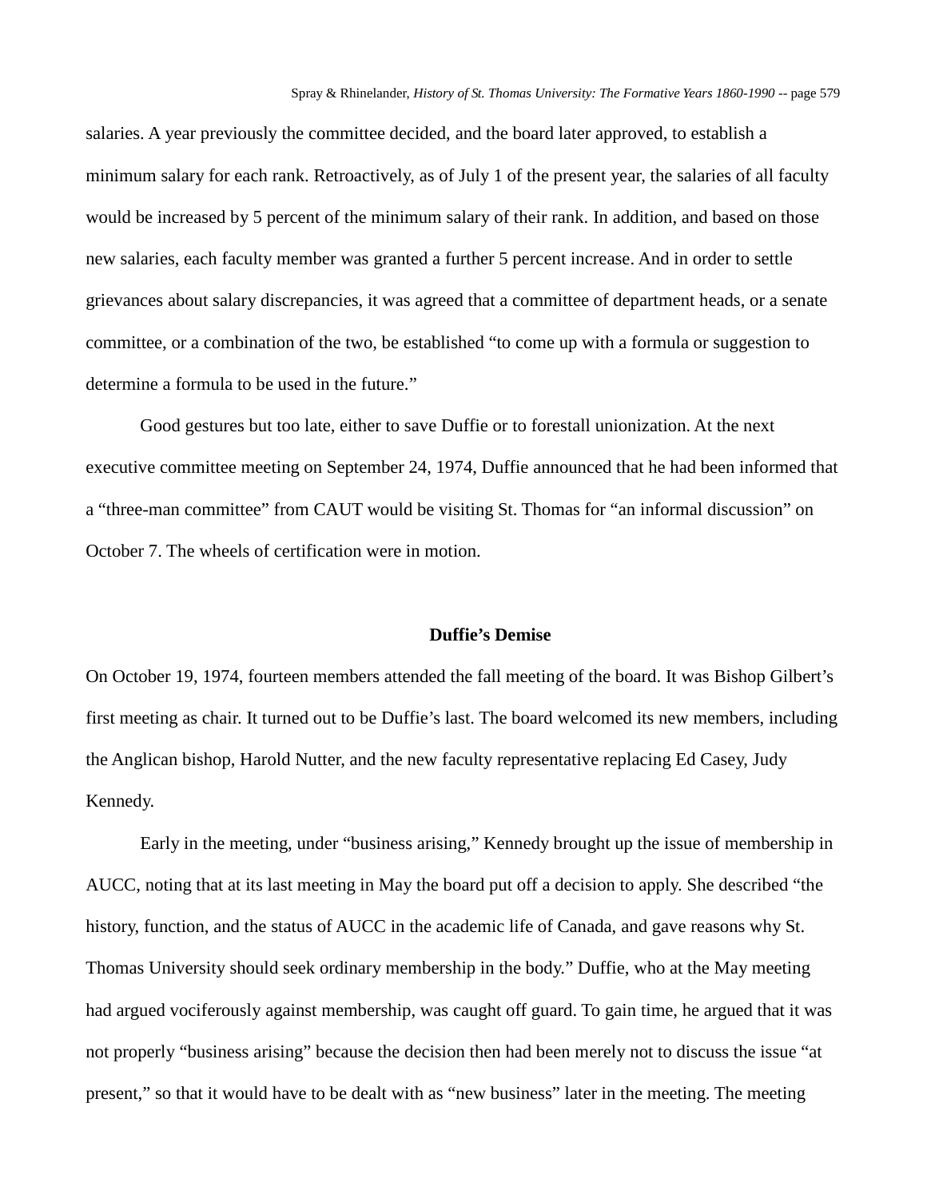salaries. A year previously the committee decided, and the board later approved, to establish a minimum salary for each rank. Retroactively, as of July 1 of the present year, the salaries of all faculty would be increased by 5 percent of the minimum salary of their rank. In addition, and based on those new salaries, each faculty member was granted a further 5 percent increase. And in order to settle grievances about salary discrepancies, it was agreed that a committee of department heads, or a senate committee, or a combination of the two, be established "to come up with a formula or suggestion to determine a formula to be used in the future."

Good gestures but too late, either to save Duffie or to forestall unionization. At the next executive committee meeting on September 24, 1974, Duffie announced that he had been informed that a "three-man committee" from CAUT would be visiting St. Thomas for "an informal discussion" on October 7. The wheels of certification were in motion.

## Duffie's Demise

On October 19, 1974, fourteen members attended the fall meeting of the board. It was Bishop Gilbert's first meeting as chair. It turned out to be Duffie's last. The board welcomed its new members, including the Anglican bishop, Harold Nutter, and the new faculty representative replacing Ed Casey, Judy Kennedy.

Early in the meeting, under "business arising," Kennedy brought up the issue of membership in AUCC, noting that at its last meeting in May the board put off a decision to apply. She described "the history, function, and the status of AUCC in the academic life of Canada, and gave reasons why St. Thomas University should seek ordinary membership in the body." Duffie, who at the May meeting had argued vociferously against membership, was caught off guard. To gain time, he argued that it was not properly "business arising" because the decision then had been merely not to discuss the issue "at present," so that it would have to be dealt with as "new business" later in the meeting. The meeting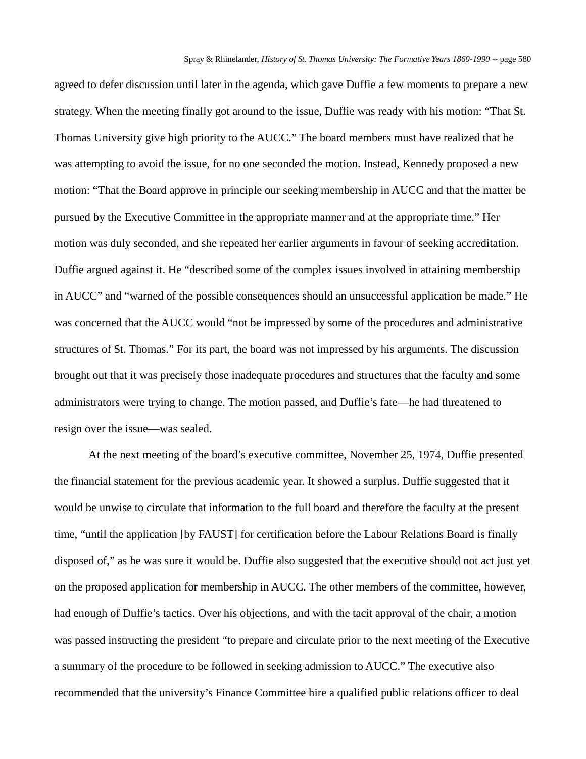agreed to defer discussion until later in the agenda, which gave Duffie a few moments to prepare a new strategy. When the meeting finally got around to the issue, Duffie was ready with his motion: "That St. Thomas University give high priority to the AUCC." The board members must have realized that he was attempting to avoid the issue, for no one seconded the motion. Instead, Kennedy proposed a new motion: "That the Board approve in principle our seeking membership in AUCC and that the matter be pursued by the Executive Committee in the appropriate manner and at the appropriate time." Her motion was duly seconded, and she repeated her earlier arguments in favour of seeking accreditation. Duffie argued against it. He "described some of the complex issues involved in attaining membership in AUCC" and "warned of the possible consequences should an unsuccessful application be made." He was concerned that the AUCC would "not be impressed by some of the procedures and administrative structures of St. Thomas." For its part, the board was not impressed by his arguments. The discussion brought out that it was precisely those inadequate procedures and structures that the faculty and some administrators were trying to change. The motion passed, and Duffie's fate—he had threatened to resign over the issue—was sealed.

At the next meeting of the board's executive committee, November 25, 1974, Duffie presented the financial statement for the previous academic year. It showed a surplus. Duffie suggested that it would be unwise to circulate that information to the full board and therefore the faculty at the present time, "until the application [by FAUST] for certification before the Labour Relations Board is finally disposed of," as he was sure it would be. Duffie also suggested that the executive should not act just yet on the proposed application for membership in AUCC. The other members of the committee, however, had enough of Duffie's tactics. Over his objections, and with the tacit approval of the chair, a motion was passed instructing the president "to prepare and circulate prior to the next meeting of the Executive a summary of the procedure to be followed in seeking admission to AUCC." The executive also recommended that the university's Finance Committee hire a qualified public relations officer to deal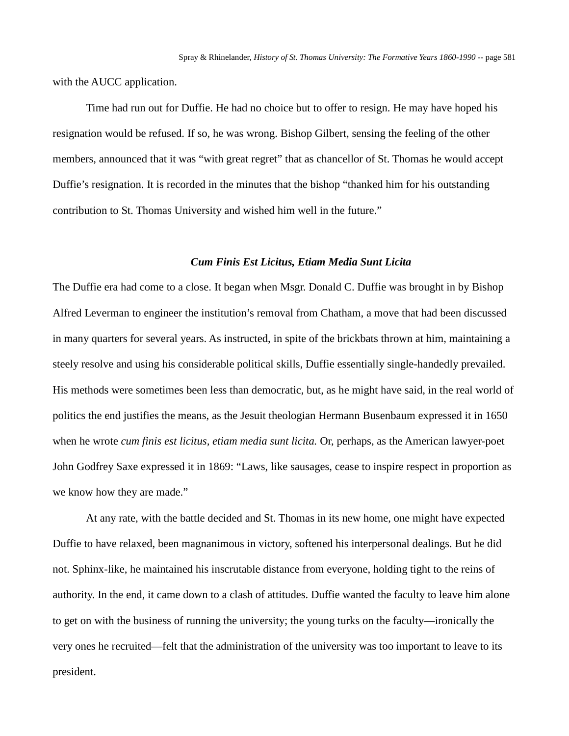with the AUCC application.

Time had run out for Duffie. He had no choice but to offer to resign. He may have hoped his resignation would be refused. If so, he was wrong. Bishop Gilbert, sensing the feeling of the other members, announced that it was "with great regret" that as chancellor of St. Thomas he would accept Duffie's resignation. It is recorded in the minutes that the bishop "thanked him for his outstanding contribution to St. Thomas University and wished him well in the future."

### ***Cum Finis Est Licitus, Etiam Media Sunt Licita***

The Duffie era had come to a close. It began when Msgr. Donald C. Duffie was brought in by Bishop Alfred Leverman to engineer the institution's removal from Chatham, a move that had been discussed in many quarters for several years. As instructed, in spite of the brickbats thrown at him, maintaining a steely resolve and using his considerable political skills, Duffie essentially single-handedly prevailed. His methods were sometimes been less than democratic, but, as he might have said, in the real world of politics the end justifies the means, as the Jesuit theologian Hermann Busenbaum expressed it in 1650 when he wrote *cum finis est licitus, etiam media sunt licita.* Or, perhaps, as the American lawyer-poet John Godfrey Saxe expressed it in 1869: "Laws, like sausages, cease to inspire respect in proportion as we know how they are made."

At any rate, with the battle decided and St. Thomas in its new home, one might have expected Duffie to have relaxed, been magnanimous in victory, softened his interpersonal dealings. But he did not. Sphinx-like, he maintained his inscrutable distance from everyone, holding tight to the reins of authority. In the end, it came down to a clash of attitudes. Duffie wanted the faculty to leave him alone to get on with the business of running the university; the young turks on the faculty—ironically the very ones he recruited—felt that the administration of the university was too important to leave to its president.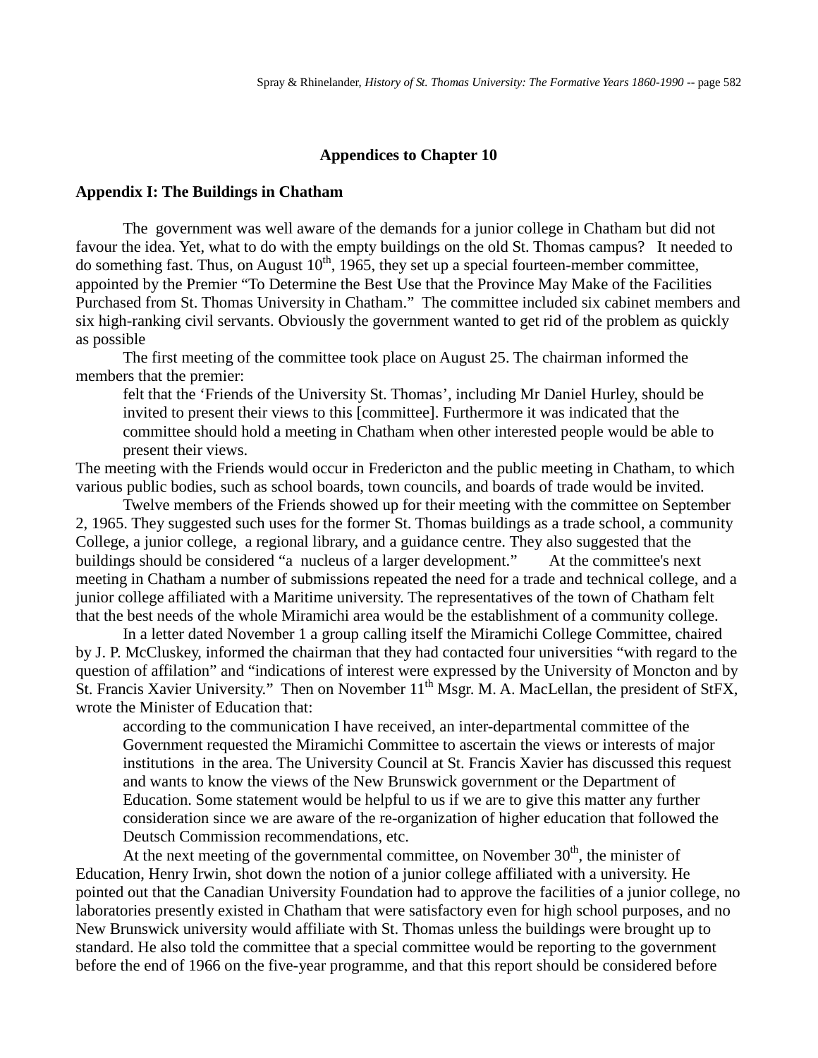## Appendices to Chapter 10

### Appendix I: The Buildings in Chatham

The government was well aware of the demands for a junior college in Chatham but did not favour the idea. Yet, what to do with the empty buildings on the old St. Thomas campus? It needed to do something fast. Thus, on August 10th, 1965, they set up a special fourteen-member committee, appointed by the Premier "To Determine the Best Use that the Province May Make of the Facilities Purchased from St. Thomas University in Chatham." The committee included six cabinet members and six high-ranking civil servants. Obviously the government wanted to get rid of the problem as quickly as possible

The first meeting of the committee took place on August 25. The chairman informed the members that the premier:

> felt that the 'Friends of the University St. Thomas', including Mr Daniel Hurley, should be invited to present their views to this [committee]. Furthermore it was indicated that the committee should hold a meeting in Chatham when other interested people would be able to present their views.

The meeting with the Friends would occur in Fredericton and the public meeting in Chatham, to which various public bodies, such as school boards, town councils, and boards of trade would be invited.

Twelve members of the Friends showed up for their meeting with the committee on September 2, 1965. They suggested such uses for the former St. Thomas buildings as a trade school, a community College, a junior college, a regional library, and a guidance centre. They also suggested that the buildings should be considered "a nucleus of a larger development." At the committee's next meeting in Chatham a number of submissions repeated the need for a trade and technical college, and a junior college affiliated with a Maritime university. The representatives of the town of Chatham felt that the best needs of the whole Miramichi area would be the establishment of a community college.

In a letter dated November 1 a group calling itself the Miramichi College Committee, chaired by J. P. McCluskey, informed the chairman that they had contacted four universities "with regard to the question of affilation" and "indications of interest were expressed by the University of Moncton and by St. Francis Xavier University." Then on November 11th Msgr. M. A. MacLellan, the president of StFX, wrote the Minister of Education that:

> according to the communication I have received, an inter-departmental committee of the Government requested the Miramichi Committee to ascertain the views or interests of major institutions in the area. The University Council at St. Francis Xavier has discussed this request and wants to know the views of the New Brunswick government or the Department of Education. Some statement would be helpful to us if we are to give this matter any further consideration since we are aware of the re-organization of higher education that followed the Deutsch Commission recommendations, etc.

At the next meeting of the governmental committee, on November 30th, the minister of Education, Henry Irwin, shot down the notion of a junior college affiliated with a university. He pointed out that the Canadian University Foundation had to approve the facilities of a junior college, no laboratories presently existed in Chatham that were satisfactory even for high school purposes, and no New Brunswick university would affiliate with St. Thomas unless the buildings were brought up to standard. He also told the committee that a special committee would be reporting to the government before the end of 1966 on the five-year programme, and that this report should be considered before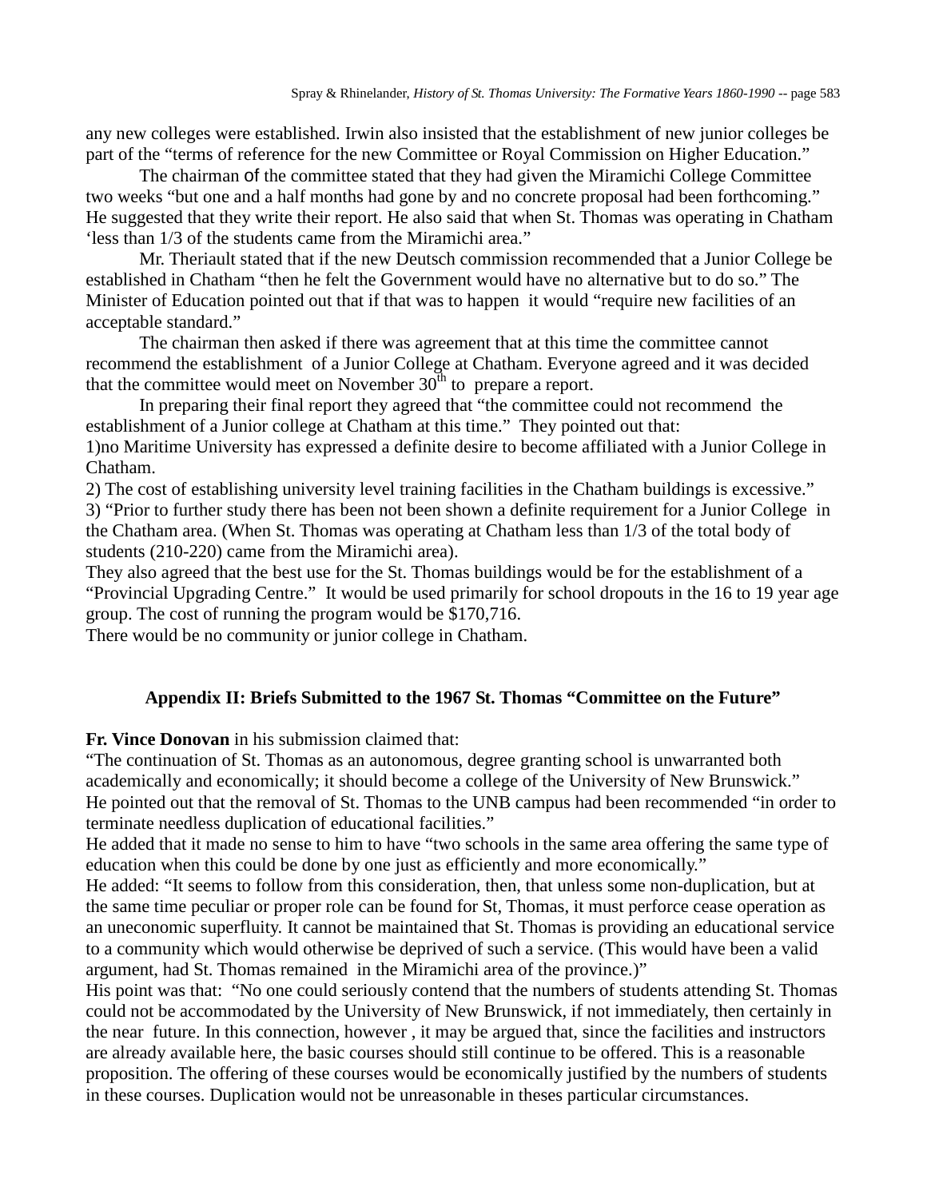any new colleges were established. Irwin also insisted that the establishment of new junior colleges be part of the "terms of reference for the new Committee or Royal Commission on Higher Education."

The chairman of the committee stated that they had given the Miramichi College Committee two weeks "but one and a half months had gone by and no concrete proposal had been forthcoming." He suggested that they write their report. He also said that when St. Thomas was operating in Chatham 'less than 1/3 of the students came from the Miramichi area."

Mr. Theriault stated that if the new Deutsch commission recommended that a Junior College be established in Chatham "then he felt the Government would have no alternative but to do so." The Minister of Education pointed out that if that was to happen it would "require new facilities of an acceptable standard."

The chairman then asked if there was agreement that at this time the committee cannot recommend the establishment of a Junior College at Chatham. Everyone agreed and it was decided that the committee would meet on November 30th to prepare a report.

In preparing their final report they agreed that "the committee could not recommend the establishment of a Junior college at Chatham at this time." They pointed out that:
1)no Maritime University has expressed a definite desire to become affiliated with a Junior College in Chatham.
2) The cost of establishing university level training facilities in the Chatham buildings is excessive."
3) "Prior to further study there has been not been shown a definite requirement for a Junior College in the Chatham area. (When St. Thomas was operating at Chatham less than 1/3 of the total body of students (210-220) came from the Miramichi area).
They also agreed that the best use for the St. Thomas buildings would be for the establishment of a "Provincial Upgrading Centre." It would be used primarily for school dropouts in the 16 to 19 year age group. The cost of running the program would be $170,716.
There would be no community or junior college in Chatham.

## Appendix II: Briefs Submitted to the 1967 St. Thomas "Committee on the Future"

**Fr. Vince Donovan** in his submission claimed that:
"The continuation of St. Thomas as an autonomous, degree granting school is unwarranted both academically and economically; it should become a college of the University of New Brunswick."
He pointed out that the removal of St. Thomas to the UNB campus had been recommended "in order to terminate needless duplication of educational facilities."
He added that it made no sense to him to have "two schools in the same area offering the same type of education when this could be done by one just as efficiently and more economically."
He added: "It seems to follow from this consideration, then, that unless some non-duplication, but at the same time peculiar or proper role can be found for St, Thomas, it must perforce cease operation as an uneconomic superfluity. It cannot be maintained that St. Thomas is providing an educational service to a community which would otherwise be deprived of such a service. (This would have been a valid argument, had St. Thomas remained in the Miramichi area of the province.)"
His point was that: "No one could seriously contend that the numbers of students attending St. Thomas could not be accommodated by the University of New Brunswick, if not immediately, then certainly in the near future. In this connection, however , it may be argued that, since the facilities and instructors are already available here, the basic courses should still continue to be offered. This is a reasonable proposition. The offering of these courses would be economically justified by the numbers of students in these courses. Duplication would not be unreasonable in theses particular circumstances.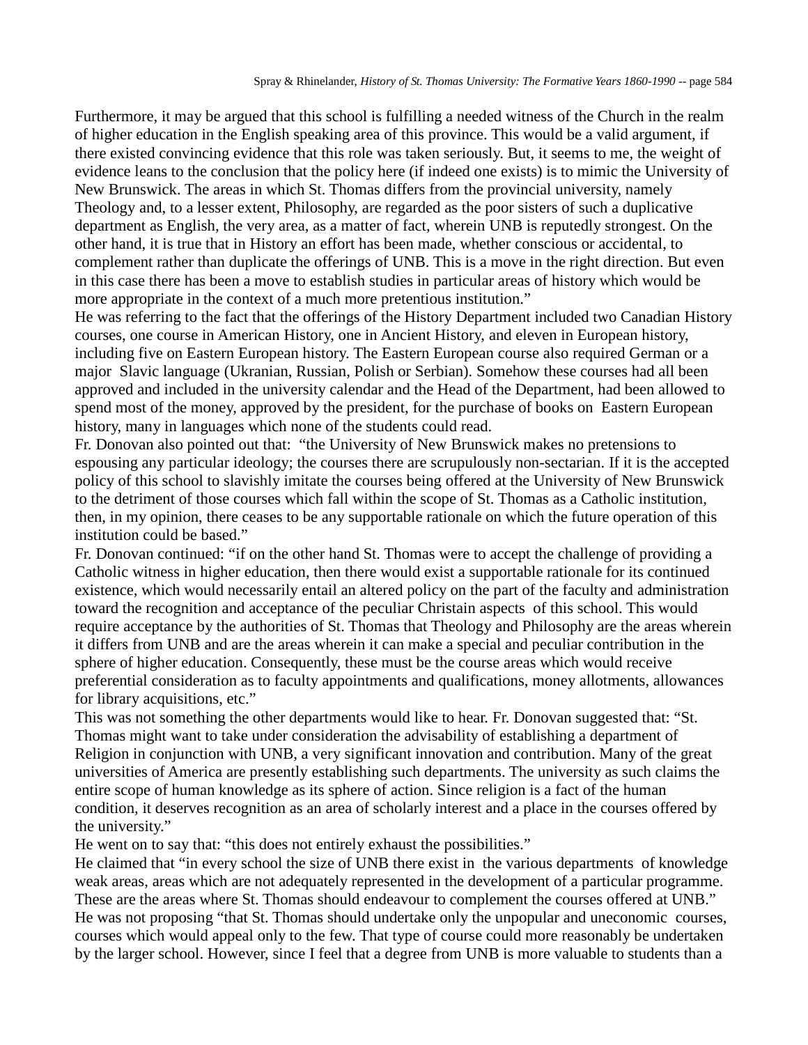Furthermore, it may be argued that this school is fulfilling a needed witness of the Church in the realm of higher education in the English speaking area of this province. This would be a valid argument, if there existed convincing evidence that this role was taken seriously. But, it seems to me, the weight of evidence leans to the conclusion that the policy here (if indeed one exists) is to mimic the University of New Brunswick. The areas in which St. Thomas differs from the provincial university, namely Theology and, to a lesser extent, Philosophy, are regarded as the poor sisters of such a duplicative department as English, the very area, as a matter of fact, wherein UNB is reputedly strongest. On the other hand, it is true that in History an effort has been made, whether conscious or accidental, to complement rather than duplicate the offerings of UNB. This is a move in the right direction. But even in this case there has been a move to establish studies in particular areas of history which would be more appropriate in the context of a much more pretentious institution."

He was referring to the fact that the offerings of the History Department included two Canadian History courses, one course in American History, one in Ancient History, and eleven in European history, including five on Eastern European history. The Eastern European course also required German or a major Slavic language (Ukranian, Russian, Polish or Serbian). Somehow these courses had all been approved and included in the university calendar and the Head of the Department, had been allowed to spend most of the money, approved by the president, for the purchase of books on Eastern European history, many in languages which none of the students could read.

Fr. Donovan also pointed out that: "the University of New Brunswick makes no pretensions to espousing any particular ideology; the courses there are scrupulously non-sectarian. If it is the accepted policy of this school to slavishly imitate the courses being offered at the University of New Brunswick to the detriment of those courses which fall within the scope of St. Thomas as a Catholic institution, then, in my opinion, there ceases to be any supportable rationale on which the future operation of this institution could be based."

Fr. Donovan continued: "if on the other hand St. Thomas were to accept the challenge of providing a Catholic witness in higher education, then there would exist a supportable rationale for its continued existence, which would necessarily entail an altered policy on the part of the faculty and administration toward the recognition and acceptance of the peculiar Christain aspects of this school. This would require acceptance by the authorities of St. Thomas that Theology and Philosophy are the areas wherein it differs from UNB and are the areas wherein it can make a special and peculiar contribution in the sphere of higher education. Consequently, these must be the course areas which would receive preferential consideration as to faculty appointments and qualifications, money allotments, allowances for library acquisitions, etc."

This was not something the other departments would like to hear. Fr. Donovan suggested that: "St. Thomas might want to take under consideration the advisability of establishing a department of Religion in conjunction with UNB, a very significant innovation and contribution. Many of the great universities of America are presently establishing such departments. The university as such claims the entire scope of human knowledge as its sphere of action. Since religion is a fact of the human condition, it deserves recognition as an area of scholarly interest and a place in the courses offered by the university."

He went on to say that: "this does not entirely exhaust the possibilities."

He claimed that "in every school the size of UNB there exist in the various departments of knowledge weak areas, areas which are not adequately represented in the development of a particular programme. These are the areas where St. Thomas should endeavour to complement the courses offered at UNB."

He was not proposing "that St. Thomas should undertake only the unpopular and uneconomic courses, courses which would appeal only to the few. That type of course could more reasonably be undertaken by the larger school. However, since I feel that a degree from UNB is more valuable to students than a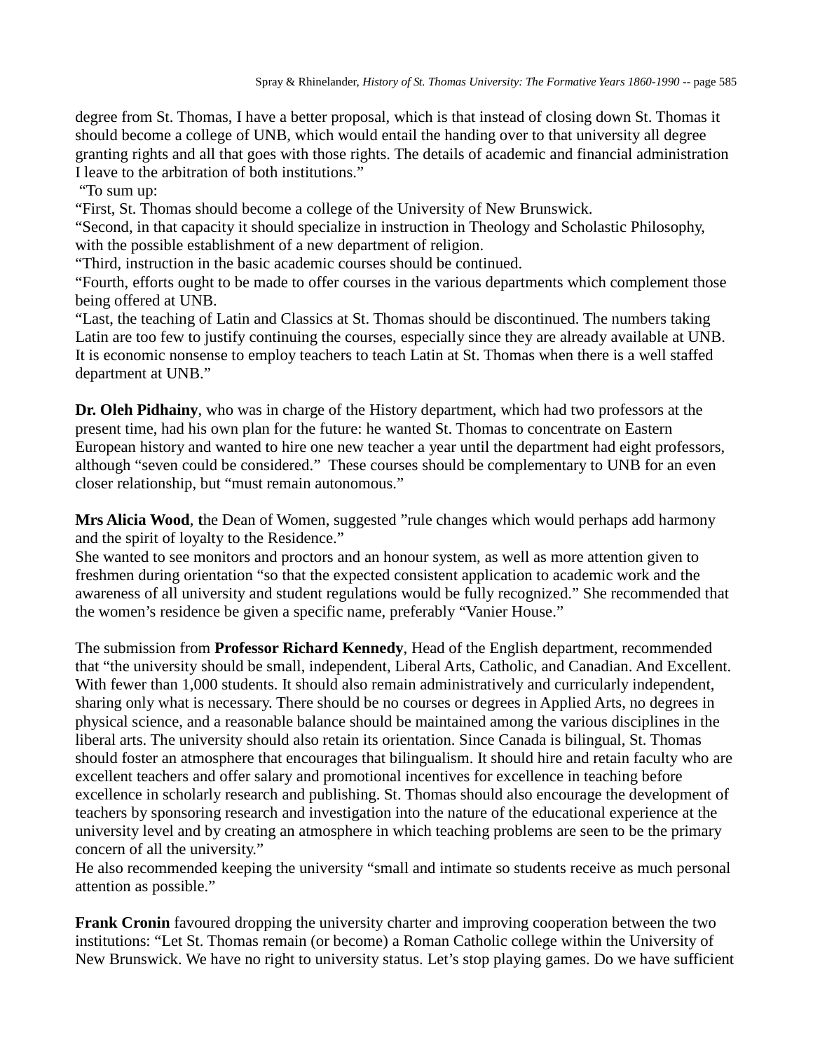degree from St. Thomas, I have a better proposal, which is that instead of closing down St. Thomas it should become a college of UNB, which would entail the handing over to that university all degree granting rights and all that goes with those rights. The details of academic and financial administration I leave to the arbitration of both institutions."

"To sum up:

"First, St. Thomas should become a college of the University of New Brunswick.

"Second, in that capacity it should specialize in instruction in Theology and Scholastic Philosophy, with the possible establishment of a new department of religion.

"Third, instruction in the basic academic courses should be continued.

"Fourth, efforts ought to be made to offer courses in the various departments which complement those being offered at UNB.

"Last, the teaching of Latin and Classics at St. Thomas should be discontinued. The numbers taking Latin are too few to justify continuing the courses, especially since they are already available at UNB. It is economic nonsense to employ teachers to teach Latin at St. Thomas when there is a well staffed department at UNB."

**Dr. Oleh Pidhainy**, who was in charge of the History department, which had two professors at the present time, had his own plan for the future: he wanted St. Thomas to concentrate on Eastern European history and wanted to hire one new teacher a year until the department had eight professors, although "seven could be considered." These courses should be complementary to UNB for an even closer relationship, but "must remain autonomous."

**Mrs Alicia Wood**, **t**he Dean of Women, suggested "rule changes which would perhaps add harmony and the spirit of loyalty to the Residence."

She wanted to see monitors and proctors and an honour system, as well as more attention given to freshmen during orientation "so that the expected consistent application to academic work and the awareness of all university and student regulations would be fully recognized." She recommended that the women's residence be given a specific name, preferably "Vanier House."

The submission from **Professor Richard Kennedy**, Head of the English department, recommended that "the university should be small, independent, Liberal Arts, Catholic, and Canadian. And Excellent. With fewer than 1,000 students. It should also remain administratively and curricularly independent, sharing only what is necessary. There should be no courses or degrees in Applied Arts, no degrees in physical science, and a reasonable balance should be maintained among the various disciplines in the liberal arts. The university should also retain its orientation. Since Canada is bilingual, St. Thomas should foster an atmosphere that encourages that bilingualism. It should hire and retain faculty who are excellent teachers and offer salary and promotional incentives for excellence in teaching before excellence in scholarly research and publishing. St. Thomas should also encourage the development of teachers by sponsoring research and investigation into the nature of the educational experience at the university level and by creating an atmosphere in which teaching problems are seen to be the primary concern of all the university."

He also recommended keeping the university "small and intimate so students receive as much personal attention as possible."

**Frank Cronin** favoured dropping the university charter and improving cooperation between the two institutions: "Let St. Thomas remain (or become) a Roman Catholic college within the University of New Brunswick. We have no right to university status. Let's stop playing games. Do we have sufficient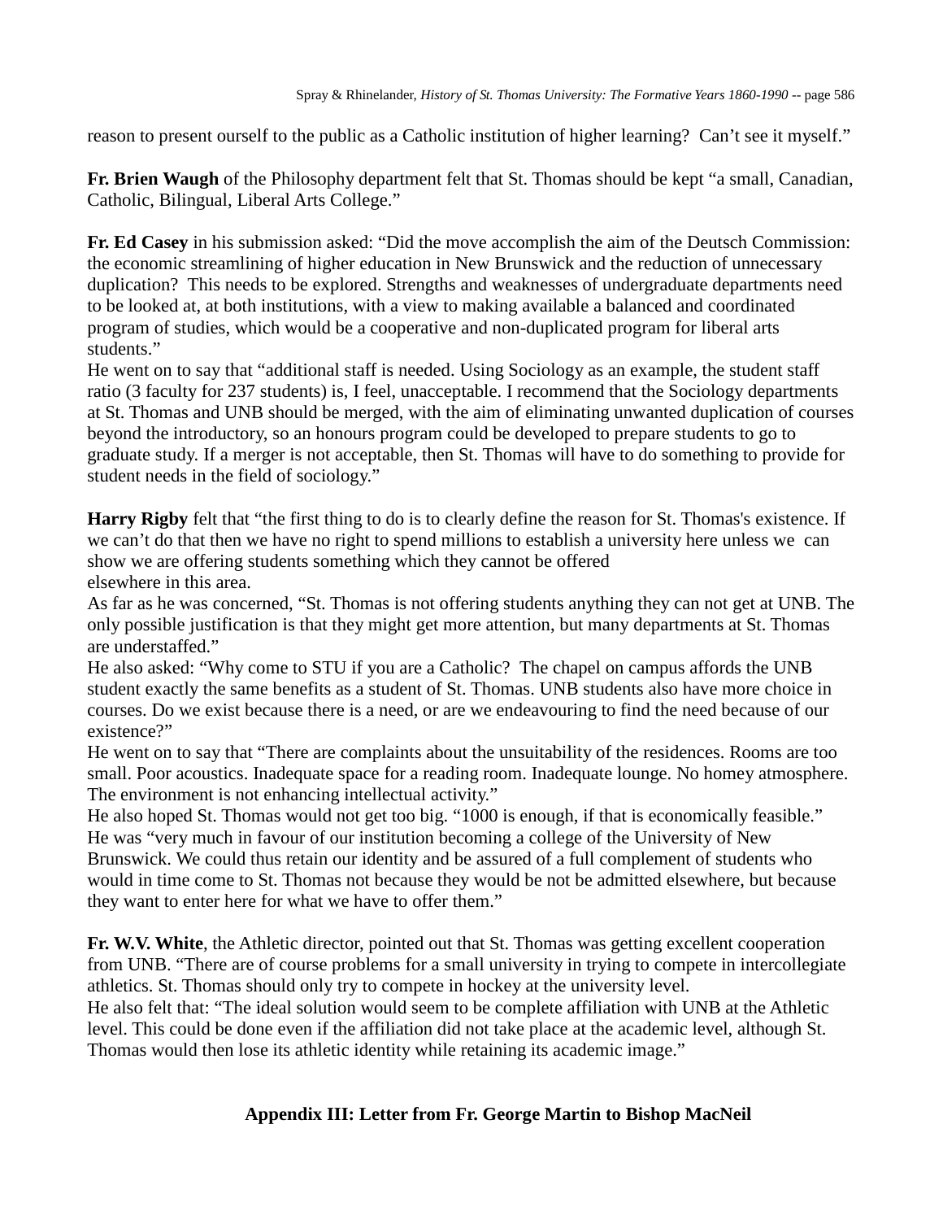reason to present ourself to the public as a Catholic institution of higher learning? Can't see it myself."

**Fr. Brien Waugh** of the Philosophy department felt that St. Thomas should be kept "a small, Canadian, Catholic, Bilingual, Liberal Arts College."

**Fr. Ed Casey** in his submission asked: "Did the move accomplish the aim of the Deutsch Commission: the economic streamlining of higher education in New Brunswick and the reduction of unnecessary duplication? This needs to be explored. Strengths and weaknesses of undergraduate departments need to be looked at, at both institutions, with a view to making available a balanced and coordinated program of studies, which would be a cooperative and non-duplicated program for liberal arts students."

He went on to say that "additional staff is needed. Using Sociology as an example, the student staff ratio (3 faculty for 237 students) is, I feel, unacceptable. I recommend that the Sociology departments at St. Thomas and UNB should be merged, with the aim of eliminating unwanted duplication of courses beyond the introductory, so an honours program could be developed to prepare students to go to graduate study. If a merger is not acceptable, then St. Thomas will have to do something to provide for student needs in the field of sociology."

**Harry Rigby** felt that "the first thing to do is to clearly define the reason for St. Thomas's existence. If we can't do that then we have no right to spend millions to establish a university here unless we can show we are offering students something which they cannot be offered elsewhere in this area.

As far as he was concerned, "St. Thomas is not offering students anything they can not get at UNB. The only possible justification is that they might get more attention, but many departments at St. Thomas are understaffed."

He also asked: "Why come to STU if you are a Catholic? The chapel on campus affords the UNB student exactly the same benefits as a student of St. Thomas. UNB students also have more choice in courses. Do we exist because there is a need, or are we endeavouring to find the need because of our existence?"

He went on to say that "There are complaints about the unsuitability of the residences. Rooms are too small. Poor acoustics. Inadequate space for a reading room. Inadequate lounge. No homey atmosphere. The environment is not enhancing intellectual activity."

He also hoped St. Thomas would not get too big. "1000 is enough, if that is economically feasible."

He was "very much in favour of our institution becoming a college of the University of New Brunswick. We could thus retain our identity and be assured of a full complement of students who would in time come to St. Thomas not because they would be not be admitted elsewhere, but because they want to enter here for what we have to offer them."

**Fr. W.V. White**, the Athletic director, pointed out that St. Thomas was getting excellent cooperation from UNB. "There are of course problems for a small university in trying to compete in intercollegiate athletics. St. Thomas should only try to compete in hockey at the university level.

He also felt that: "The ideal solution would seem to be complete affiliation with UNB at the Athletic level. This could be done even if the affiliation did not take place at the academic level, although St. Thomas would then lose its athletic identity while retaining its academic image."

## Appendix III: Letter from Fr. George Martin to Bishop MacNeil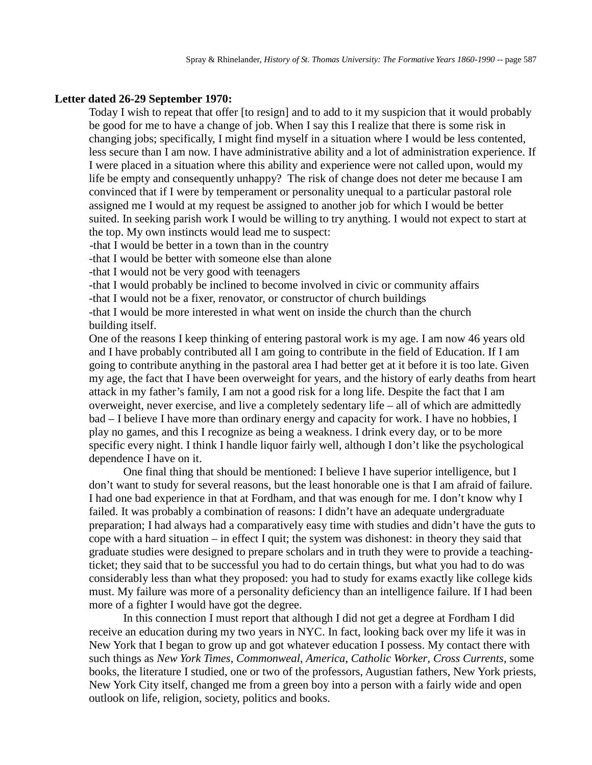**Letter dated 26-29 September 1970:**

> Today I wish to repeat that offer [to resign] and to add to it my suspicion that it would probably be good for me to have a change of job. When I say this I realize that there is some risk in changing jobs; specifically, I might find myself in a situation where I would be less contented, less secure than I am now. I have administrative ability and a lot of administration experience. If I were placed in a situation where this ability and experience were not called upon, would my life be empty and consequently unhappy? The risk of change does not deter me because I am convinced that if I were by temperament or personality unequal to a particular pastoral role assigned me I would at my request be assigned to another job for which I would be better suited. In seeking parish work I would be willing to try anything. I would not expect to start at the top. My own instincts would lead me to suspect:
>
> -that I would be better in a town than in the country
> -that I would be better with someone else than alone
> -that I would not be very good with teenagers
> -that I would probably be inclined to become involved in civic or community affairs
> -that I would not be a fixer, renovator, or constructor of church buildings
> -that I would be more interested in what went on inside the church than the church building itself.
>
> One of the reasons I keep thinking of entering pastoral work is my age. I am now 46 years old and I have probably contributed all I am going to contribute in the field of Education. If I am going to contribute anything in the pastoral area I had better get at it before it is too late. Given my age, the fact that I have been overweight for years, and the history of early deaths from heart attack in my father's family, I am not a good risk for a long life. Despite the fact that I am overweight, never exercise, and live a completely sedentary life – all of which are admittedly bad – I believe I have more than ordinary energy and capacity for work. I have no hobbies, I play no games, and this I recognize as being a weakness. I drink every day, or to be more specific every night. I think I handle liquor fairly well, although I don't like the psychological dependence I have on it.
>
> One final thing that should be mentioned: I believe I have superior intelligence, but I don't want to study for several reasons, but the least honorable one is that I am afraid of failure. I had one bad experience in that at Fordham, and that was enough for me. I don't know why I failed. It was probably a combination of reasons: I didn't have an adequate undergraduate preparation; I had always had a comparatively easy time with studies and didn't have the guts to cope with a hard situation – in effect I quit; the system was dishonest: in theory they said that graduate studies were designed to prepare scholars and in truth they were to provide a teaching-ticket; they said that to be successful you had to do certain things, but what you had to do was considerably less than what they proposed: you had to study for exams exactly like college kids must. My failure was more of a personality deficiency than an intelligence failure. If I had been more of a fighter I would have got the degree.
>
> In this connection I must report that although I did not get a degree at Fordham I did receive an education during my two years in NYC. In fact, looking back over my life it was in New York that I began to grow up and got whatever education I possess. My contact there with such things as *New York Times*, *Commonweal*, *America*, *Catholic Worker*, *Cross Currents*, some books, the literature I studied, one or two of the professors, Augustian fathers, New York priests, New York City itself, changed me from a green boy into a person with a fairly wide and open outlook on life, religion, society, politics and books.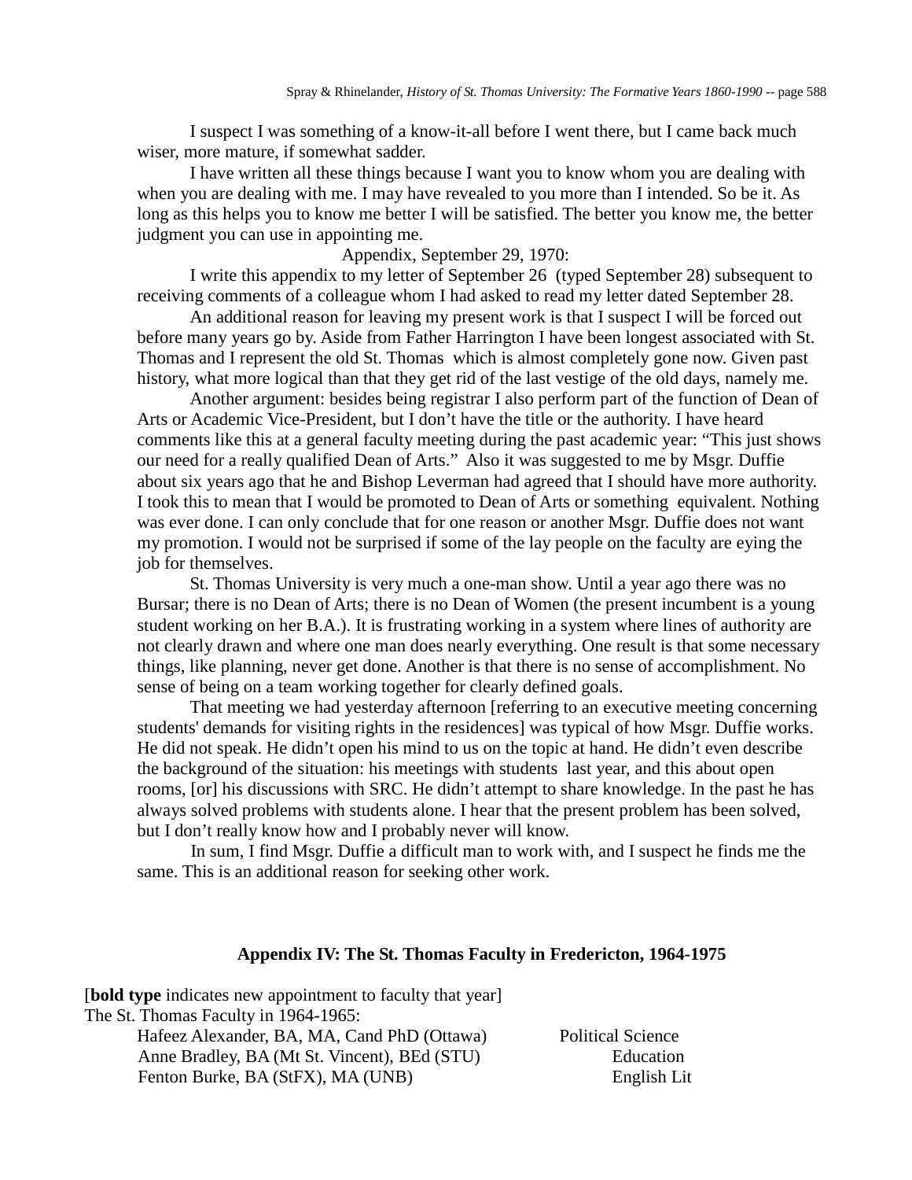I suspect I was something of a know-it-all before I went there, but I came back much wiser, more mature, if somewhat sadder.

I have written all these things because I want you to know whom you are dealing with when you are dealing with me. I may have revealed to you more than I intended. So be it. As long as this helps you to know me better I will be satisfied. The better you know me, the better judgment you can use in appointing me.

Appendix, September 29, 1970:

I write this appendix to my letter of September 26 (typed September 28) subsequent to receiving comments of a colleague whom I had asked to read my letter dated September 28.

An additional reason for leaving my present work is that I suspect I will be forced out before many years go by. Aside from Father Harrington I have been longest associated with St. Thomas and I represent the old St. Thomas which is almost completely gone now. Given past history, what more logical than that they get rid of the last vestige of the old days, namely me.

Another argument: besides being registrar I also perform part of the function of Dean of Arts or Academic Vice-President, but I don't have the title or the authority. I have heard comments like this at a general faculty meeting during the past academic year: "This just shows our need for a really qualified Dean of Arts." Also it was suggested to me by Msgr. Duffie about six years ago that he and Bishop Leverman had agreed that I should have more authority. I took this to mean that I would be promoted to Dean of Arts or something equivalent. Nothing was ever done. I can only conclude that for one reason or another Msgr. Duffie does not want my promotion. I would not be surprised if some of the lay people on the faculty are eying the job for themselves.

St. Thomas University is very much a one-man show. Until a year ago there was no Bursar; there is no Dean of Arts; there is no Dean of Women (the present incumbent is a young student working on her B.A.). It is frustrating working in a system where lines of authority are not clearly drawn and where one man does nearly everything. One result is that some necessary things, like planning, never get done. Another is that there is no sense of accomplishment. No sense of being on a team working together for clearly defined goals.

That meeting we had yesterday afternoon [referring to an executive meeting concerning students' demands for visiting rights in the residences] was typical of how Msgr. Duffie works. He did not speak. He didn't open his mind to us on the topic at hand. He didn't even describe the background of the situation: his meetings with students last year, and this about open rooms, [or] his discussions with SRC. He didn't attempt to share knowledge. In the past he has always solved problems with students alone. I hear that the present problem has been solved, but I don't really know how and I probably never will know.

In sum, I find Msgr. Duffie a difficult man to work with, and I suspect he finds me the same. This is an additional reason for seeking other work.

## Appendix IV: The St. Thomas Faculty in Fredericton, 1964-1975

[**bold type** indicates new appointment to faculty that year]

The St. Thomas Faculty in 1964-1965:

| | |
|---|---|
| Hafeez Alexander, BA, MA, Cand PhD (Ottawa) | Political Science |
| Anne Bradley, BA (Mt St. Vincent), BEd (STU) | Education |
| Fenton Burke, BA (StFX), MA (UNB) | English Lit |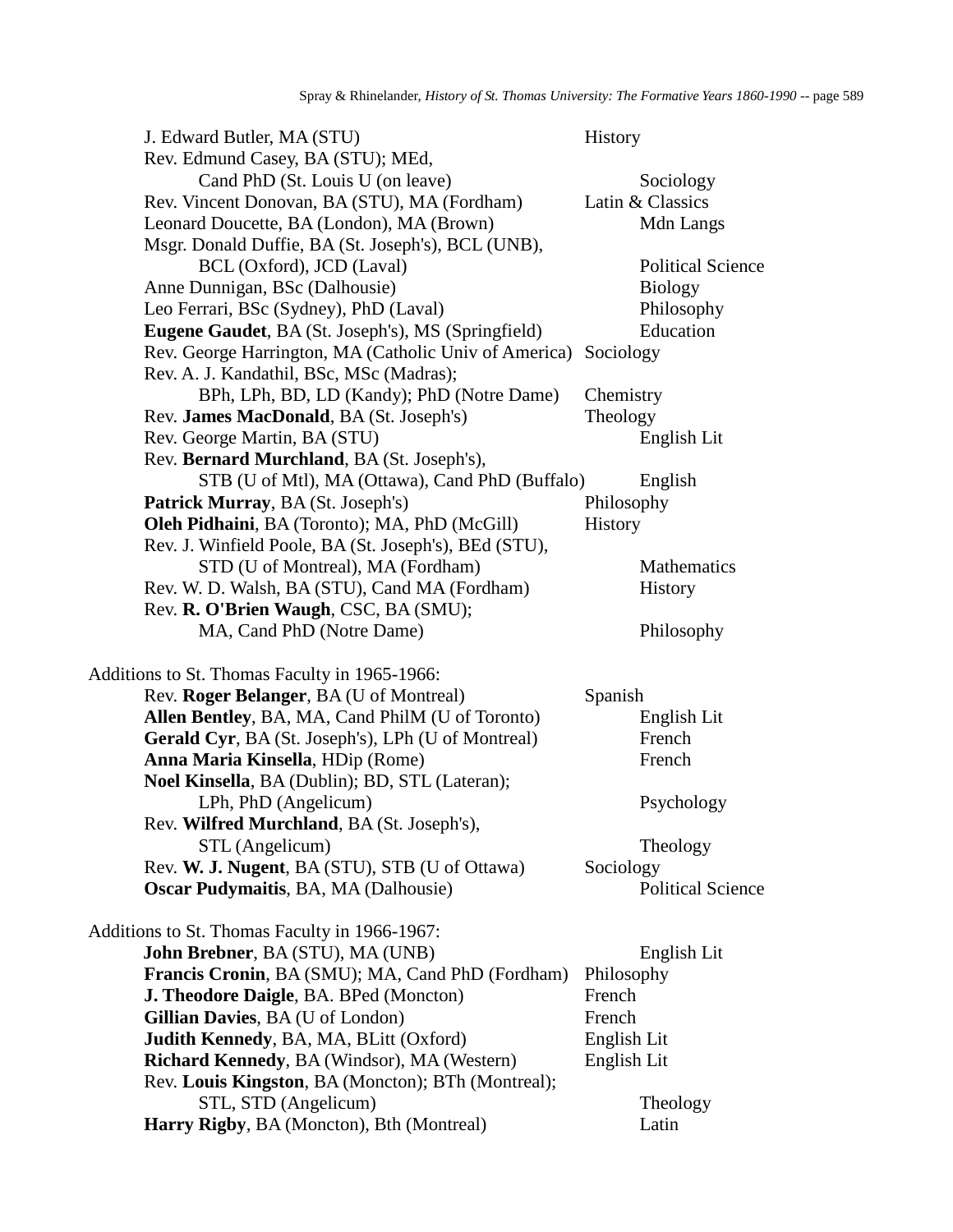| Name | Department |
| --- | --- |
| J. Edward Butler, MA (STU) | History |
| Rev. Edmund Casey, BA (STU); MEd, Cand PhD (St. Louis U (on leave) | Sociology |
| Rev. Vincent Donovan, BA (STU), MA (Fordham) | Latin & Classics |
| Leonard Doucette, BA (London), MA (Brown) | Mdn Langs |
| Msgr. Donald Duffie, BA (St. Joseph's), BCL (UNB), BCL (Oxford), JCD (Laval) | Political Science |
| Anne Dunnigan, BSc (Dalhousie) | Biology |
| Leo Ferrari, BSc (Sydney), PhD (Laval) | Philosophy |
| **Eugene Gaudet**, BA (St. Joseph's), MS (Springfield) | Education |
| Rev. George Harrington, MA (Catholic Univ of America) | Sociology |
| Rev. A. J. Kandathil, BSc, MSc (Madras); BPh, LPh, BD, LD (Kandy); PhD (Notre Dame) | Chemistry |
| Rev. **James MacDonald**, BA (St. Joseph's) | Theology |
| Rev. George Martin, BA (STU) | English Lit |
| Rev. **Bernard Murchland**, BA (St. Joseph's), STB (U of Mtl), MA (Ottawa), Cand PhD (Buffalo) | English |
| **Patrick Murray**, BA (St. Joseph's) | Philosophy |
| **Oleh Pidhaini**, BA (Toronto); MA, PhD (McGill) | History |
| Rev. J. Winfield Poole, BA (St. Joseph's), BEd (STU), STD (U of Montreal), MA (Fordham) | Mathematics |
| Rev. W. D. Walsh, BA (STU), Cand MA (Fordham) | History |
| Rev. **R. O'Brien Waugh**, CSC, BA (SMU); MA, Cand PhD (Notre Dame) | Philosophy |

Additions to St. Thomas Faculty in 1965-1966:

| Name | Department |
| --- | --- |
| Rev. **Roger Belanger**, BA (U of Montreal) | Spanish |
| **Allen Bentley**, BA, MA, Cand PhilM (U of Toronto) | English Lit |
| **Gerald Cyr**, BA (St. Joseph's), LPh (U of Montreal) | French |
| **Anna Maria Kinsella**, HDip (Rome) | French |
| **Noel Kinsella**, BA (Dublin); BD, STL (Lateran); LPh, PhD (Angelicum) | Psychology |
| Rev. **Wilfred Murchland**, BA (St. Joseph's), STL (Angelicum) | Theology |
| Rev. **W. J. Nugent**, BA (STU), STB (U of Ottawa) | Sociology |
| **Oscar Pudymaitis**, BA, MA (Dalhousie) | Political Science |

Additions to St. Thomas Faculty in 1966-1967:

| Name | Department |
| --- | --- |
| **John Brebner**, BA (STU), MA (UNB) | English Lit |
| **Francis Cronin**, BA (SMU); MA, Cand PhD (Fordham) | Philosophy |
| **J. Theodore Daigle**, BA. BPed (Moncton) | French |
| **Gillian Davies**, BA (U of London) | French |
| **Judith Kennedy**, BA, MA, BLitt (Oxford) | English Lit |
| **Richard Kennedy**, BA (Windsor), MA (Western) | English Lit |
| Rev. **Louis Kingston**, BA (Moncton); BTh (Montreal); STL, STD (Angelicum) | Theology |
| **Harry Rigby**, BA (Moncton), Bth (Montreal) | Latin |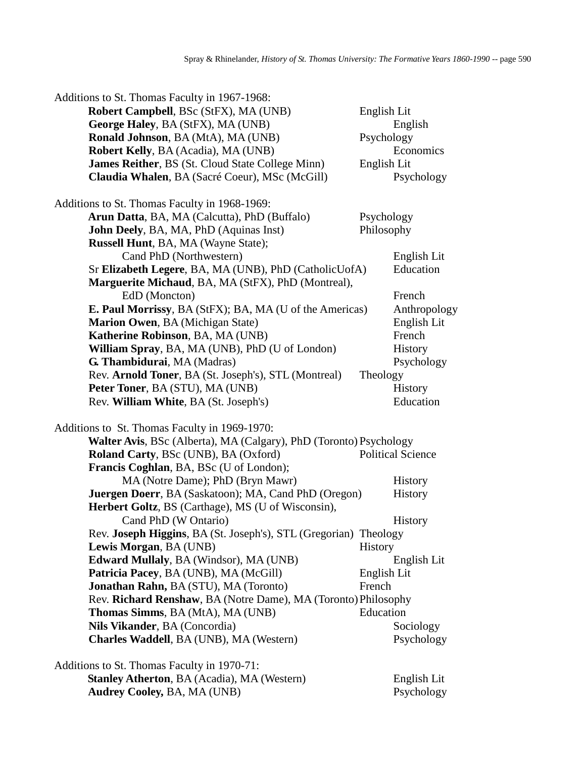Additions to St. Thomas Faculty in 1967-1968:

| Name | Department |
|---|---|
| **Robert Campbell**, BSc (StFX), MA (UNB) | English Lit |
| **George Haley**, BA (StFX), MA (UNB) | English |
| **Ronald Johnson**, BA (MtA), MA (UNB) | Psychology |
| **Robert Kelly**, BA (Acadia), MA (UNB) | Economics |
| **James Reither**, BS (St. Cloud State College Minn) | English Lit |
| **Claudia Whalen**, BA (Sacré Coeur), MSc (McGill) | Psychology |

Additions to St. Thomas Faculty in 1968-1969:

| Name | Department |
|---|---|
| **Arun Datta**, BA, MA (Calcutta), PhD (Buffalo) | Psychology |
| **John Deely**, BA, MA, PhD (Aquinas Inst) | Philosophy |
| **Russell Hunt**, BA, MA (Wayne State); Cand PhD (Northwestern) | English Lit |
| Sr **Elizabeth Legere**, BA, MA (UNB), PhD (CatholicUofA) | Education |
| **Marguerite Michaud**, BA, MA (StFX), PhD (Montreal), EdD (Moncton) | French |
| **E. Paul Morrissy**, BA (StFX); BA, MA (U of the Americas) | Anthropology |
| **Marion Owen**, BA (Michigan State) | English Lit |
| **Katherine Robinson**, BA, MA (UNB) | French |
| **William Spray**, BA, MA (UNB), PhD (U of London) | History |
| **G. Thambidurai**, MA (Madras) | Psychology |
| Rev. **Arnold Toner**, BA (St. Joseph's), STL (Montreal) | Theology |
| **Peter Toner**, BA (STU), MA (UNB) | History |
| Rev. **William White**, BA (St. Joseph's) | Education |

Additions to St. Thomas Faculty in 1969-1970:

| Name | Department |
|---|---|
| **Walter Avis**, BSc (Alberta), MA (Calgary), PhD (Toronto) | Psychology |
| **Roland Carty**, BSc (UNB), BA (Oxford) | Political Science |
| **Francis Coghlan**, BA, BSc (U of London); MA (Notre Dame); PhD (Bryn Mawr) | History |
| **Juergen Doerr**, BA (Saskatoon); MA, Cand PhD (Oregon) | History |
| **Herbert Goltz**, BS (Carthage), MS (U of Wisconsin), Cand PhD (W Ontario) | History |
| Rev. **Joseph Higgins**, BA (St. Joseph's), STL (Gregorian) | Theology |
| **Lewis Morgan**, BA (UNB) | History |
| **Edward Mullaly**, BA (Windsor), MA (UNB) | English Lit |
| **Patricia Pacey**, BA (UNB), MA (McGill) | English Lit |
| **Jonathan Rahn,** BA (STU), MA (Toronto) | French |
| Rev. **Richard Renshaw**, BA (Notre Dame), MA (Toronto) | Philosophy |
| **Thomas Simms**, BA (MtA), MA (UNB) | Education |
| **Nils Vikander**, BA (Concordia) | Sociology |
| **Charles Waddell**, BA (UNB), MA (Western) | Psychology |

Additions to St. Thomas Faculty in 1970-71:

| Name | Department |
|---|---|
| **Stanley Atherton**, BA (Acadia), MA (Western) | English Lit |
| **Audrey Cooley,** BA, MA (UNB) | Psychology |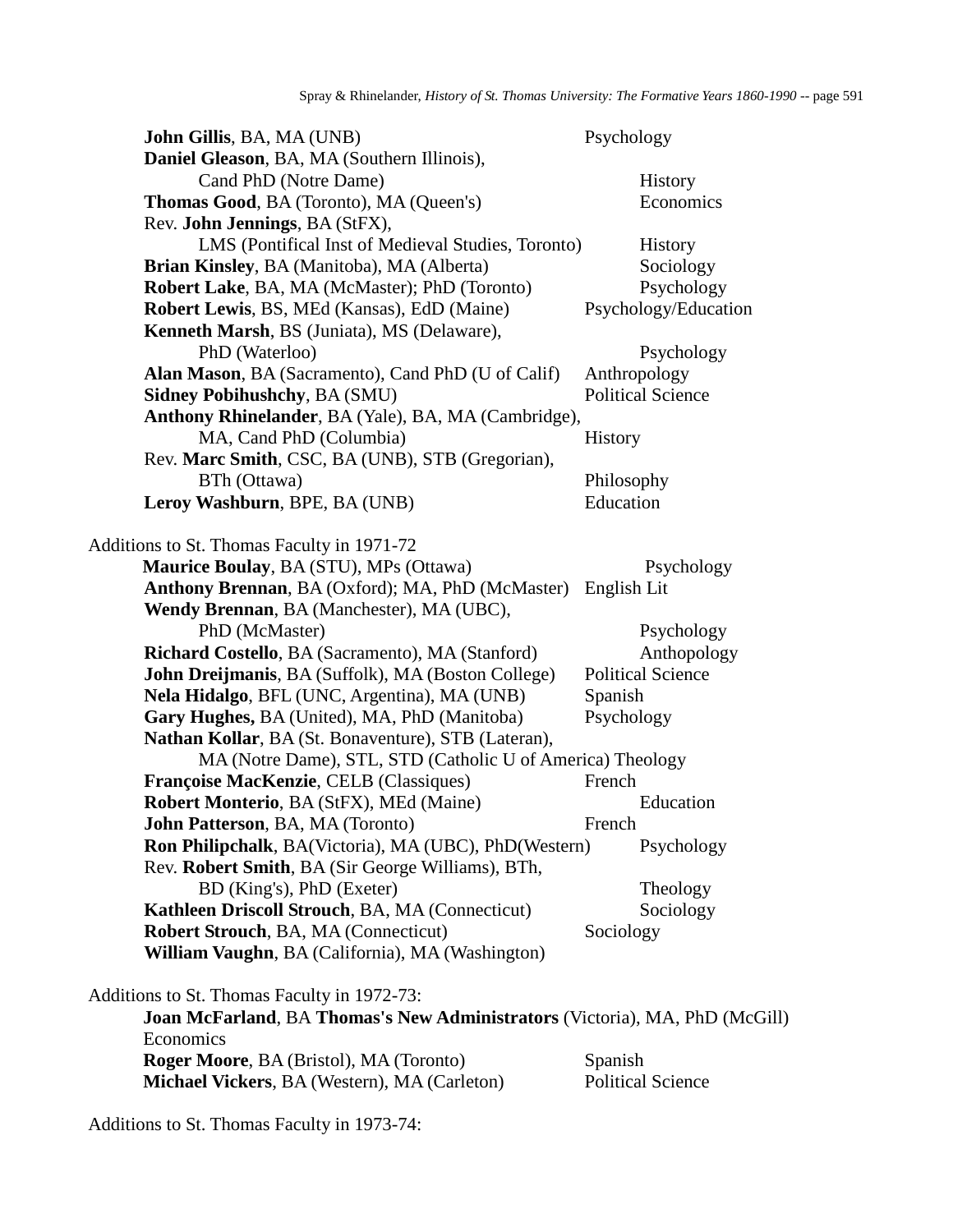**John Gillis**, BA, MA (UNB) Psychology
**Daniel Gleason**, BA, MA (Southern Illinois), Cand PhD (Notre Dame) History
**Thomas Good**, BA (Toronto), MA (Queen's) Economics
Rev. **John Jennings**, BA (StFX), LMS (Pontifical Inst of Medieval Studies, Toronto) History
**Brian Kinsley**, BA (Manitoba), MA (Alberta) Sociology
**Robert Lake**, BA, MA (McMaster); PhD (Toronto) Psychology
**Robert Lewis**, BS, MEd (Kansas), EdD (Maine) Psychology/Education
**Kenneth Marsh**, BS (Juniata), MS (Delaware), PhD (Waterloo) Psychology
**Alan Mason**, BA (Sacramento), Cand PhD (U of Calif) Anthropology
**Sidney Pobihushchy**, BA (SMU) Political Science
**Anthony Rhinelander**, BA (Yale), BA, MA (Cambridge), MA, Cand PhD (Columbia) History
Rev. **Marc Smith**, CSC, BA (UNB), STB (Gregorian), BTh (Ottawa) Philosophy
**Leroy Washburn**, BPE, BA (UNB) Education

Additions to St. Thomas Faculty in 1971-72

**Maurice Boulay**, BA (STU), MPs (Ottawa) Psychology
**Anthony Brennan**, BA (Oxford); MA, PhD (McMaster) English Lit
**Wendy Brennan**, BA (Manchester), MA (UBC), PhD (McMaster) Psychology
**Richard Costello**, BA (Sacramento), MA (Stanford) Anthopology
**John Dreijmanis**, BA (Suffolk), MA (Boston College) Political Science
**Nela Hidalgo**, BFL (UNC, Argentina), MA (UNB) Spanish
**Gary Hughes,** BA (United), MA, PhD (Manitoba) Psychology
**Nathan Kollar**, BA (St. Bonaventure), STB (Lateran), MA (Notre Dame), STL, STD (Catholic U of America) Theology
**Françoise MacKenzie**, CELB (Classiques) French
**Robert Monterio**, BA (StFX), MEd (Maine) Education
**John Patterson**, BA, MA (Toronto) French
**Ron Philipchalk**, BA(Victoria), MA (UBC), PhD(Western) Psychology
Rev. **Robert Smith**, BA (Sir George Williams), BTh, BD (King's), PhD (Exeter) Theology
**Kathleen Driscoll Strouch**, BA, MA (Connecticut) Sociology
**Robert Strouch**, BA, MA (Connecticut) Sociology
**William Vaughn**, BA (California), MA (Washington)

Additions to St. Thomas Faculty in 1972-73:

**Joan McFarland**, BA **Thomas's New Administrators** (Victoria), MA, PhD (McGill) Economics
**Roger Moore**, BA (Bristol), MA (Toronto) Spanish
**Michael Vickers**, BA (Western), MA (Carleton) Political Science

Additions to St. Thomas Faculty in 1973-74: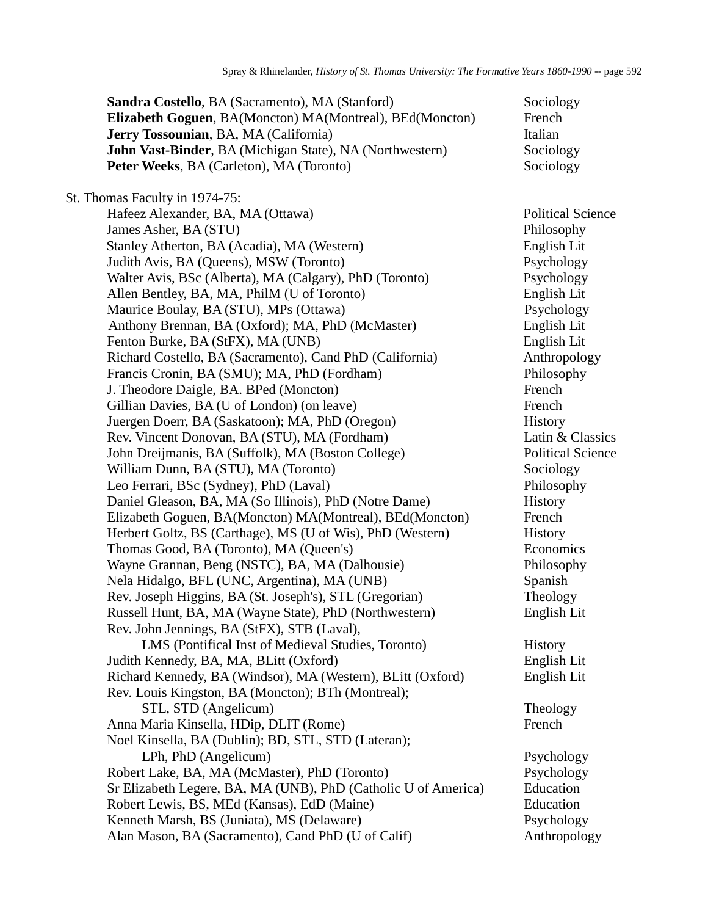| | |
|---|---|
| **Sandra Costello**, BA (Sacramento), MA (Stanford) | Sociology |
| **Elizabeth Goguen**, BA(Moncton) MA(Montreal), BEd(Moncton) | French |
| **Jerry Tossounian**, BA, MA (California) | Italian |
| **John Vast-Binder**, BA (Michigan State), NA (Northwestern) | Sociology |
| **Peter Weeks**, BA (Carleton), MA (Toronto) | Sociology |

St. Thomas Faculty in 1974-75:

| | |
|---|---|
| Hafeez Alexander, BA, MA (Ottawa) | Political Science |
| James Asher, BA (STU) | Philosophy |
| Stanley Atherton, BA (Acadia), MA (Western) | English Lit |
| Judith Avis, BA (Queens), MSW (Toronto) | Psychology |
| Walter Avis, BSc (Alberta), MA (Calgary), PhD (Toronto) | Psychology |
| Allen Bentley, BA, MA, PhilM (U of Toronto) | English Lit |
| Maurice Boulay, BA (STU), MPs (Ottawa) | Psychology |
| Anthony Brennan, BA (Oxford); MA, PhD (McMaster) | English Lit |
| Fenton Burke, BA (StFX), MA (UNB) | English Lit |
| Richard Costello, BA (Sacramento), Cand PhD (California) | Anthropology |
| Francis Cronin, BA (SMU); MA, PhD (Fordham) | Philosophy |
| J. Theodore Daigle, BA. BPed (Moncton) | French |
| Gillian Davies, BA (U of London) (on leave) | French |
| Juergen Doerr, BA (Saskatoon); MA, PhD (Oregon) | History |
| Rev. Vincent Donovan, BA (STU), MA (Fordham) | Latin & Classics |
| John Dreijmanis, BA (Suffolk), MA (Boston College) | Political Science |
| William Dunn, BA (STU), MA (Toronto) | Sociology |
| Leo Ferrari, BSc (Sydney), PhD (Laval) | Philosophy |
| Daniel Gleason, BA, MA (So Illinois), PhD (Notre Dame) | History |
| Elizabeth Goguen, BA(Moncton) MA(Montreal), BEd(Moncton) | French |
| Herbert Goltz, BS (Carthage), MS (U of Wis), PhD (Western) | History |
| Thomas Good, BA (Toronto), MA (Queen's) | Economics |
| Wayne Grannan, Beng (NSTC), BA, MA (Dalhousie) | Philosophy |
| Nela Hidalgo, BFL (UNC, Argentina), MA (UNB) | Spanish |
| Rev. Joseph Higgins, BA (St. Joseph's), STL (Gregorian) | Theology |
| Russell Hunt, BA, MA (Wayne State), PhD (Northwestern) | English Lit |
| Rev. John Jennings, BA (StFX), STB (Laval), LMS (Pontifical Inst of Medieval Studies, Toronto) | History |
| Judith Kennedy, BA, MA, BLitt (Oxford) | English Lit |
| Richard Kennedy, BA (Windsor), MA (Western), BLitt (Oxford) | English Lit |
| Rev. Louis Kingston, BA (Moncton); BTh (Montreal); STL, STD (Angelicum) | Theology |
| Anna Maria Kinsella, HDip, DLIT (Rome) | French |
| Noel Kinsella, BA (Dublin); BD, STL, STD (Lateran); LPh, PhD (Angelicum) | Psychology |
| Robert Lake, BA, MA (McMaster), PhD (Toronto) | Psychology |
| Sr Elizabeth Legere, BA, MA (UNB), PhD (Catholic U of America) | Education |
| Robert Lewis, BS, MEd (Kansas), EdD (Maine) | Education |
| Kenneth Marsh, BS (Juniata), MS (Delaware) | Psychology |
| Alan Mason, BA (Sacramento), Cand PhD (U of Calif) | Anthropology |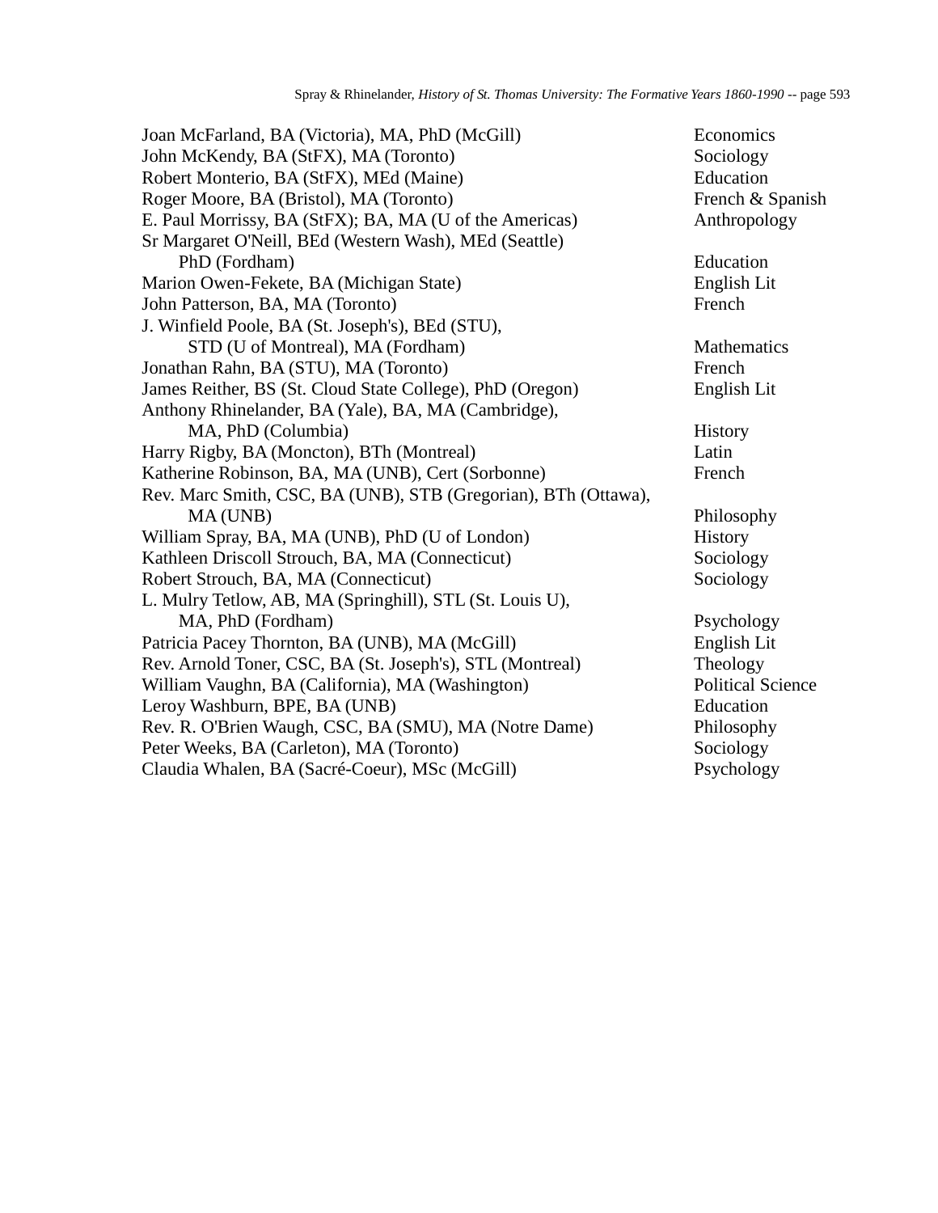| | |
|---|---|
| Joan McFarland, BA (Victoria), MA, PhD (McGill) | Economics |
| John McKendy, BA (StFX), MA (Toronto) | Sociology |
| Robert Monterio, BA (StFX), MEd (Maine) | Education |
| Roger Moore, BA (Bristol), MA (Toronto) | French & Spanish |
| E. Paul Morrissy, BA (StFX); BA, MA (U of the Americas) | Anthropology |
| Sr Margaret O'Neill, BEd (Western Wash), MEd (Seattle) PhD (Fordham) | Education |
| Marion Owen-Fekete, BA (Michigan State) | English Lit |
| John Patterson, BA, MA (Toronto) | French |
| J. Winfield Poole, BA (St. Joseph's), BEd (STU), STD (U of Montreal), MA (Fordham) | Mathematics |
| Jonathan Rahn, BA (STU), MA (Toronto) | French |
| James Reither, BS (St. Cloud State College), PhD (Oregon) | English Lit |
| Anthony Rhinelander, BA (Yale), BA, MA (Cambridge), MA, PhD (Columbia) | History |
| Harry Rigby, BA (Moncton), BTh (Montreal) | Latin |
| Katherine Robinson, BA, MA (UNB), Cert (Sorbonne) | French |
| Rev. Marc Smith, CSC, BA (UNB), STB (Gregorian), BTh (Ottawa), MA (UNB) | Philosophy |
| William Spray, BA, MA (UNB), PhD (U of London) | History |
| Kathleen Driscoll Strouch, BA, MA (Connecticut) | Sociology |
| Robert Strouch, BA, MA (Connecticut) | Sociology |
| L. Mulry Tetlow, AB, MA (Springhill), STL (St. Louis U), MA, PhD (Fordham) | Psychology |
| Patricia Pacey Thornton, BA (UNB), MA (McGill) | English Lit |
| Rev. Arnold Toner, CSC, BA (St. Joseph's), STL (Montreal) | Theology |
| William Vaughn, BA (California), MA (Washington) | Political Science |
| Leroy Washburn, BPE, BA (UNB) | Education |
| Rev. R. O'Brien Waugh, CSC, BA (SMU), MA (Notre Dame) | Philosophy |
| Peter Weeks, BA (Carleton), MA (Toronto) | Sociology |
| Claudia Whalen, BA (Sacré-Coeur), MSc (McGill) | Psychology |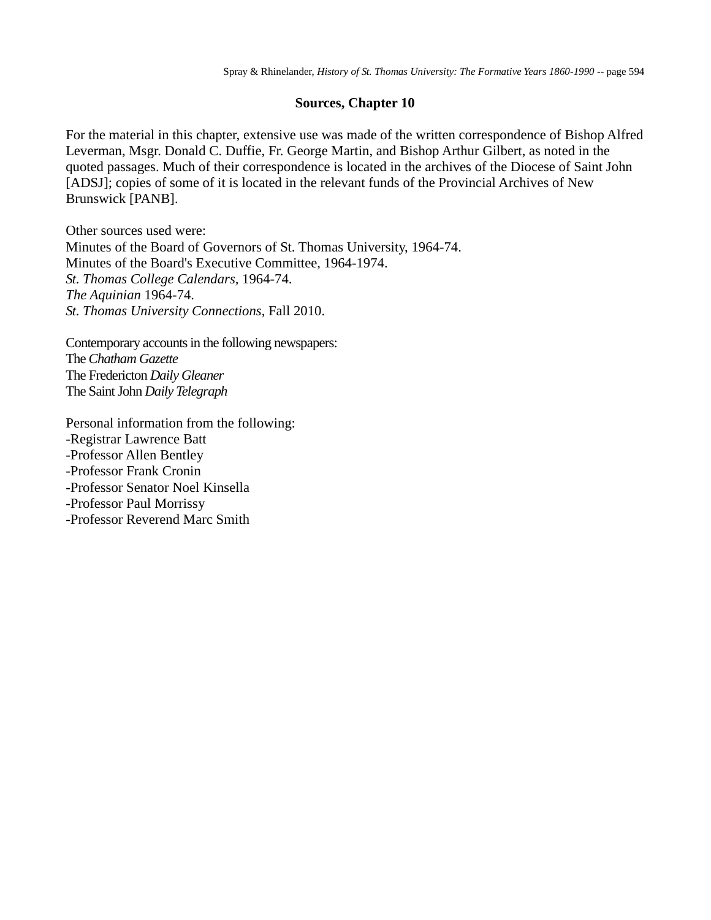## Sources, Chapter 10

For the material in this chapter, extensive use was made of the written correspondence of Bishop Alfred Leverman, Msgr. Donald C. Duffie, Fr. George Martin, and Bishop Arthur Gilbert, as noted in the quoted passages. Much of their correspondence is located in the archives of the Diocese of Saint John [ADSJ]; copies of some of it is located in the relevant funds of the Provincial Archives of New Brunswick [PANB].

Other sources used were:
Minutes of the Board of Governors of St. Thomas University, 1964-74.
Minutes of the Board's Executive Committee, 1964-1974.
*St. Thomas College Calendars*, 1964-74.
*The Aquinian* 1964-74.
*St. Thomas University Connections*, Fall 2010.

Contemporary accounts in the following newspapers:
The *Chatham Gazette*
The Fredericton *Daily Gleaner*
The Saint John *Daily Telegraph*

Personal information from the following:
-Registrar Lawrence Batt
-Professor Allen Bentley
-Professor Frank Cronin
-Professor Senator Noel Kinsella
-Professor Paul Morrissy
-Professor Reverend Marc Smith